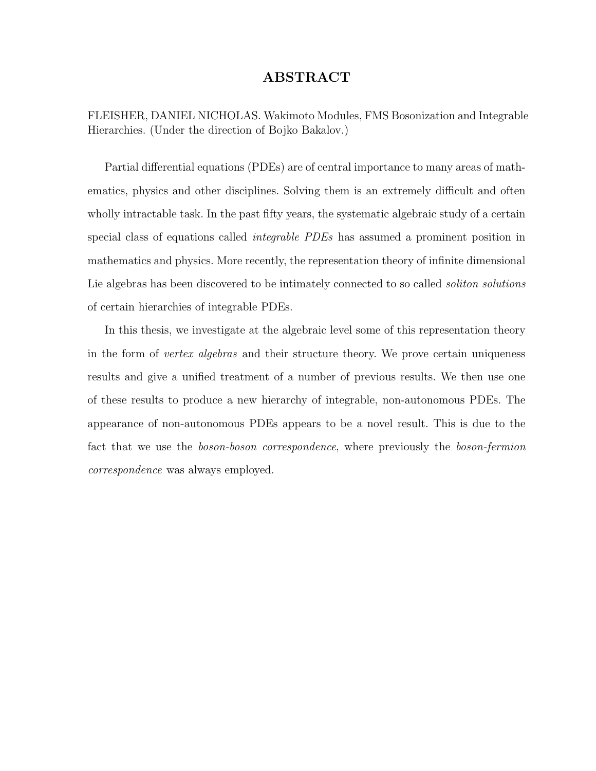# ABSTRACT

FLEISHER, DANIEL NICHOLAS. Wakimoto Modules, FMS Bosonization and Integrable Hierarchies. (Under the direction of Bojko Bakalov.)

Partial differential equations (PDEs) are of central importance to many areas of mathematics, physics and other disciplines. Solving them is an extremely difficult and often wholly intractable task. In the past fifty years, the systematic algebraic study of a certain special class of equations called *integrable PDEs* has assumed a prominent position in mathematics and physics. More recently, the representation theory of infinite dimensional Lie algebras has been discovered to be intimately connected to so called *soliton solutions* of certain hierarchies of integrable PDEs.

In this thesis, we investigate at the algebraic level some of this representation theory in the form of *vertex algebras* and their structure theory. We prove certain uniqueness results and give a unified treatment of a number of previous results. We then use one of these results to produce a new hierarchy of integrable, non-autonomous PDEs. The appearance of non-autonomous PDEs appears to be a novel result. This is due to the fact that we use the *boson-boson correspondence*, where previously the *boson-fermion correspondence* was always employed.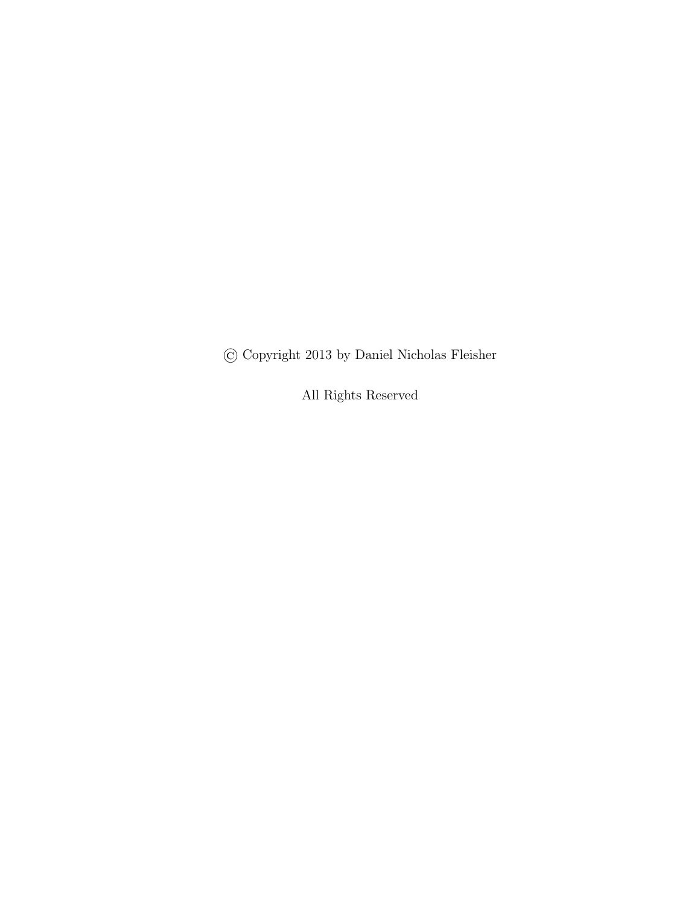© Copyright 2013 by Daniel Nicholas Fleisher

All Rights Reserved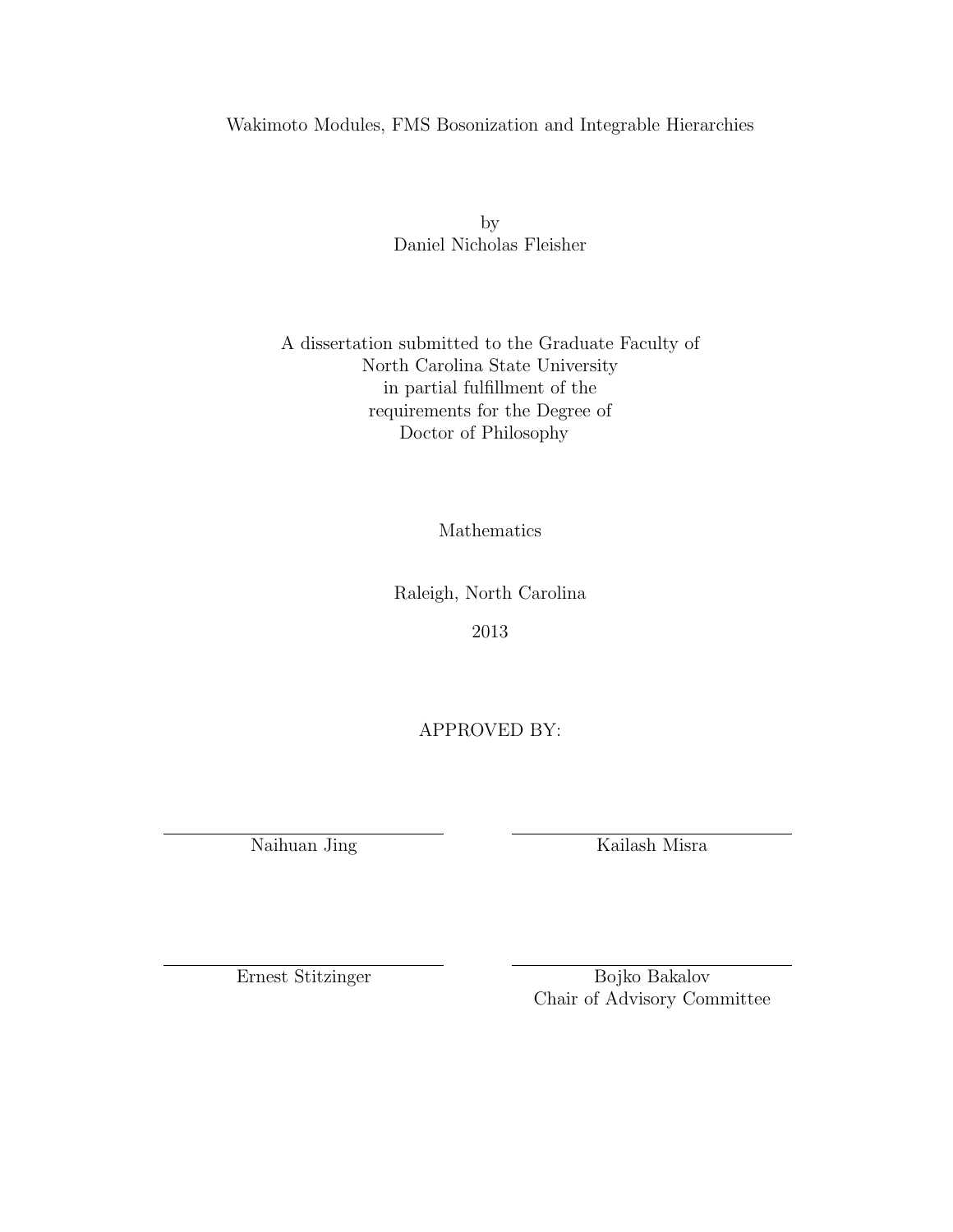# Wakimoto Modules, FMS Bosonization and Integrable Hierarchies

by
Daniel Nicholas Fleisher

A dissertation submitted to the Graduate Faculty of
North Carolina State University
in partial fulfillment of the
requirements for the Degree of
Doctor of Philosophy

Mathematics

Raleigh, North Carolina

2013

APPROVED BY:

Naihuan Jing

Kailash Misra

Ernest Stitzinger

Bojko Bakalov
Chair of Advisory Committee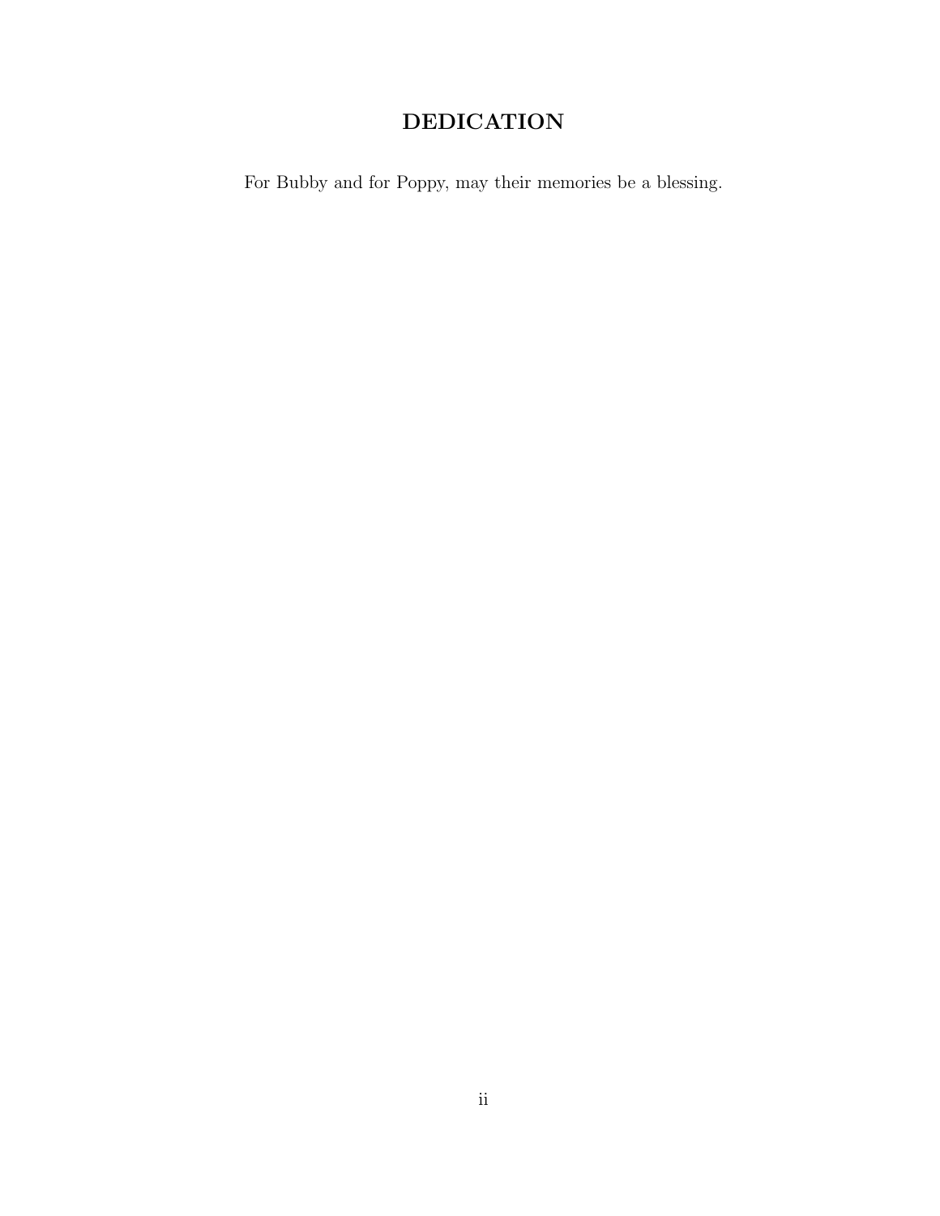# DEDICATION

For Bubby and for Poppy, may their memories be a blessing.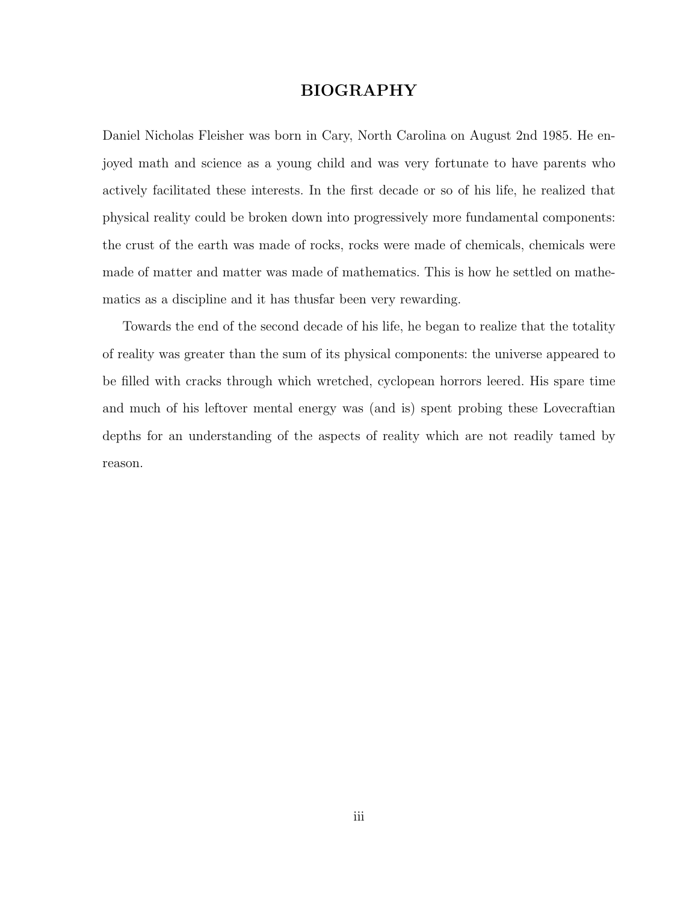# BIOGRAPHY

Daniel Nicholas Fleisher was born in Cary, North Carolina on August 2nd 1985. He enjoyed math and science as a young child and was very fortunate to have parents who actively facilitated these interests. In the first decade or so of his life, he realized that physical reality could be broken down into progressively more fundamental components: the crust of the earth was made of rocks, rocks were made of chemicals, chemicals were made of matter and matter was made of mathematics. This is how he settled on mathematics as a discipline and it has thusfar been very rewarding.

Towards the end of the second decade of his life, he began to realize that the totality of reality was greater than the sum of its physical components: the universe appeared to be filled with cracks through which wretched, cyclopean horrors leered. His spare time and much of his leftover mental energy was (and is) spent probing these Lovecraftian depths for an understanding of the aspects of reality which are not readily tamed by reason.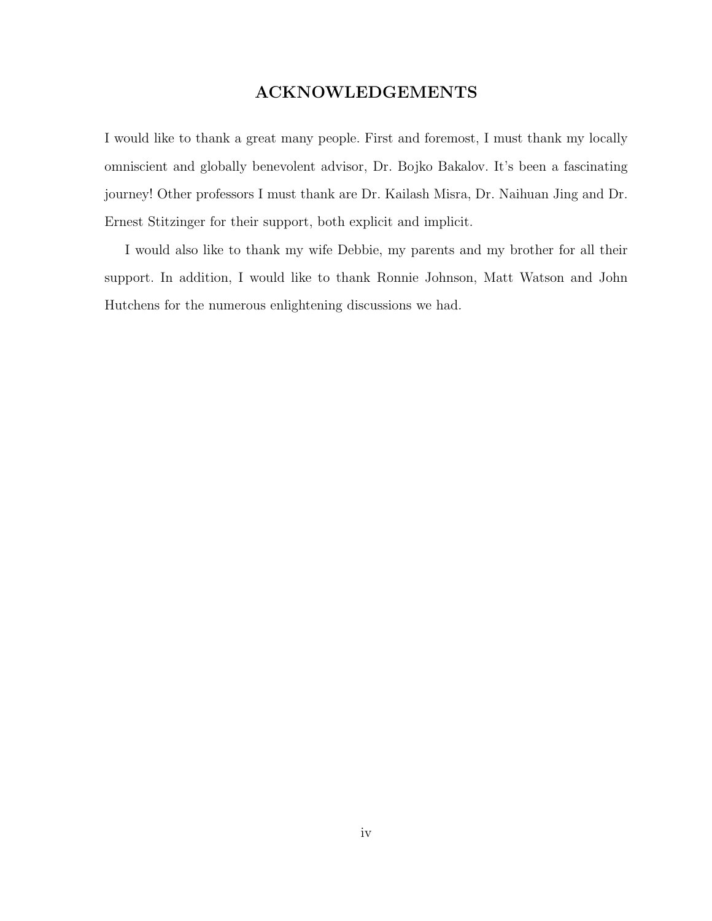# ACKNOWLEDGEMENTS

I would like to thank a great many people. First and foremost, I must thank my locally omniscient and globally benevolent advisor, Dr. Bojko Bakalov. It's been a fascinating journey! Other professors I must thank are Dr. Kailash Misra, Dr. Naihuan Jing and Dr. Ernest Stitzinger for their support, both explicit and implicit.

I would also like to thank my wife Debbie, my parents and my brother for all their support. In addition, I would like to thank Ronnie Johnson, Matt Watson and John Hutchens for the numerous enlightening discussions we had.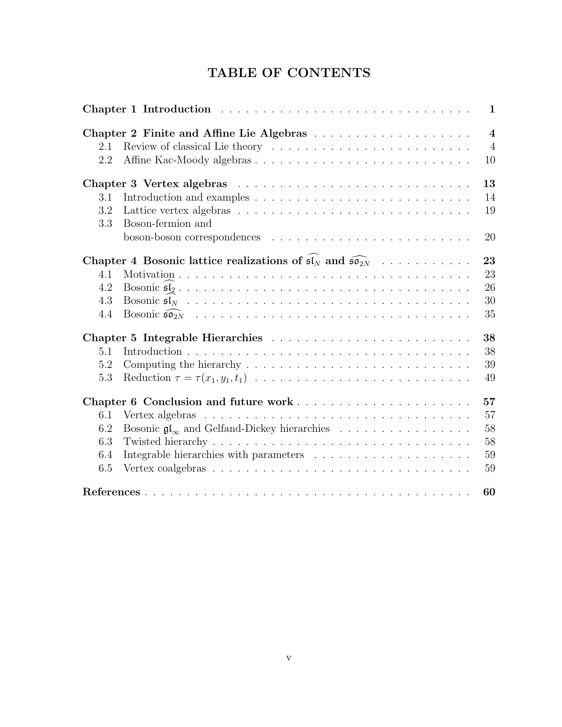# TABLE OF CONTENTS

**Chapter 1 Introduction** . . . . . . . . . . . . . . . . . . . . . . . . . . . . . . . **1**

**Chapter 2 Finite and Affine Lie Algebras** . . . . . . . . . . . . . . . . . . . . **4**

- 2.1 Review of classical Lie theory . . . . . . . . . . . . . . . . . . . . . . . . . 4
- 2.2 Affine Kac-Moody algebras . . . . . . . . . . . . . . . . . . . . . . . . . . 10

**Chapter 3 Vertex algebras** . . . . . . . . . . . . . . . . . . . . . . . . . . . . **13**

- 3.1 Introduction and examples . . . . . . . . . . . . . . . . . . . . . . . . . . 14
- 3.2 Lattice vertex algebras . . . . . . . . . . . . . . . . . . . . . . . . . . . . 19
- 3.3 Boson-fermion and boson-boson correspondences . . . . . . . . . . . . . . . . 20

**Chapter 4 Bosonic lattice realizations of $\widehat{\mathfrak{sl}_N}$ and $\widehat{\mathfrak{so}_{2N}}$** . . . . . . . . . . . **23**

- 4.1 Motivation . . . . . . . . . . . . . . . . . . . . . . . . . . . . . . . . . . 23
- 4.2 Bosonic $\widehat{\mathfrak{sl}_2}$ . . . . . . . . . . . . . . . . . . . . . . . . . . . . . . . . 26
- 4.3 Bosonic $\widehat{\mathfrak{sl}_N}$ . . . . . . . . . . . . . . . . . . . . . . . . . . . . . . . . 30
- 4.4 Bosonic $\widehat{\mathfrak{so}_{2N}}$ . . . . . . . . . . . . . . . . . . . . . . . . . . . . . . . 35

**Chapter 5 Integrable Hierarchies** . . . . . . . . . . . . . . . . . . . . . . . . **38**

- 5.1 Introduction . . . . . . . . . . . . . . . . . . . . . . . . . . . . . . . . . . 38
- 5.2 Computing the hierarchy . . . . . . . . . . . . . . . . . . . . . . . . . . . 39
- 5.3 Reduction $\tau = \tau(x_1, y_1, t_1)$ . . . . . . . . . . . . . . . . . . . . . . . . . 49

**Chapter 6 Conclusion and future work** . . . . . . . . . . . . . . . . . . . . . **57**

- 6.1 Vertex algebras . . . . . . . . . . . . . . . . . . . . . . . . . . . . . . . . 57
- 6.2 Bosonic $\mathfrak{gl}_\infty$ and Gelfand-Dickey hierarchies . . . . . . . . . . . . . . . . 58
- 6.3 Twisted hierarchy . . . . . . . . . . . . . . . . . . . . . . . . . . . . . . . 58
- 6.4 Integrable hierarchies with parameters . . . . . . . . . . . . . . . . . . . . 59
- 6.5 Vertex coalgebras . . . . . . . . . . . . . . . . . . . . . . . . . . . . . . . 59

**References** . . . . . . . . . . . . . . . . . . . . . . . . . . . . . . . . . . . . . **60**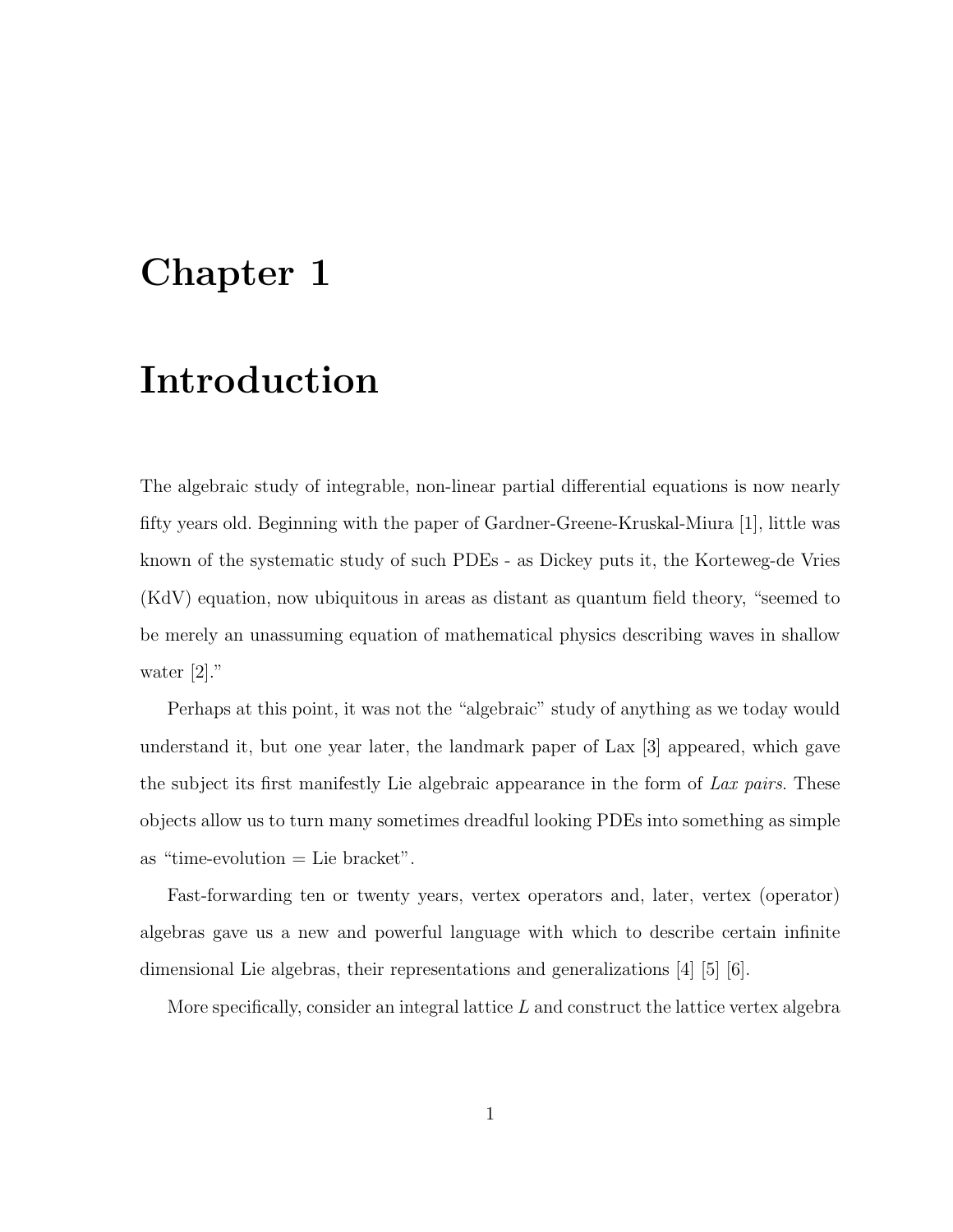# Chapter 1

# Introduction

The algebraic study of integrable, non-linear partial differential equations is now nearly fifty years old. Beginning with the paper of Gardner-Greene-Kruskal-Miura [1], little was known of the systematic study of such PDEs - as Dickey puts it, the Korteweg-de Vries (KdV) equation, now ubiquitous in areas as distant as quantum field theory, "seemed to be merely an unassuming equation of mathematical physics describing waves in shallow water [2]."

Perhaps at this point, it was not the "algebraic" study of anything as we today would understand it, but one year later, the landmark paper of Lax [3] appeared, which gave the subject its first manifestly Lie algebraic appearance in the form of *Lax pairs*. These objects allow us to turn many sometimes dreadful looking PDEs into something as simple as "time-evolution = Lie bracket".

Fast-forwarding ten or twenty years, vertex operators and, later, vertex (operator) algebras gave us a new and powerful language with which to describe certain infinite dimensional Lie algebras, their representations and generalizations [4] [5] [6].

More specifically, consider an integral lattice $L$ and construct the lattice vertex algebra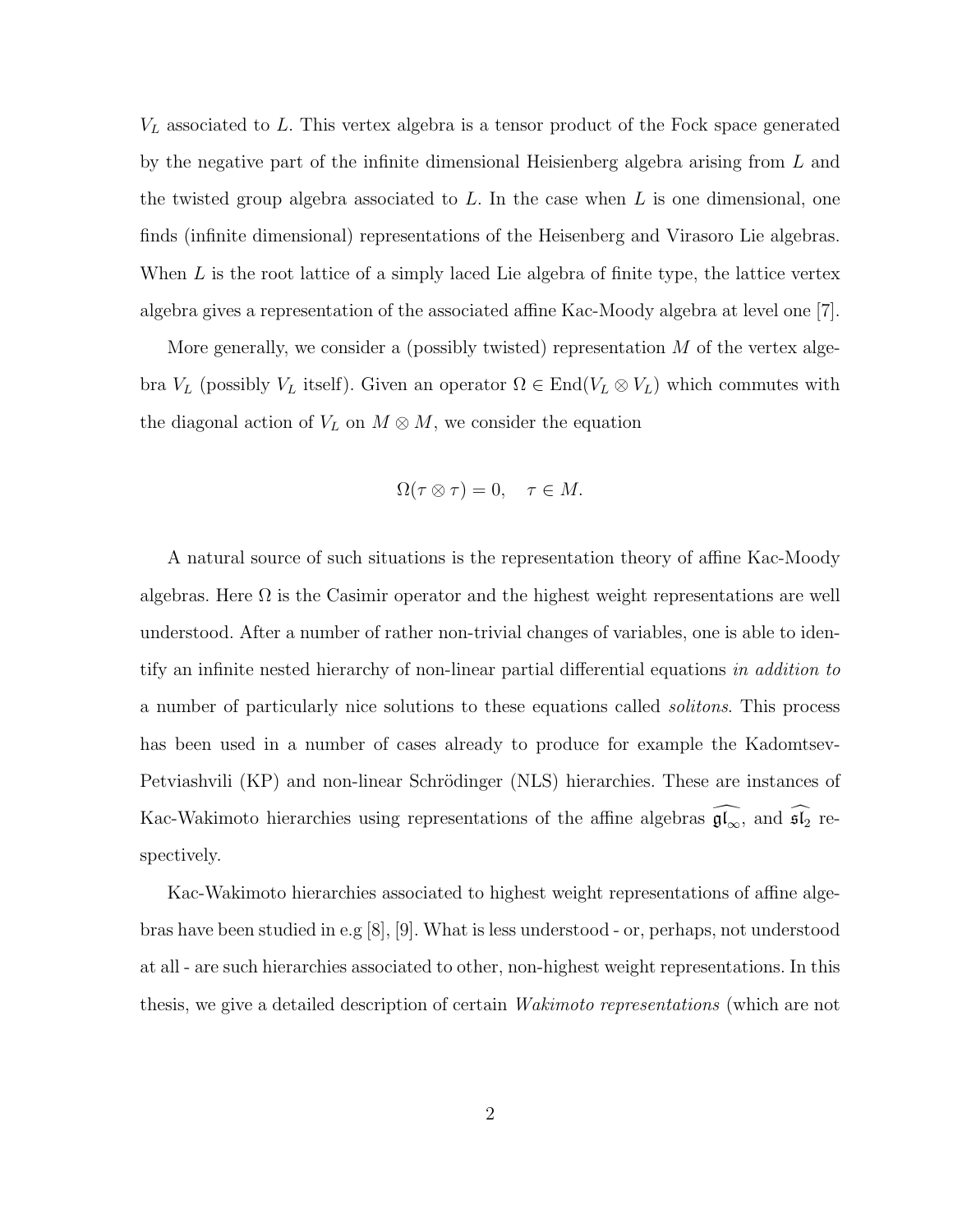$V_L$ associated to $L$. This vertex algebra is a tensor product of the Fock space generated by the negative part of the infinite dimensional Heisienberg algebra arising from $L$ and the twisted group algebra associated to $L$. In the case when $L$ is one dimensional, one finds (infinite dimensional) representations of the Heisenberg and Virasoro Lie algebras. When $L$ is the root lattice of a simply laced Lie algebra of finite type, the lattice vertex algebra gives a representation of the associated affine Kac-Moody algebra at level one [7].

More generally, we consider a (possibly twisted) representation $M$ of the vertex algebra $V_L$ (possibly $V_L$ itself). Given an operator $\Omega \in \mathrm{End}(V_L \otimes V_L)$ which commutes with the diagonal action of $V_L$ on $M \otimes M$, we consider the equation

$$\Omega(\tau \otimes \tau) = 0, \quad \tau \in M.$$

A natural source of such situations is the representation theory of affine Kac-Moody algebras. Here $\Omega$ is the Casimir operator and the highest weight representations are well understood. After a number of rather non-trivial changes of variables, one is able to identify an infinite nested hierarchy of non-linear partial differential equations *in addition to* a number of particularly nice solutions to these equations called *solitons*. This process has been used in a number of cases already to produce for example the Kadomtsev-Petviashvili (KP) and non-linear Schrödinger (NLS) hierarchies. These are instances of Kac-Wakimoto hierarchies using representations of the affine algebras $\widehat{\mathfrak{gl}_\infty}$, and $\widehat{\mathfrak{sl}_2}$ respectively.

Kac-Wakimoto hierarchies associated to highest weight representations of affine algebras have been studied in e.g [8], [9]. What is less understood - or, perhaps, not understood at all - are such hierarchies associated to other, non-highest weight representations. In this thesis, we give a detailed description of certain *Wakimoto representations* (which are not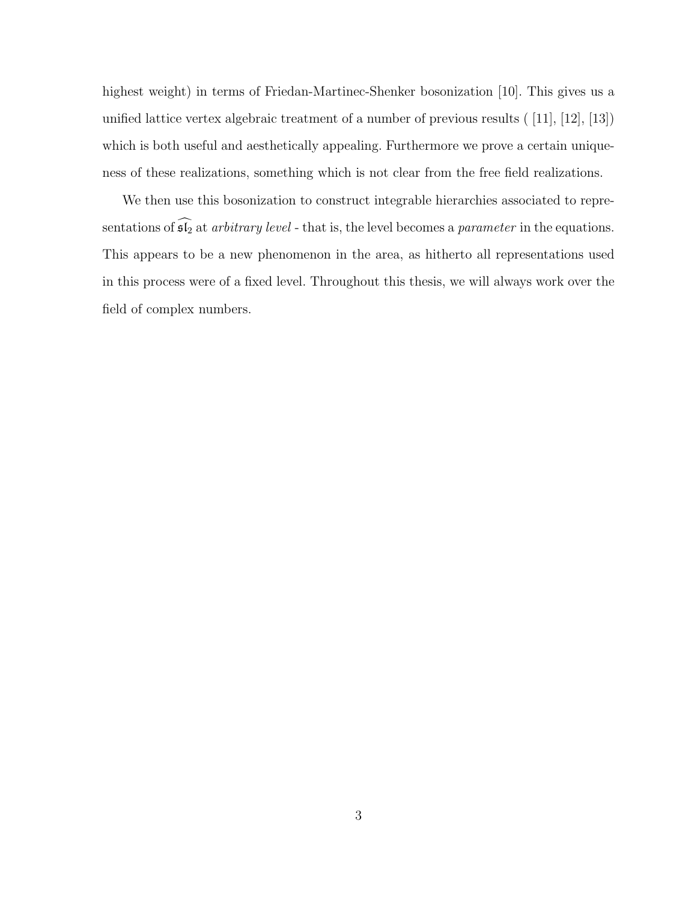highest weight) in terms of Friedan-Martinec-Shenker bosonization [10]. This gives us a unified lattice vertex algebraic treatment of a number of previous results ( [11], [12], [13]) which is both useful and aesthetically appealing. Furthermore we prove a certain uniqueness of these realizations, something which is not clear from the free field realizations.

We then use this bosonization to construct integrable hierarchies associated to representations of $\widehat{\mathfrak{sl}_2}$ at *arbitrary level* - that is, the level becomes a *parameter* in the equations. This appears to be a new phenomenon in the area, as hitherto all representations used in this process were of a fixed level. Throughout this thesis, we will always work over the field of complex numbers.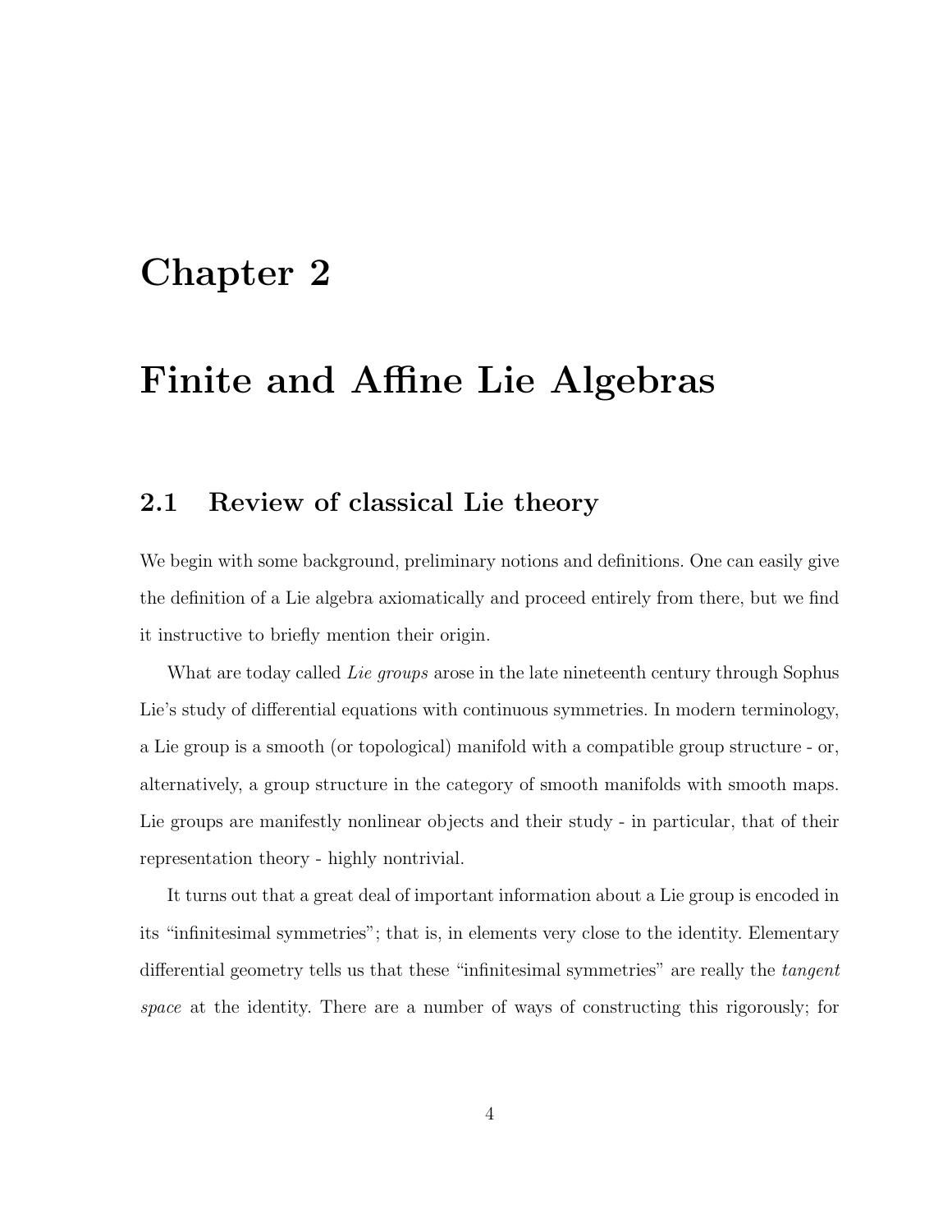# Chapter 2

# Finite and Affine Lie Algebras

## 2.1 Review of classical Lie theory

We begin with some background, preliminary notions and definitions. One can easily give the definition of a Lie algebra axiomatically and proceed entirely from there, but we find it instructive to briefly mention their origin.

What are today called *Lie groups* arose in the late nineteenth century through Sophus Lie's study of differential equations with continuous symmetries. In modern terminology, a Lie group is a smooth (or topological) manifold with a compatible group structure - or, alternatively, a group structure in the category of smooth manifolds with smooth maps. Lie groups are manifestly nonlinear objects and their study - in particular, that of their representation theory - highly nontrivial.

It turns out that a great deal of important information about a Lie group is encoded in its "infinitesimal symmetries"; that is, in elements very close to the identity. Elementary differential geometry tells us that these "infinitesimal symmetries" are really the *tangent space* at the identity. There are a number of ways of constructing this rigorously; for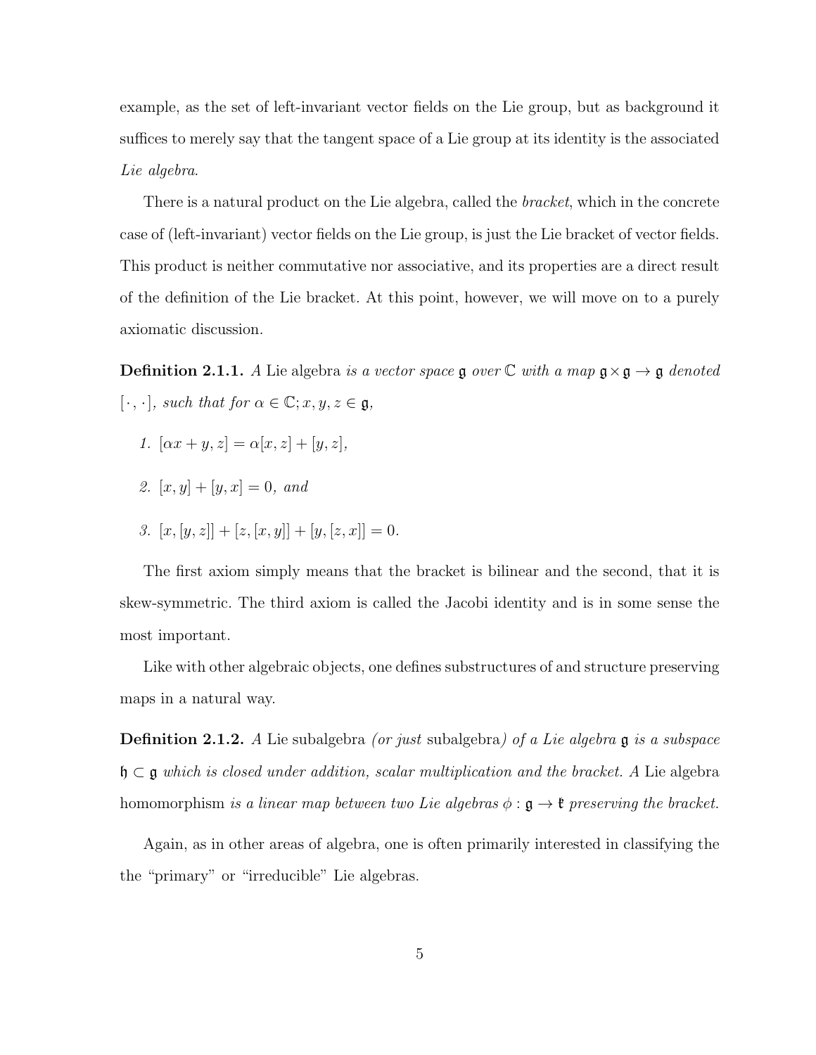example, as the set of left-invariant vector fields on the Lie group, but as background it suffices to merely say that the tangent space of a Lie group at its identity is the associated *Lie algebra*.

There is a natural product on the Lie algebra, called the *bracket*, which in the concrete case of (left-invariant) vector fields on the Lie group, is just the Lie bracket of vector fields. This product is neither commutative nor associative, and its properties are a direct result of the definition of the Lie bracket. At this point, however, we will move on to a purely axiomatic discussion.

**Definition 2.1.1.** *A* Lie algebra *is a vector space* $\mathfrak{g}$ *over* $\mathbb{C}$ *with a map* $\mathfrak{g} \times \mathfrak{g} \to \mathfrak{g}$ *denoted* $[\cdot, \cdot]$*, such that for* $\alpha \in \mathbb{C}; x, y, z \in \mathfrak{g}$*,*

1. $[\alpha x + y, z] = \alpha[x, z] + [y, z]$,
2. $[x, y] + [y, x] = 0$, *and*
3. $[x, [y, z]] + [z, [x, y]] + [y, [z, x]] = 0$.

The first axiom simply means that the bracket is bilinear and the second, that it is skew-symmetric. The third axiom is called the Jacobi identity and is in some sense the most important.

Like with other algebraic objects, one defines substructures of and structure preserving maps in a natural way.

**Definition 2.1.2.** *A* Lie subalgebra *(or just* subalgebra*) of a Lie algebra* $\mathfrak{g}$ *is a subspace* $\mathfrak{h} \subset \mathfrak{g}$ *which is closed under addition, scalar multiplication and the bracket. A* Lie algebra homomorphism *is a linear map between two Lie algebras* $\phi : \mathfrak{g} \to \mathfrak{k}$ *preserving the bracket.*

Again, as in other areas of algebra, one is often primarily interested in classifying the the "primary" or "irreducible" Lie algebras.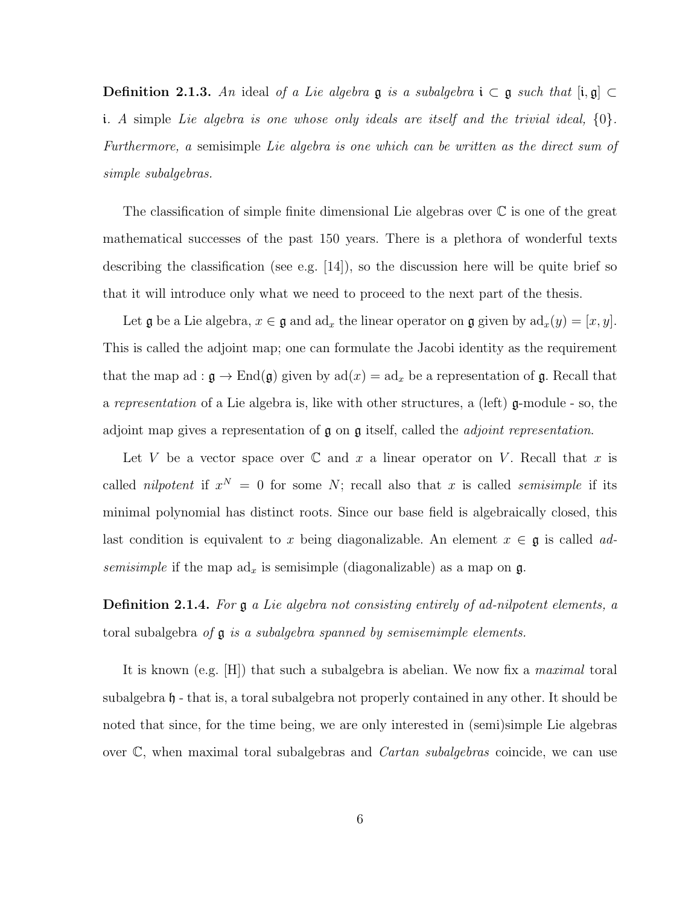**Definition 2.1.3.** *An* ideal *of a Lie algebra* $\mathfrak{g}$ *is a subalgebra* $\mathfrak{i} \subset \mathfrak{g}$ *such that* $[\mathfrak{i}, \mathfrak{g}] \subset \mathfrak{i}$*. A* simple *Lie algebra is one whose only ideals are itself and the trivial ideal,* $\{0\}$*. Furthermore, a* semisimple *Lie algebra is one which can be written as the direct sum of simple subalgebras.*

The classification of simple finite dimensional Lie algebras over $\mathbb{C}$ is one of the great mathematical successes of the past 150 years. There is a plethora of wonderful texts describing the classification (see e.g. [14]), so the discussion here will be quite brief so that it will introduce only what we need to proceed to the next part of the thesis.

Let $\mathfrak{g}$ be a Lie algebra, $x \in \mathfrak{g}$ and $\mathrm{ad}_x$ the linear operator on $\mathfrak{g}$ given by $\mathrm{ad}_x(y) = [x, y]$. This is called the adjoint map; one can formulate the Jacobi identity as the requirement that the map $\mathrm{ad} : \mathfrak{g} \to \mathrm{End}(\mathfrak{g})$ given by $\mathrm{ad}(x) = \mathrm{ad}_x$ be a representation of $\mathfrak{g}$. Recall that a *representation* of a Lie algebra is, like with other structures, a (left) $\mathfrak{g}$-module - so, the adjoint map gives a representation of $\mathfrak{g}$ on $\mathfrak{g}$ itself, called the *adjoint representation*.

Let $V$ be a vector space over $\mathbb{C}$ and $x$ a linear operator on $V$. Recall that $x$ is called *nilpotent* if $x^N = 0$ for some $N$; recall also that $x$ is called *semisimple* if its minimal polynomial has distinct roots. Since our base field is algebraically closed, this last condition is equivalent to $x$ being diagonalizable. An element $x \in \mathfrak{g}$ is called *ad-semisimple* if the map $\mathrm{ad}_x$ is semisimple (diagonalizable) as a map on $\mathfrak{g}$.

**Definition 2.1.4.** *For* $\mathfrak{g}$ *a Lie algebra not consisting entirely of ad-nilpotent elements, a* toral subalgebra *of* $\mathfrak{g}$ *is a subalgebra spanned by semisemimple elements.*

It is known (e.g. [H]) that such a subalgebra is abelian. We now fix a *maximal* toral subalgebra $\mathfrak{h}$ - that is, a toral subalgebra not properly contained in any other. It should be noted that since, for the time being, we are only interested in (semi)simple Lie algebras over $\mathbb{C}$, when maximal toral subalgebras and *Cartan subalgebras* coincide, we can use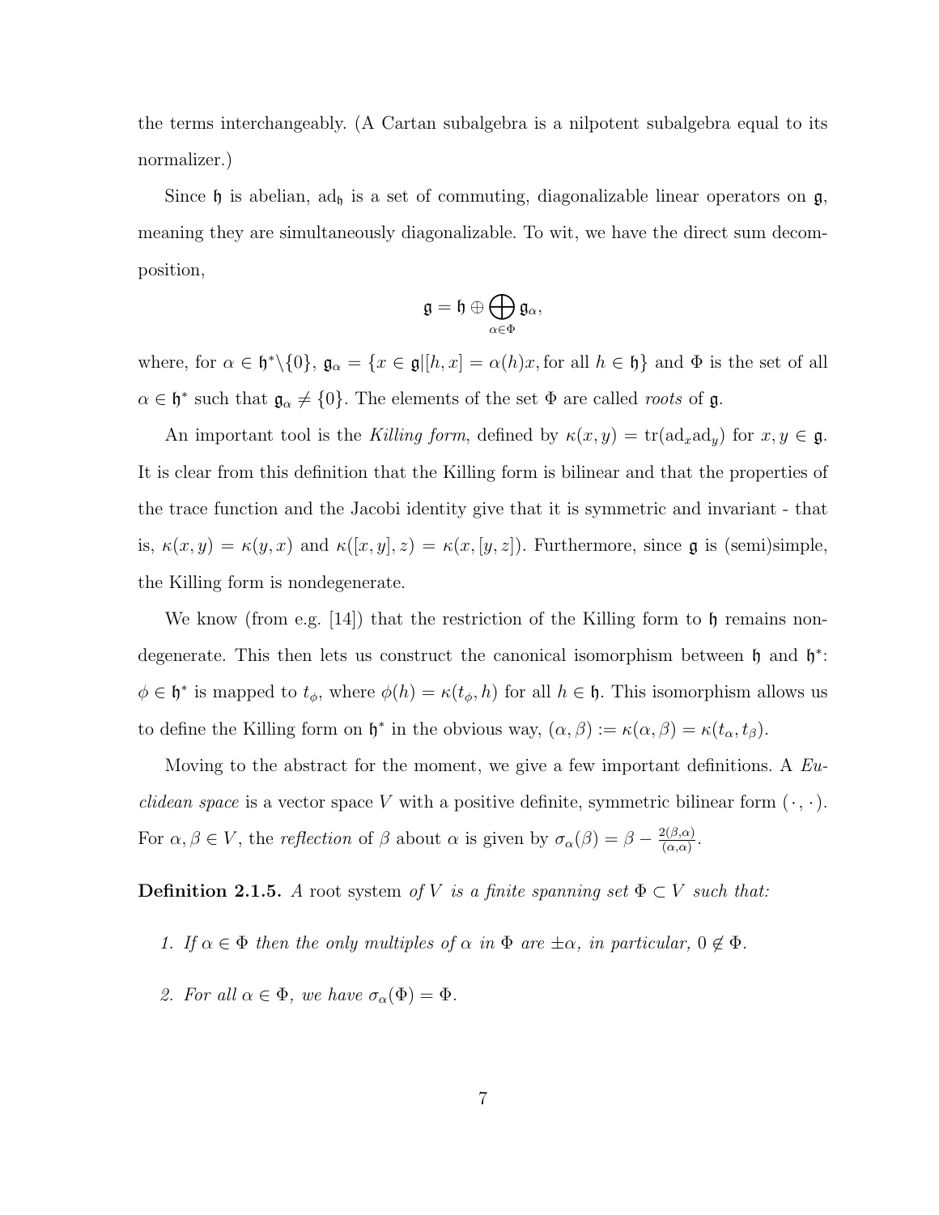the terms interchangeably. (A Cartan subalgebra is a nilpotent subalgebra equal to its normalizer.)

Since $\mathfrak{h}$ is abelian, $\text{ad}_{\mathfrak{h}}$ is a set of commuting, diagonalizable linear operators on $\mathfrak{g}$, meaning they are simultaneously diagonalizable. To wit, we have the direct sum decomposition,

$$\mathfrak{g} = \mathfrak{h} \oplus \bigoplus_{\alpha \in \Phi} \mathfrak{g}_\alpha,$$

where, for $\alpha \in \mathfrak{h}^* \setminus \{0\}$, $\mathfrak{g}_\alpha = \{x \in \mathfrak{g} | [h, x] = \alpha(h)x, \text{for all } h \in \mathfrak{h}\}$ and $\Phi$ is the set of all $\alpha \in \mathfrak{h}^*$ such that $\mathfrak{g}_\alpha \neq \{0\}$. The elements of the set $\Phi$ are called *roots* of $\mathfrak{g}$.

An important tool is the *Killing form*, defined by $\kappa(x, y) = \text{tr}(\text{ad}_x \text{ad}_y)$ for $x, y \in \mathfrak{g}$. It is clear from this definition that the Killing form is bilinear and that the properties of the trace function and the Jacobi identity give that it is symmetric and invariant - that is, $\kappa(x, y) = \kappa(y, x)$ and $\kappa([x, y], z) = \kappa(x, [y, z])$. Furthermore, since $\mathfrak{g}$ is (semi)simple, the Killing form is nondegenerate.

We know (from e.g. [14]) that the restriction of the Killing form to $\mathfrak{h}$ remains nondegenerate. This then lets us construct the canonical isomorphism between $\mathfrak{h}$ and $\mathfrak{h}^*$: $\phi \in \mathfrak{h}^*$ is mapped to $t_\phi$, where $\phi(h) = \kappa(t_\phi, h)$ for all $h \in \mathfrak{h}$. This isomorphism allows us to define the Killing form on $\mathfrak{h}^*$ in the obvious way, $(\alpha, \beta) := \kappa(\alpha, \beta) = \kappa(t_\alpha, t_\beta)$.

Moving to the abstract for the moment, we give a few important definitions. A *Euclidean space* is a vector space $V$ with a positive definite, symmetric bilinear form $(\cdot, \cdot)$. For $\alpha, \beta \in V$, the *reflection* of $\beta$ about $\alpha$ is given by $\sigma_\alpha(\beta) = \beta - \frac{2(\beta,\alpha)}{(\alpha,\alpha)}$.

**Definition 2.1.5.** *A* root system *of $V$ is a finite spanning set $\Phi \subset V$ such that:*

1. *If $\alpha \in \Phi$ then the only multiples of $\alpha$ in $\Phi$ are $\pm\alpha$, in particular, $0 \notin \Phi$.*

2. *For all $\alpha \in \Phi$, we have $\sigma_\alpha(\Phi) = \Phi$.*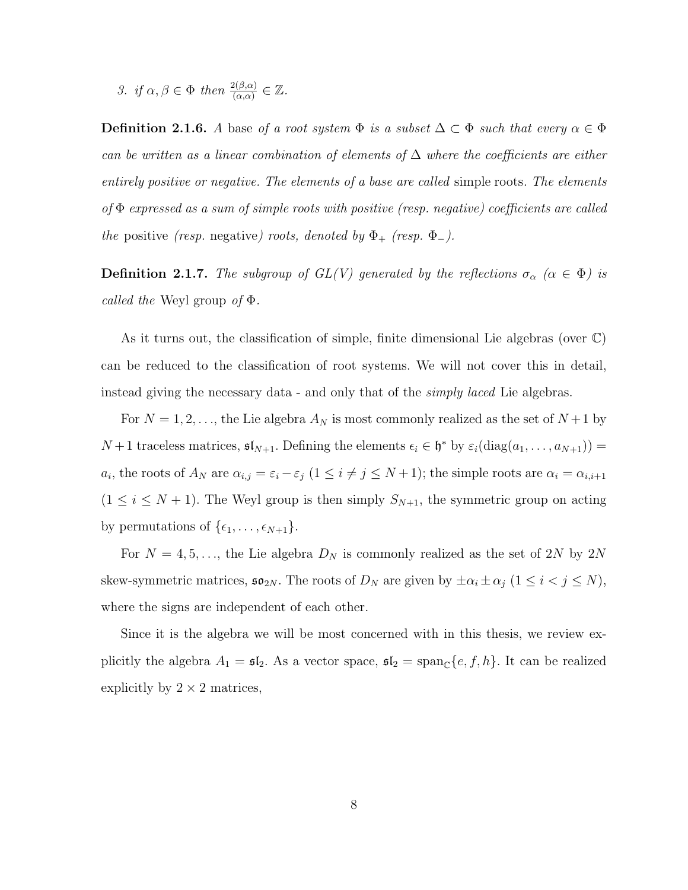*3. if $\alpha, \beta \in \Phi$ then $\frac{2(\beta,\alpha)}{(\alpha,\alpha)} \in \mathbb{Z}$.*

**Definition 2.1.6.** *A* base *of a root system $\Phi$ is a subset $\Delta \subset \Phi$ such that every $\alpha \in \Phi$ can be written as a linear combination of elements of $\Delta$ where the coefficients are either entirely positive or negative. The elements of a base are called* simple roots*. The elements of $\Phi$ expressed as a sum of simple roots with positive (resp. negative) coefficients are called the* positive *(resp.* negative*) roots, denoted by $\Phi_+$ (resp. $\Phi_-$).*

**Definition 2.1.7.** *The subgroup of $GL(V)$ generated by the reflections $\sigma_\alpha$ ($\alpha \in \Phi$) is called the* Weyl group *of $\Phi$.*

As it turns out, the classification of simple, finite dimensional Lie algebras (over $\mathbb{C}$) can be reduced to the classification of root systems. We will not cover this in detail, instead giving the necessary data - and only that of the *simply laced* Lie algebras.

For $N = 1, 2, \ldots$, the Lie algebra $A_N$ is most commonly realized as the set of $N+1$ by $N+1$ traceless matrices, $\mathfrak{sl}_{N+1}$. Defining the elements $\epsilon_i \in \mathfrak{h}^*$ by $\varepsilon_i(\text{diag}(a_1, \ldots, a_{N+1})) = a_i$, the roots of $A_N$ are $\alpha_{i,j} = \varepsilon_i - \varepsilon_j$ ($1 \le i \ne j \le N+1$); the simple roots are $\alpha_i = \alpha_{i,i+1}$ ($1 \le i \le N+1$). The Weyl group is then simply $S_{N+1}$, the symmetric group on acting by permutations of $\{\epsilon_1, \ldots, \epsilon_{N+1}\}$.

For $N = 4, 5, \ldots$, the Lie algebra $D_N$ is commonly realized as the set of $2N$ by $2N$ skew-symmetric matrices, $\mathfrak{so}_{2N}$. The roots of $D_N$ are given by $\pm\alpha_i \pm \alpha_j$ ($1 \le i < j \le N$), where the signs are independent of each other.

Since it is the algebra we will be most concerned with in this thesis, we review explicitly the algebra $A_1 = \mathfrak{sl}_2$. As a vector space, $\mathfrak{sl}_2 = \text{span}_{\mathbb{C}}\{e, f, h\}$. It can be realized explicitly by $2 \times 2$ matrices,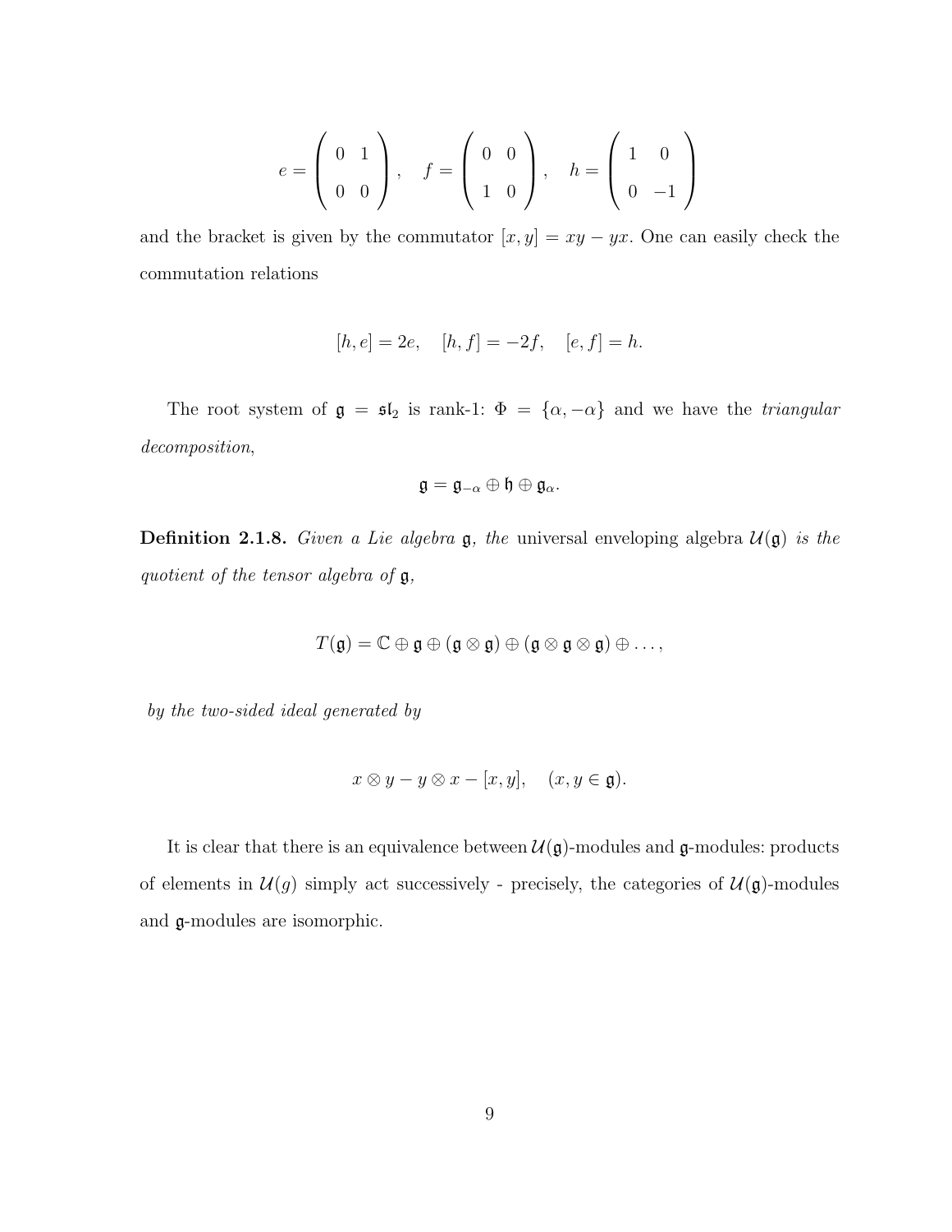$$e = \begin{pmatrix} 0 & 1 \\ 0 & 0 \end{pmatrix}, \quad f = \begin{pmatrix} 0 & 0 \\ 1 & 0 \end{pmatrix}, \quad h = \begin{pmatrix} 1 & 0 \\ 0 & -1 \end{pmatrix}$$

and the bracket is given by the commutator $[x, y] = xy - yx$. One can easily check the commutation relations

$$[h, e] = 2e, \quad [h, f] = -2f, \quad [e, f] = h.$$

The root system of $\mathfrak{g} = \mathfrak{sl}_2$ is rank-1: $\Phi = \{\alpha, -\alpha\}$ and we have the *triangular decomposition*,

$$\mathfrak{g} = \mathfrak{g}_{-\alpha} \oplus \mathfrak{h} \oplus \mathfrak{g}_{\alpha}.$$

**Definition 2.1.8.** *Given a Lie algebra $\mathfrak{g}$, the* universal enveloping algebra $\mathcal{U}(\mathfrak{g})$ *is the quotient of the tensor algebra of $\mathfrak{g}$,*

$$T(\mathfrak{g}) = \mathbb{C} \oplus \mathfrak{g} \oplus (\mathfrak{g} \otimes \mathfrak{g}) \oplus (\mathfrak{g} \otimes \mathfrak{g} \otimes \mathfrak{g}) \oplus \ldots,$$

*by the two-sided ideal generated by*

$$x \otimes y - y \otimes x - [x, y], \quad (x, y \in \mathfrak{g}).$$

It is clear that there is an equivalence between $\mathcal{U}(\mathfrak{g})$-modules and $\mathfrak{g}$-modules: products of elements in $\mathcal{U}(g)$ simply act successively - precisely, the categories of $\mathcal{U}(\mathfrak{g})$-modules and $\mathfrak{g}$-modules are isomorphic.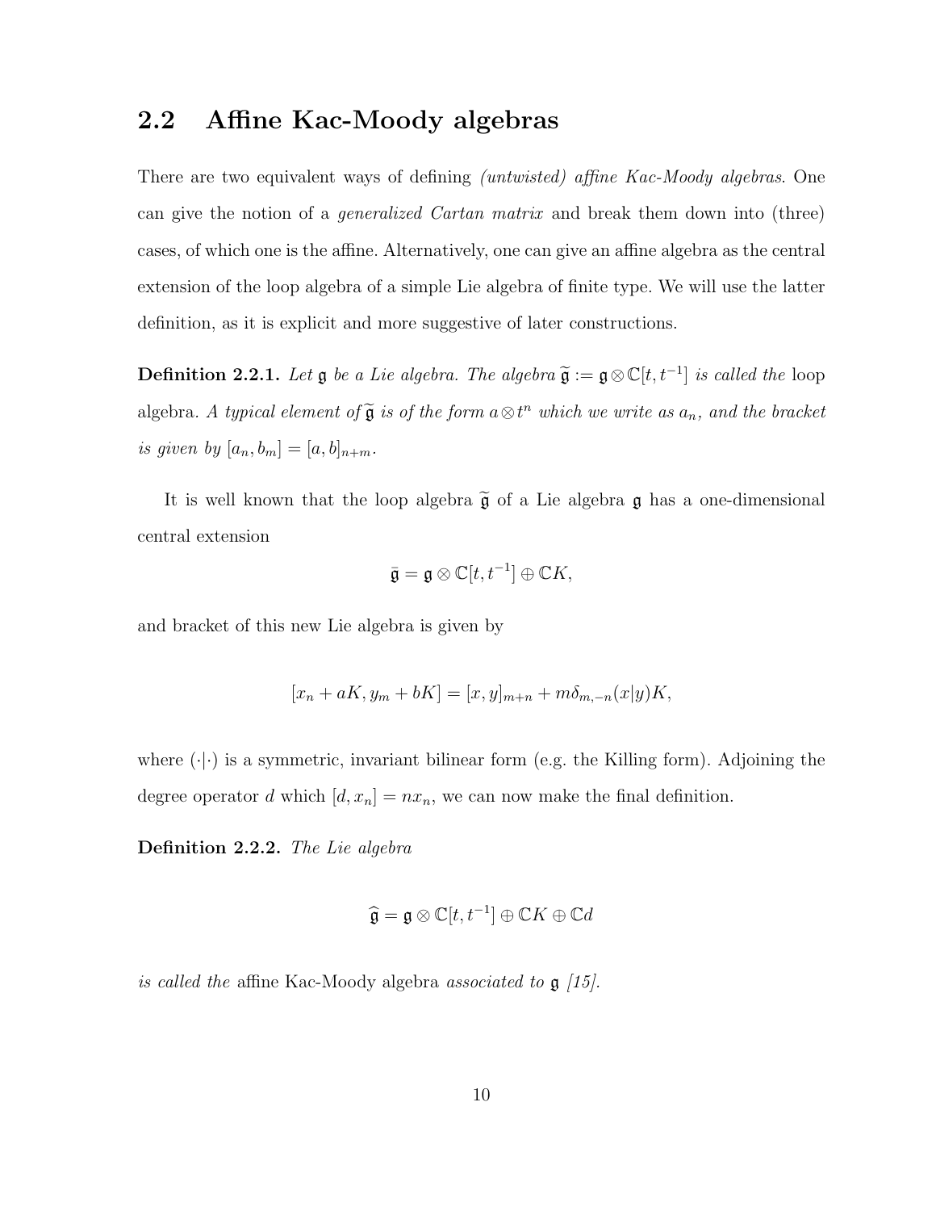## 2.2 Affine Kac-Moody algebras

There are two equivalent ways of defining *(untwisted) affine Kac-Moody algebras*. One can give the notion of a *generalized Cartan matrix* and break them down into (three) cases, of which one is the affine. Alternatively, one can give an affine algebra as the central extension of the loop algebra of a simple Lie algebra of finite type. We will use the latter definition, as it is explicit and more suggestive of later constructions.

**Definition 2.2.1.** *Let $\mathfrak{g}$ be a Lie algebra. The algebra $\widetilde{\mathfrak{g}} := \mathfrak{g} \otimes \mathbb{C}[t, t^{-1}]$ is called the* loop algebra*. A typical element of $\widetilde{\mathfrak{g}}$ is of the form $a \otimes t^n$ which we write as $a_n$, and the bracket is given by $[a_n, b_m] = [a, b]_{n+m}$.*

It is well known that the loop algebra $\widetilde{\mathfrak{g}}$ of a Lie algebra $\mathfrak{g}$ has a one-dimensional central extension

$$\bar{\mathfrak{g}} = \mathfrak{g} \otimes \mathbb{C}[t, t^{-1}] \oplus \mathbb{C}K,$$

and bracket of this new Lie algebra is given by

$$[x_n + aK, y_m + bK] = [x, y]_{m+n} + m\delta_{m,-n}(x|y)K,$$

where $(\cdot|\cdot)$ is a symmetric, invariant bilinear form (e.g. the Killing form). Adjoining the degree operator $d$ which $[d, x_n] = nx_n$, we can now make the final definition.

**Definition 2.2.2.** *The Lie algebra*

$$\widehat{\mathfrak{g}} = \mathfrak{g} \otimes \mathbb{C}[t, t^{-1}] \oplus \mathbb{C}K \oplus \mathbb{C}d$$

*is called the* affine Kac-Moody algebra *associated to $\mathfrak{g}$ [15].*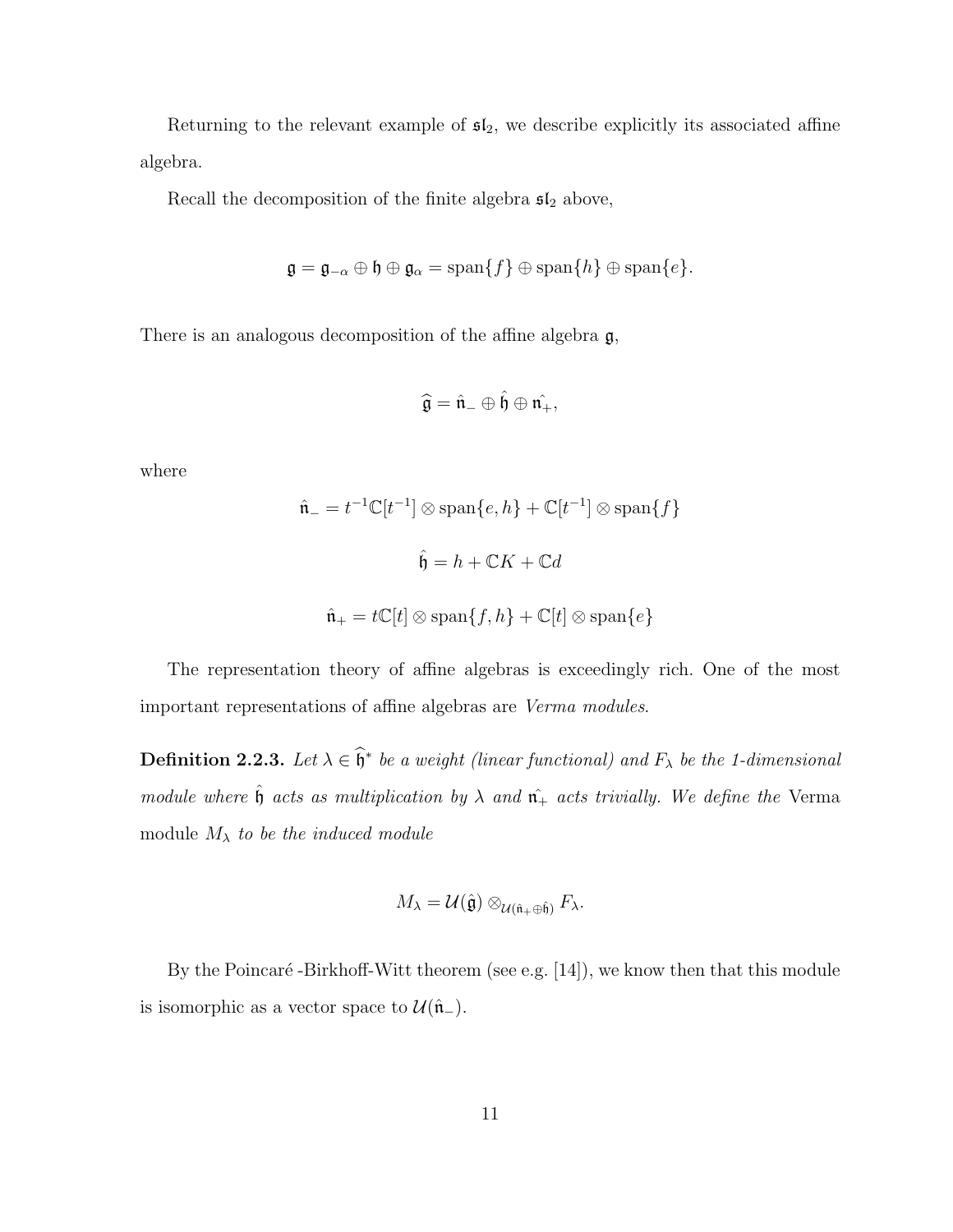Returning to the relevant example of $\mathfrak{sl}_2$, we describe explicitly its associated affine algebra.

Recall the decomposition of the finite algebra $\mathfrak{sl}_2$ above,

$$\mathfrak{g} = \mathfrak{g}_{-\alpha} \oplus \mathfrak{h} \oplus \mathfrak{g}_{\alpha} = \mathrm{span}\{f\} \oplus \mathrm{span}\{h\} \oplus \mathrm{span}\{e\}.$$

There is an analogous decomposition of the affine algebra $\mathfrak{g}$,

$$\widehat{\mathfrak{g}} = \hat{\mathfrak{n}}_{-} \oplus \hat{\mathfrak{h}} \oplus \hat{\mathfrak{n}_{+}},$$

where

$$\hat{\mathfrak{n}}_{-} = t^{-1}\mathbb{C}[t^{-1}] \otimes \mathrm{span}\{e, h\} + \mathbb{C}[t^{-1}] \otimes \mathrm{span}\{f\}$$

$$\hat{\mathfrak{h}} = h + \mathbb{C}K + \mathbb{C}d$$

$$\hat{\mathfrak{n}}_{+} = t\mathbb{C}[t] \otimes \mathrm{span}\{f, h\} + \mathbb{C}[t] \otimes \mathrm{span}\{e\}$$

The representation theory of affine algebras is exceedingly rich. One of the most important representations of affine algebras are *Verma modules*.

**Definition 2.2.3.** *Let $\lambda \in \widehat{\mathfrak{h}}^{*}$ be a weight (linear functional) and $F_{\lambda}$ be the 1-dimensional module where $\hat{\mathfrak{h}}$ acts as multiplication by $\lambda$ and $\hat{\mathfrak{n}_{+}}$ acts trivially. We define the* Verma module *$M_{\lambda}$ to be the induced module*

$$M_{\lambda} = \mathcal{U}(\hat{\mathfrak{g}}) \otimes_{\mathcal{U}(\hat{\mathfrak{n}}_{+} \oplus \hat{\mathfrak{h}})} F_{\lambda}.$$

By the Poincaré -Birkhoff-Witt theorem (see e.g. [14]), we know then that this module is isomorphic as a vector space to $\mathcal{U}(\hat{\mathfrak{n}}_{-})$.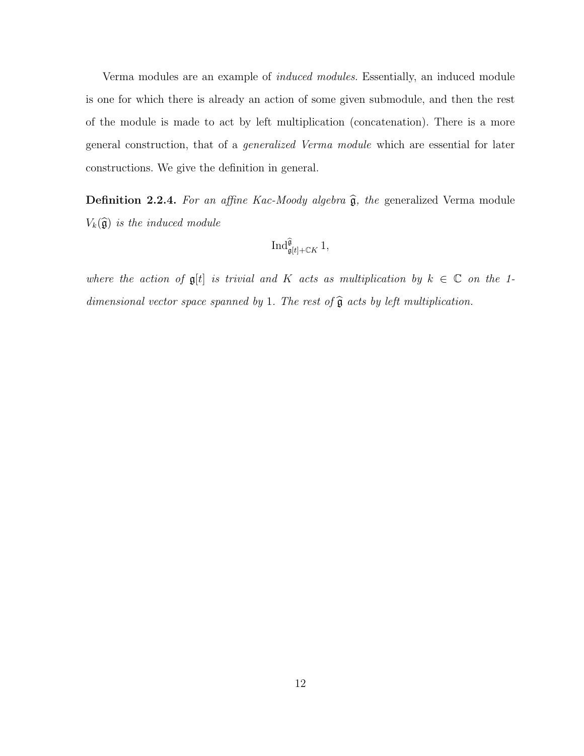Verma modules are an example of *induced modules*. Essentially, an induced module is one for which there is already an action of some given submodule, and then the rest of the module is made to act by left multiplication (concatenation). There is a more general construction, that of a *generalized Verma module* which are essential for later constructions. We give the definition in general.

**Definition 2.2.4.** *For an affine Kac-Moody algebra* $\widehat{\mathfrak{g}}$*, the* generalized Verma module $V_k(\widehat{\mathfrak{g}})$ *is the induced module*

$$\mathrm{Ind}_{\mathfrak{g}[t]+\mathbb{C}K}^{\widehat{\mathfrak{g}}} 1,$$

*where the action of* $\mathfrak{g}[t]$ *is trivial and* $K$ *acts as multiplication by* $k \in \mathbb{C}$ *on the 1-dimensional vector space spanned by* $1$*. The rest of* $\widehat{\mathfrak{g}}$ *acts by left multiplication.*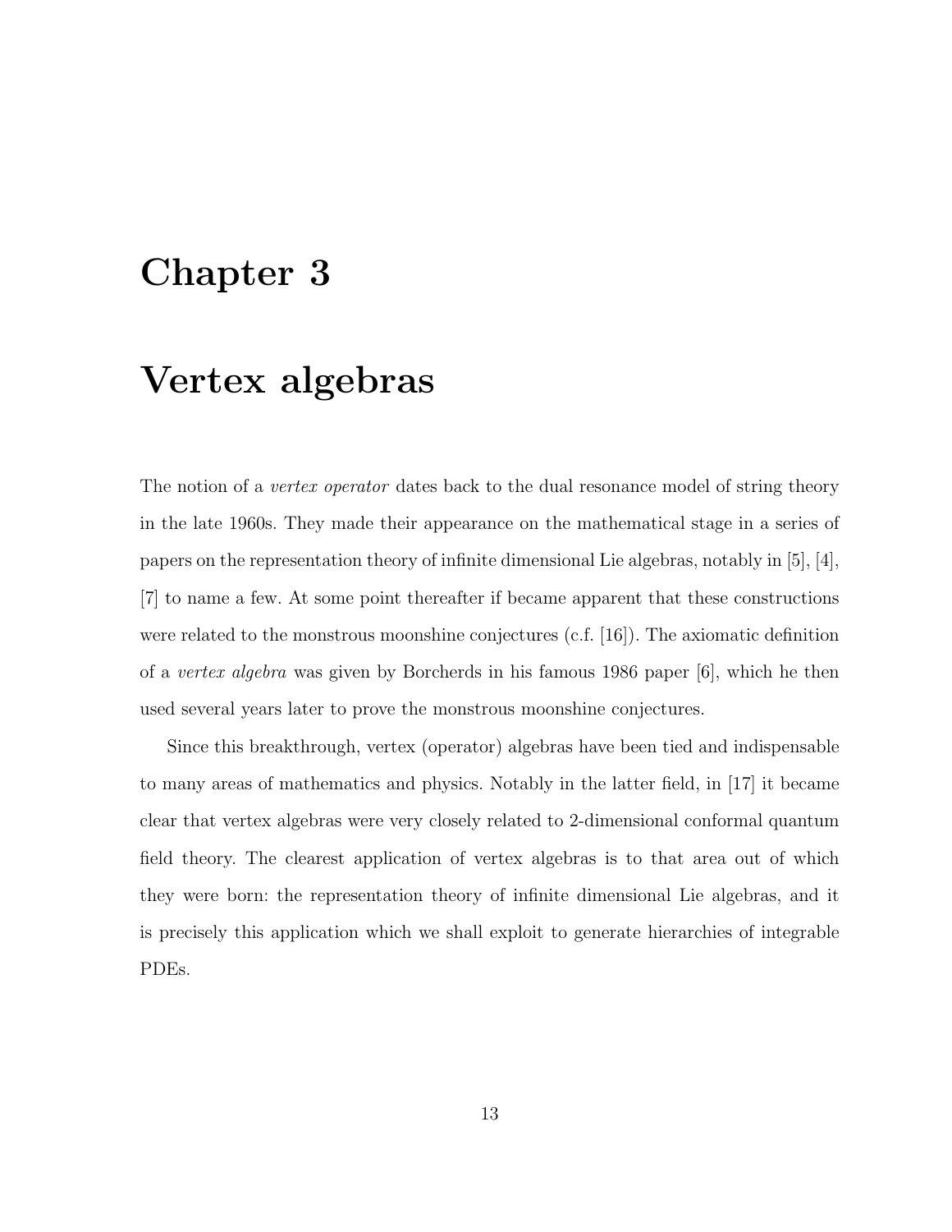# Chapter 3

# Vertex algebras

The notion of a *vertex operator* dates back to the dual resonance model of string theory in the late 1960s. They made their appearance on the mathematical stage in a series of papers on the representation theory of infinite dimensional Lie algebras, notably in [5], [4], [7] to name a few. At some point thereafter if became apparent that these constructions were related to the monstrous moonshine conjectures (c.f. [16]). The axiomatic definition of a *vertex algebra* was given by Borcherds in his famous 1986 paper [6], which he then used several years later to prove the monstrous moonshine conjectures.

Since this breakthrough, vertex (operator) algebras have been tied and indispensable to many areas of mathematics and physics. Notably in the latter field, in [17] it became clear that vertex algebras were very closely related to 2-dimensional conformal quantum field theory. The clearest application of vertex algebras is to that area out of which they were born: the representation theory of infinite dimensional Lie algebras, and it is precisely this application which we shall exploit to generate hierarchies of integrable PDEs.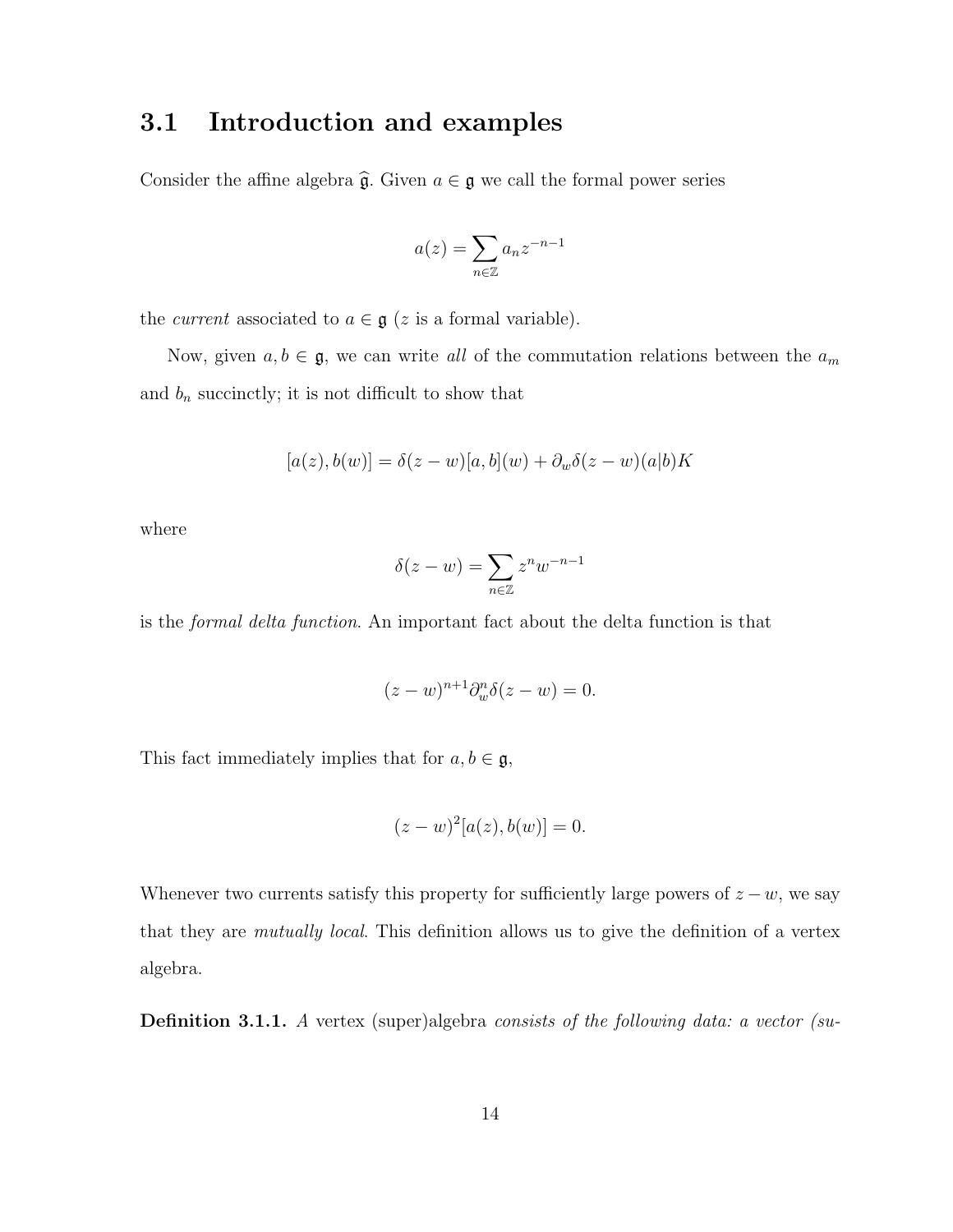## 3.1 Introduction and examples

Consider the affine algebra $\widehat{\mathfrak{g}}$. Given $a \in \mathfrak{g}$ we call the formal power series

$$a(z) = \sum_{n \in \mathbb{Z}} a_n z^{-n-1}$$

the *current* associated to $a \in \mathfrak{g}$ ($z$ is a formal variable).

Now, given $a, b \in \mathfrak{g}$, we can write *all* of the commutation relations between the $a_m$ and $b_n$ succinctly; it is not difficult to show that

$$[a(z), b(w)] = \delta(z-w)[a,b](w) + \partial_w \delta(z-w)(a|b)K$$

where

$$\delta(z-w) = \sum_{n \in \mathbb{Z}} z^n w^{-n-1}$$

is the *formal delta function*. An important fact about the delta function is that

$$(z-w)^{n+1} \partial_w^n \delta(z-w) = 0.$$

This fact immediately implies that for $a, b \in \mathfrak{g}$,

$$(z-w)^2 [a(z), b(w)] = 0.$$

Whenever two currents satisfy this property for sufficiently large powers of $z - w$, we say that they are *mutually local*. This definition allows us to give the definition of a vertex algebra.

**Definition 3.1.1.** *A* vertex (super)algebra *consists of the following data: a vector (su-*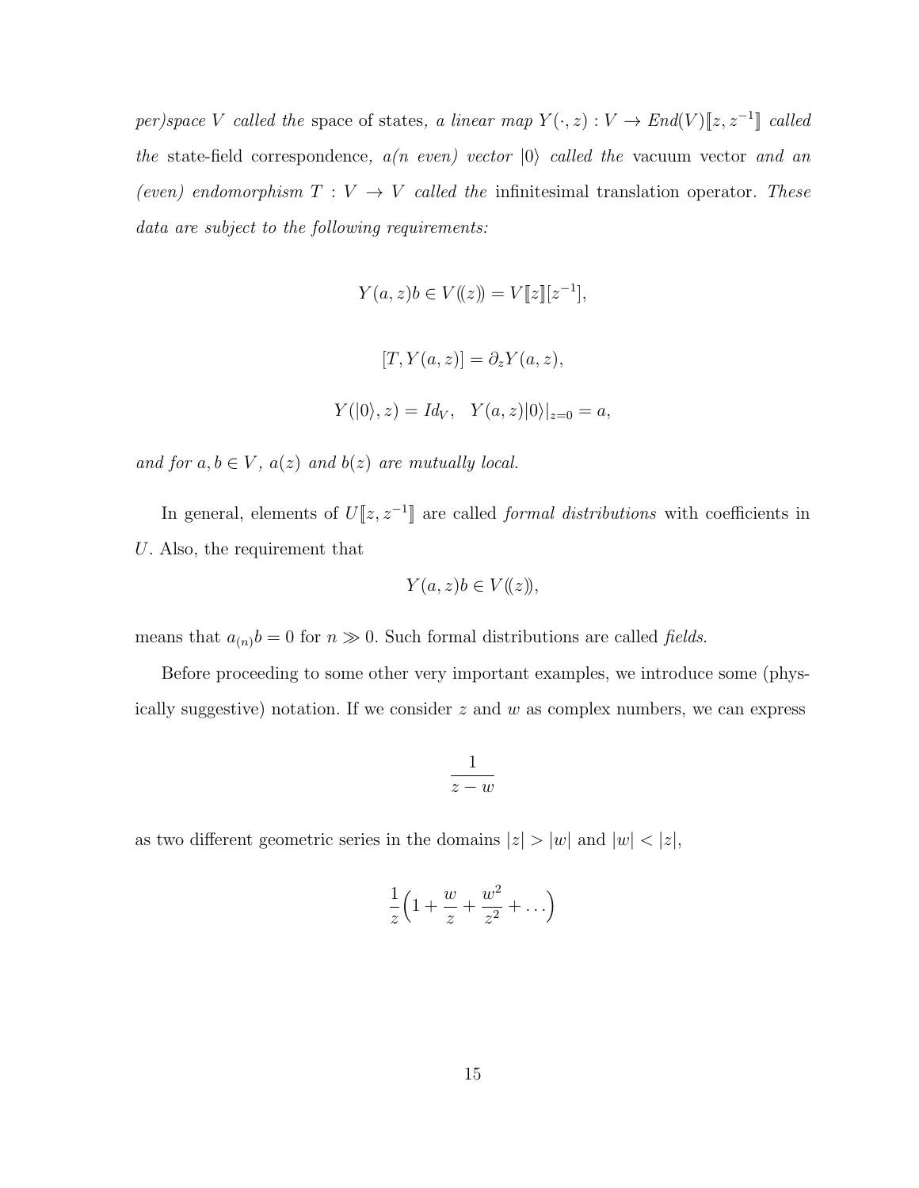*per)space $V$ called the* space of states*, a linear map $Y(\cdot, z) : V \to End(V)[\![z, z^{-1}]\!]$ called the* state-field correspondence*, a(n even) vector $|0\rangle$ called the* vacuum vector *and an (even) endomorphism $T : V \to V$ called the* infinitesimal translation operator*. These data are subject to the following requirements:*

$$Y(a,z)b \in V(\!(z)\!) = V[\![z]\!][z^{-1}],$$

$$[T, Y(a,z)] = \partial_z Y(a,z),$$

$$Y(|0\rangle, z) = Id_V, \quad Y(a,z)|0\rangle|_{z=0} = a,$$

*and for $a, b \in V$, $a(z)$ and $b(z)$ are mutually local.*

In general, elements of $U[\![z, z^{-1}]\!]$ are called *formal distributions* with coefficients in $U$. Also, the requirement that

$$Y(a,z)b \in V(\!(z)\!),$$

means that $a_{(n)}b = 0$ for $n \gg 0$. Such formal distributions are called *fields*.

Before proceeding to some other very important examples, we introduce some (physically suggestive) notation. If we consider $z$ and $w$ as complex numbers, we can express

$$\frac{1}{z-w}$$

as two different geometric series in the domains $|z| > |w|$ and $|w| < |z|$,

$$\frac{1}{z}\Big(1 + \frac{w}{z} + \frac{w^2}{z^2} + \dots\Big)$$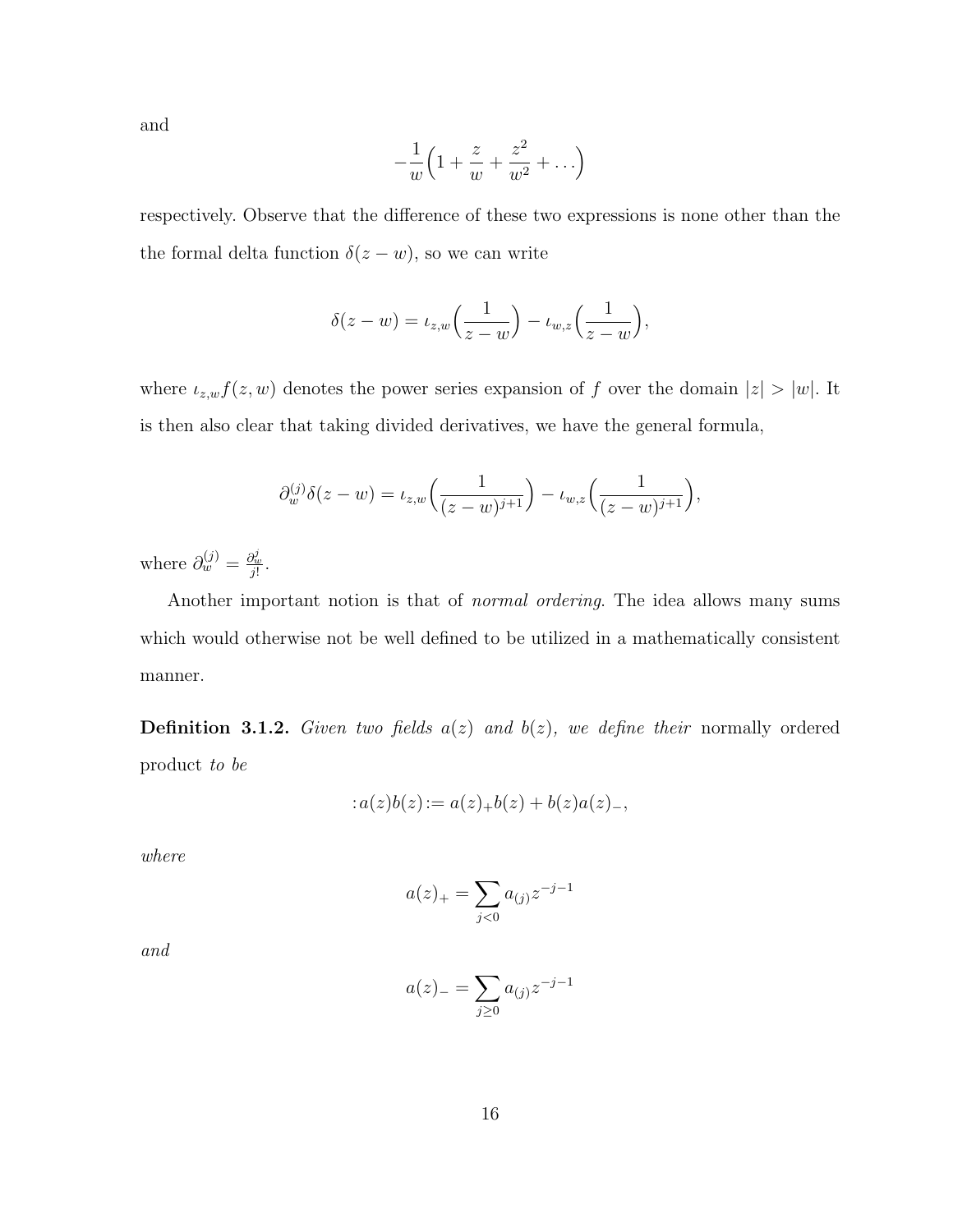and

$$-\frac{1}{w}\Big(1+\frac{z}{w}+\frac{z^2}{w^2}+\dots\Big)$$

respectively. Observe that the difference of these two expressions is none other than the the formal delta function $\delta(z-w)$, so we can write

$$\delta(z-w) = \iota_{z,w}\Big(\frac{1}{z-w}\Big) - \iota_{w,z}\Big(\frac{1}{z-w}\Big),$$

where $\iota_{z,w}f(z,w)$ denotes the power series expansion of $f$ over the domain $|z|>|w|$. It is then also clear that taking divided derivatives, we have the general formula,

$$\partial_w^{(j)}\delta(z-w) = \iota_{z,w}\Big(\frac{1}{(z-w)^{j+1}}\Big) - \iota_{w,z}\Big(\frac{1}{(z-w)^{j+1}}\Big),$$

where $\partial_w^{(j)} = \frac{\partial_w^j}{j!}$.

Another important notion is that of *normal ordering*. The idea allows many sums which would otherwise not be well defined to be utilized in a mathematically consistent manner.

**Definition 3.1.2.** *Given two fields $a(z)$ and $b(z)$, we define their* normally ordered product *to be*

$$:a(z)b(z):= a(z)_+b(z) + b(z)a(z)_-,$$

*where*

$$a(z)_+ = \sum_{j<0} a_{(j)}z^{-j-1}$$

*and*

$$a(z)_- = \sum_{j\geq 0} a_{(j)}z^{-j-1}$$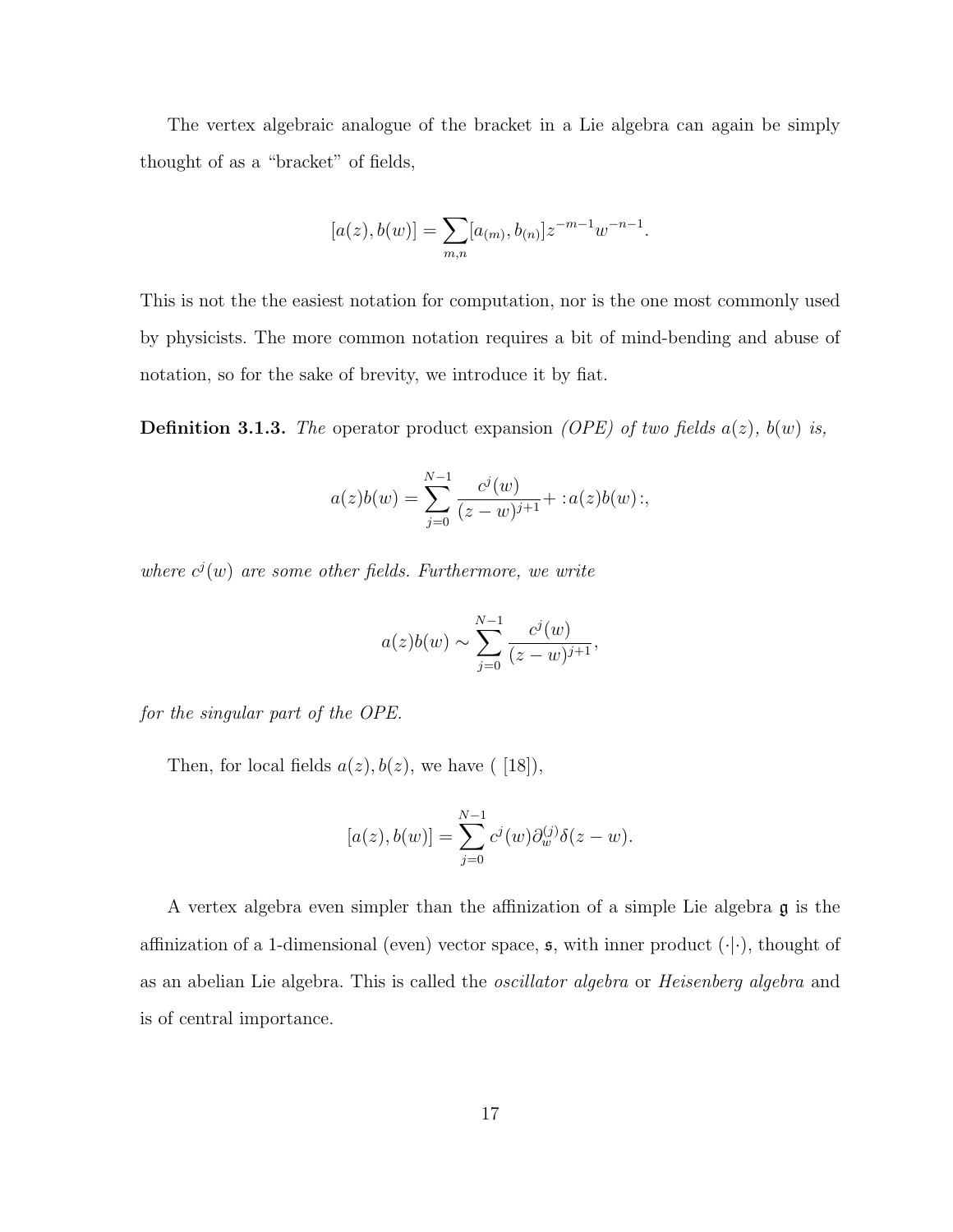The vertex algebraic analogue of the bracket in a Lie algebra can again be simply thought of as a "bracket" of fields,

$$[a(z), b(w)] = \sum_{m,n} [a_{(m)}, b_{(n)}] z^{-m-1} w^{-n-1}.$$

This is not the the easiest notation for computation, nor is the one most commonly used by physicists. The more common notation requires a bit of mind-bending and abuse of notation, so for the sake of brevity, we introduce it by fiat.

**Definition 3.1.3.** *The* operator product expansion *(OPE) of two fields $a(z)$, $b(w)$ is,*

$$a(z)b(w) = \sum_{j=0}^{N-1} \frac{c^j(w)}{(z-w)^{j+1}} + :a(z)b(w):,$$

*where $c^j(w)$ are some other fields. Furthermore, we write*

$$a(z)b(w) \sim \sum_{j=0}^{N-1} \frac{c^j(w)}{(z-w)^{j+1}},$$

*for the singular part of the OPE.*

Then, for local fields $a(z), b(z)$, we have ( [18]),

$$[a(z), b(w)] = \sum_{j=0}^{N-1} c^j(w) \partial_w^{(j)} \delta(z-w).$$

A vertex algebra even simpler than the affinization of a simple Lie algebra $\mathfrak{g}$ is the affinization of a 1-dimensional (even) vector space, $\mathfrak{s}$, with inner product $(\cdot|\cdot)$, thought of as an abelian Lie algebra. This is called the *oscillator algebra* or *Heisenberg algebra* and is of central importance.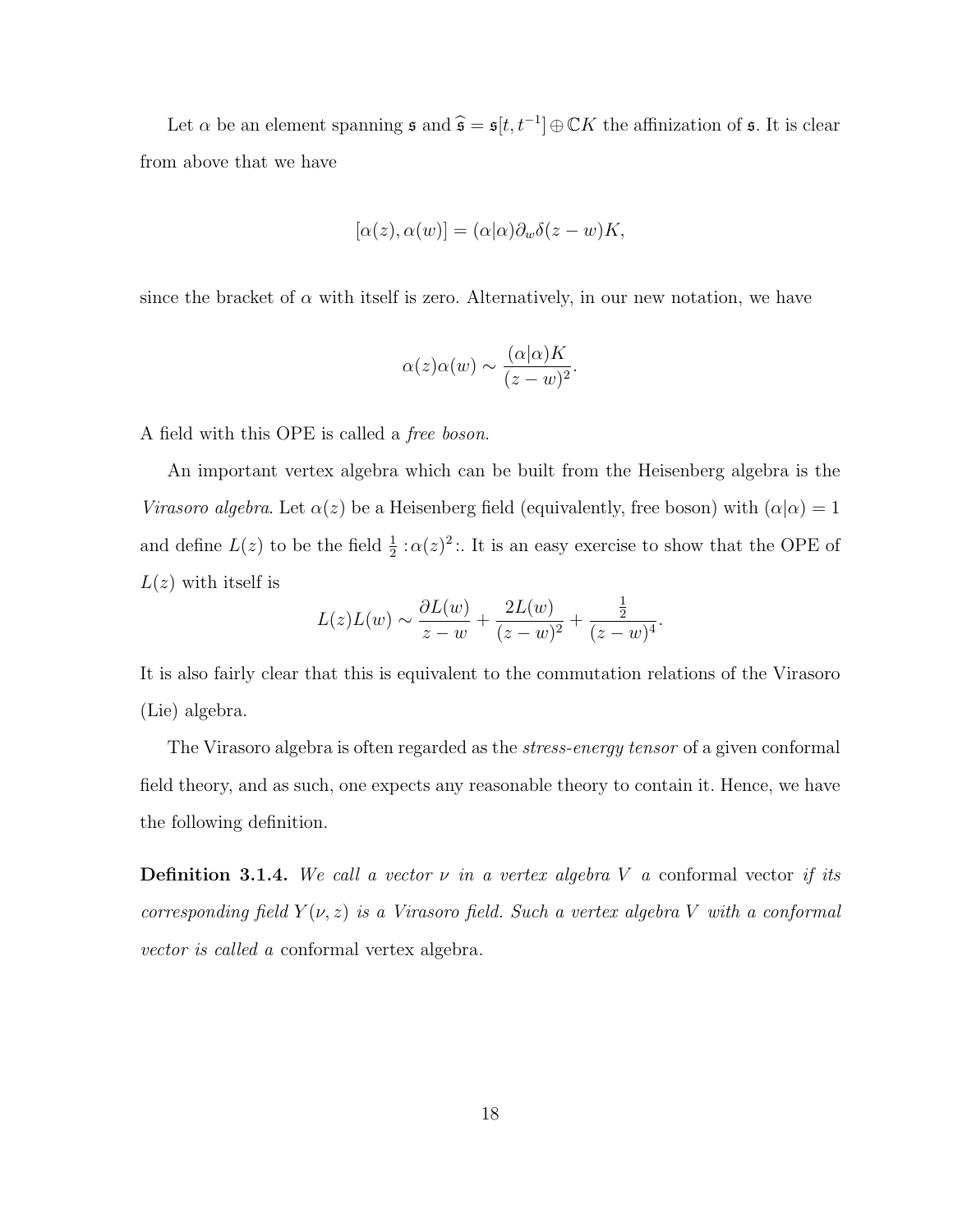Let $\alpha$ be an element spanning $\mathfrak{s}$ and $\widehat{\mathfrak{s}} = \mathfrak{s}[t, t^{-1}] \oplus \mathbb{C}K$ the affinization of $\mathfrak{s}$. It is clear from above that we have

$$[\alpha(z), \alpha(w)] = (\alpha|\alpha)\partial_w \delta(z - w)K,$$

since the bracket of $\alpha$ with itself is zero. Alternatively, in our new notation, we have

$$\alpha(z)\alpha(w) \sim \frac{(\alpha|\alpha)K}{(z - w)^2}.$$

A field with this OPE is called a *free boson*.

An important vertex algebra which can be built from the Heisenberg algebra is the *Virasoro algebra*. Let $\alpha(z)$ be a Heisenberg field (equivalently, free boson) with $(\alpha|\alpha) = 1$ and define $L(z)$ to be the field $\frac{1}{2} :\alpha(z)^2:$. It is an easy exercise to show that the OPE of $L(z)$ with itself is

$$L(z)L(w) \sim \frac{\partial L(w)}{z - w} + \frac{2L(w)}{(z - w)^2} + \frac{\frac{1}{2}}{(z - w)^4}.$$

It is also fairly clear that this is equivalent to the commutation relations of the Virasoro (Lie) algebra.

The Virasoro algebra is often regarded as the *stress-energy tensor* of a given conformal field theory, and as such, one expects any reasonable theory to contain it. Hence, we have the following definition.

**Definition 3.1.4.** *We call a vector $\nu$ in a vertex algebra $V$ a* conformal vector *if its corresponding field $Y(\nu, z)$ is a Virasoro field. Such a vertex algebra $V$ with a conformal vector is called a* conformal vertex algebra*.*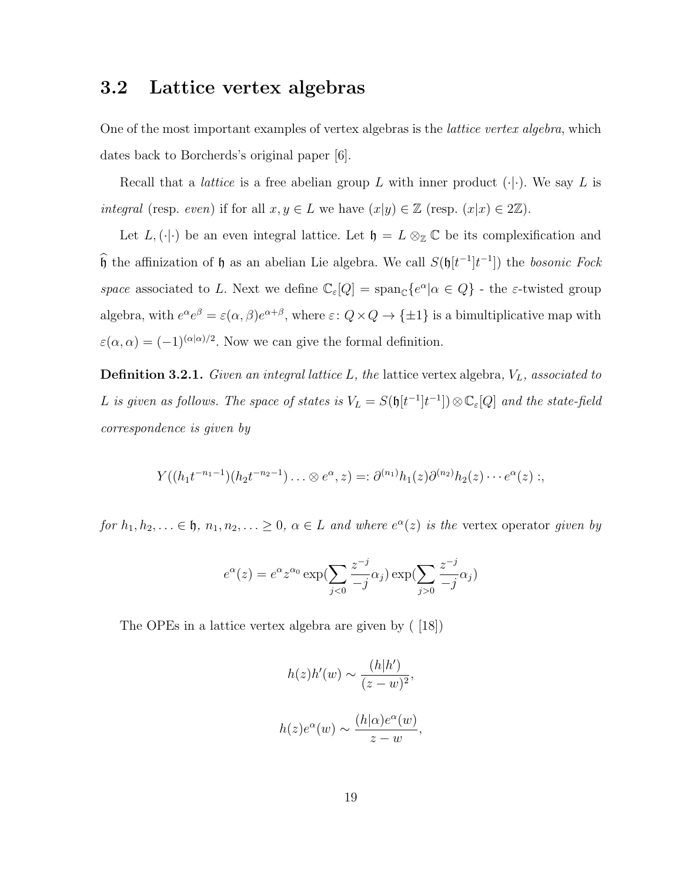## 3.2 Lattice vertex algebras

One of the most important examples of vertex algebras is the *lattice vertex algebra*, which dates back to Borcherds's original paper [6].

Recall that a *lattice* is a free abelian group $L$ with inner product $(\cdot|\cdot)$. We say $L$ is *integral* (resp. *even*) if for all $x, y \in L$ we have $(x|y) \in \mathbb{Z}$ (resp. $(x|x) \in 2\mathbb{Z}$).

Let $L, (\cdot|\cdot)$ be an even integral lattice. Let $\mathfrak{h} = L \otimes_{\mathbb{Z}} \mathbb{C}$ be its complexification and $\widehat{\mathfrak{h}}$ the affinization of $\mathfrak{h}$ as an abelian Lie algebra. We call $S(\mathfrak{h}[t^{-1}]t^{-1}])$ the *bosonic Fock space* associated to $L$. Next we define $\mathbb{C}_\varepsilon[Q] = \text{span}_{\mathbb{C}}\{e^\alpha | \alpha \in Q\}$ - the $\varepsilon$-twisted group algebra, with $e^\alpha e^\beta = \varepsilon(\alpha, \beta)e^{\alpha+\beta}$, where $\varepsilon \colon Q \times Q \to \{\pm 1\}$ is a bimultiplicative map with $\varepsilon(\alpha, \alpha) = (-1)^{(\alpha|\alpha)/2}$. Now we can give the formal definition.

**Definition 3.2.1.** *Given an integral lattice $L$, the* lattice vertex algebra*, $V_L$, associated to $L$ is given as follows. The space of states is $V_L = S(\mathfrak{h}[t^{-1}]t^{-1}]) \otimes \mathbb{C}_\varepsilon[Q]$ and the state-field correspondence is given by*

$$Y((h_1 t^{-n_1-1})(h_2 t^{-n_2-1}) \ldots \otimes e^\alpha, z) =: \partial^{(n_1)} h_1(z) \partial^{(n_2)} h_2(z) \cdots e^\alpha(z) :,$$

*for $h_1, h_2, \ldots \in \mathfrak{h}$, $n_1, n_2, \ldots \geq 0$, $\alpha \in L$ and where $e^\alpha(z)$ is the* vertex operator *given by*

$$e^\alpha(z) = e^\alpha z^{\alpha_0} \exp(\sum_{j<0} \frac{z^{-j}}{-j} \alpha_j) \exp(\sum_{j>0} \frac{z^{-j}}{-j} \alpha_j)$$

The OPEs in a lattice vertex algebra are given by ( [18])

$$h(z)h'(w) \sim \frac{(h|h')}{(z-w)^2},$$

$$h(z)e^\alpha(w) \sim \frac{(h|\alpha)e^\alpha(w)}{z-w},$$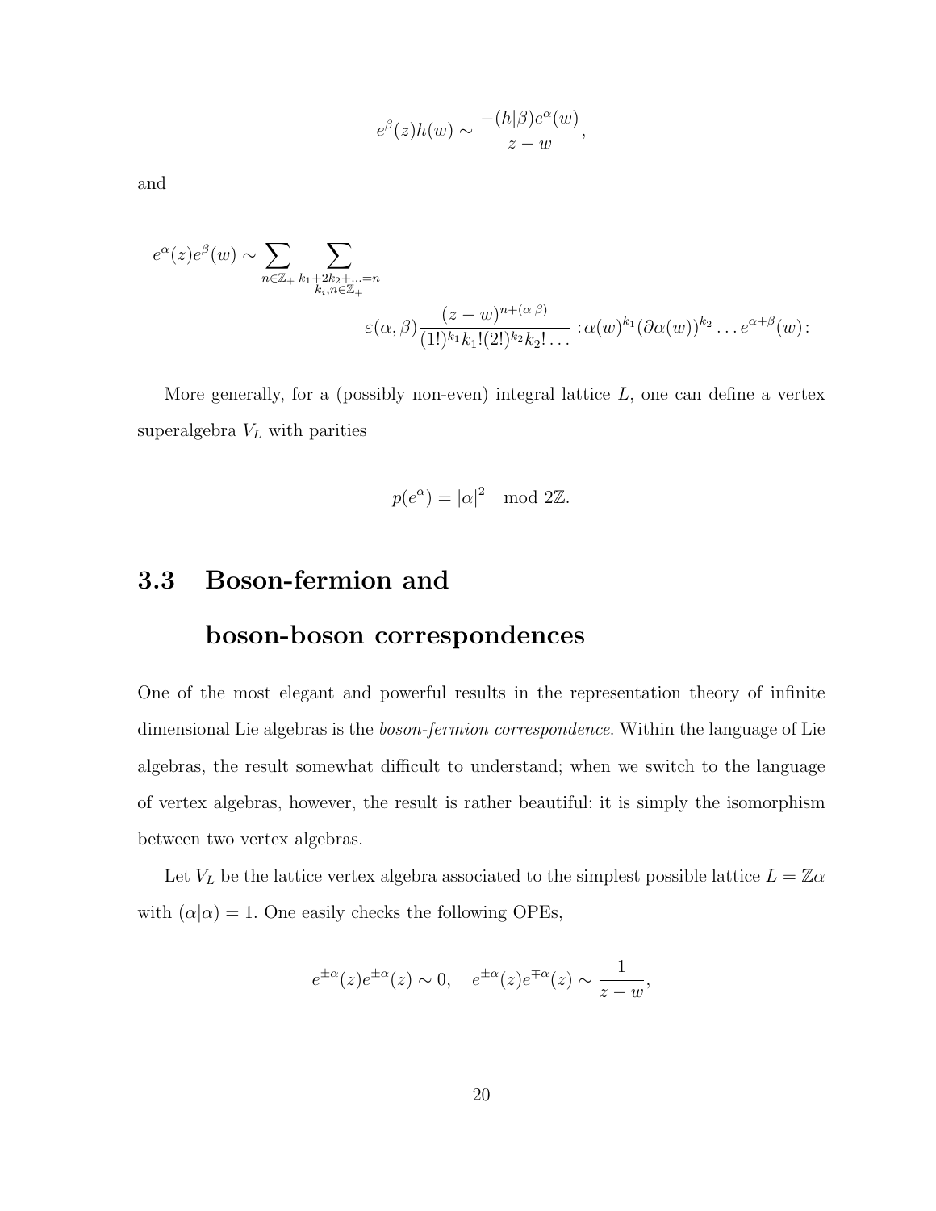$$e^{\beta}(z)h(w) \sim \frac{-(h|\beta)e^{\alpha}(w)}{z-w},$$

and

$$e^{\alpha}(z)e^{\beta}(w) \sim \sum_{n\in\mathbb{Z}_+} \sum_{\substack{k_1+2k_2+\ldots=n \\ k_i,n\in\mathbb{Z}_+}} \varepsilon(\alpha,\beta)\frac{(z-w)^{n+(\alpha|\beta)}}{(1!)^{k_1}k_1!(2!)^{k_2}k_2!\ldots} :\alpha(w)^{k_1}(\partial\alpha(w))^{k_2}\ldots e^{\alpha+\beta}(w):$$

More generally, for a (possibly non-even) integral lattice $L$, one can define a vertex superalgebra $V_L$ with parities

$$p(e^{\alpha}) = |\alpha|^2 \mod 2\mathbb{Z}.$$

## 3.3 Boson-fermion and boson-boson correspondences

One of the most elegant and powerful results in the representation theory of infinite dimensional Lie algebras is the *boson-fermion correspondence*. Within the language of Lie algebras, the result somewhat difficult to understand; when we switch to the language of vertex algebras, however, the result is rather beautiful: it is simply the isomorphism between two vertex algebras.

Let $V_L$ be the lattice vertex algebra associated to the simplest possible lattice $L = \mathbb{Z}\alpha$ with $(\alpha|\alpha) = 1$. One easily checks the following OPEs,

$$e^{\pm\alpha}(z)e^{\pm\alpha}(z) \sim 0, \quad e^{\pm\alpha}(z)e^{\mp\alpha}(z) \sim \frac{1}{z-w},$$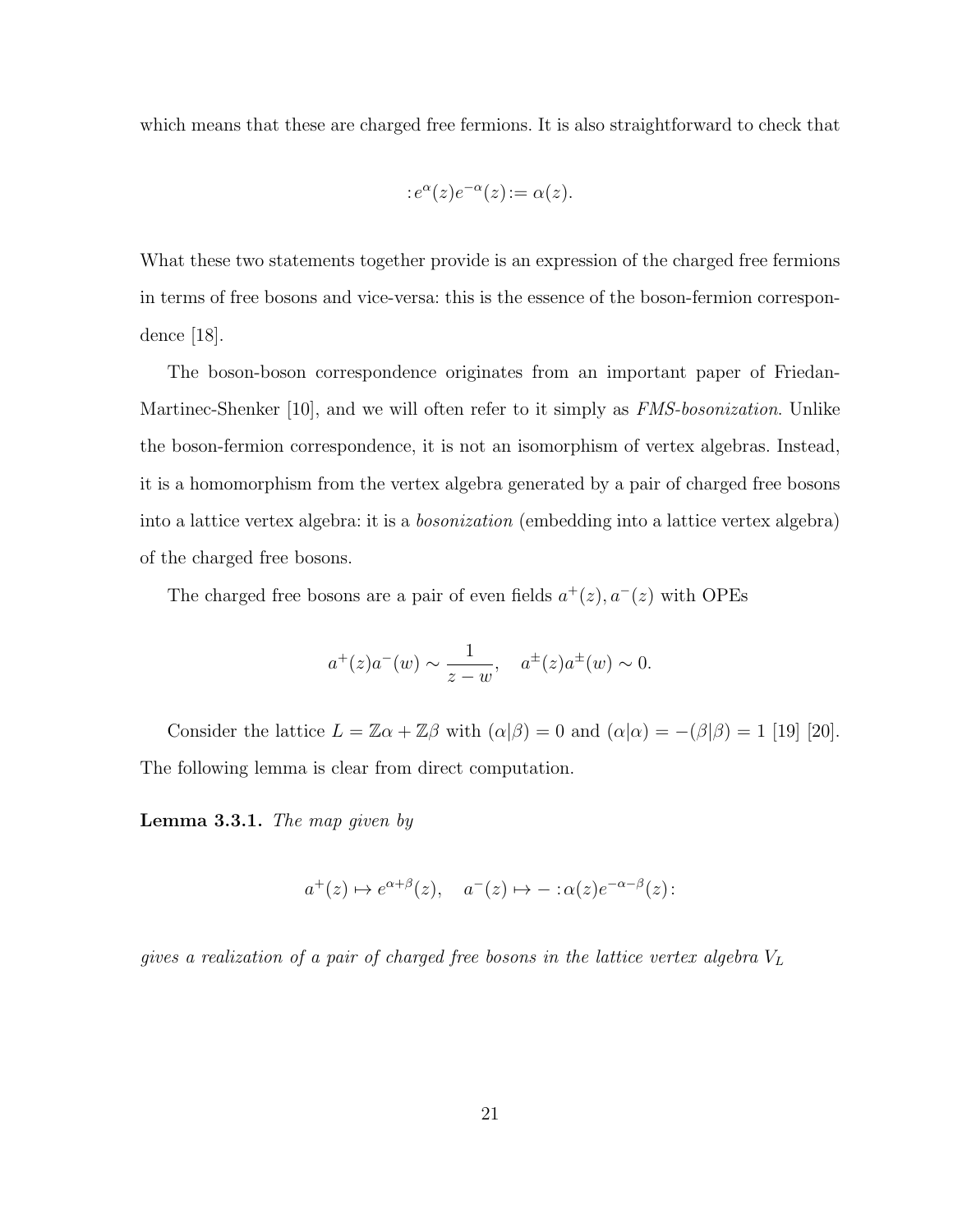which means that these are charged free fermions. It is also straightforward to check that

$$:e^{\alpha}(z)e^{-\alpha}(z):=\alpha(z).$$

What these two statements together provide is an expression of the charged free fermions in terms of free bosons and vice-versa: this is the essence of the boson-fermion correspondence [18].

The boson-boson correspondence originates from an important paper of Friedan-Martinec-Shenker [10], and we will often refer to it simply as *FMS-bosonization*. Unlike the boson-fermion correspondence, it is not an isomorphism of vertex algebras. Instead, it is a homomorphism from the vertex algebra generated by a pair of charged free bosons into a lattice vertex algebra: it is a *bosonization* (embedding into a lattice vertex algebra) of the charged free bosons.

The charged free bosons are a pair of even fields $a^+(z), a^-(z)$ with OPEs

$$a^+(z)a^-(w) \sim \frac{1}{z-w}, \quad a^{\pm}(z)a^{\pm}(w) \sim 0.$$

Consider the lattice $L = \mathbb{Z}\alpha + \mathbb{Z}\beta$ with $(\alpha|\beta) = 0$ and $(\alpha|\alpha) = -(\beta|\beta) = 1$ [19] [20]. The following lemma is clear from direct computation.

**Lemma 3.3.1.** *The map given by*

$$a^+(z) \mapsto e^{\alpha+\beta}(z), \quad a^-(z) \mapsto -:\alpha(z)e^{-\alpha-\beta}(z):$$

*gives a realization of a pair of charged free bosons in the lattice vertex algebra* $V_L$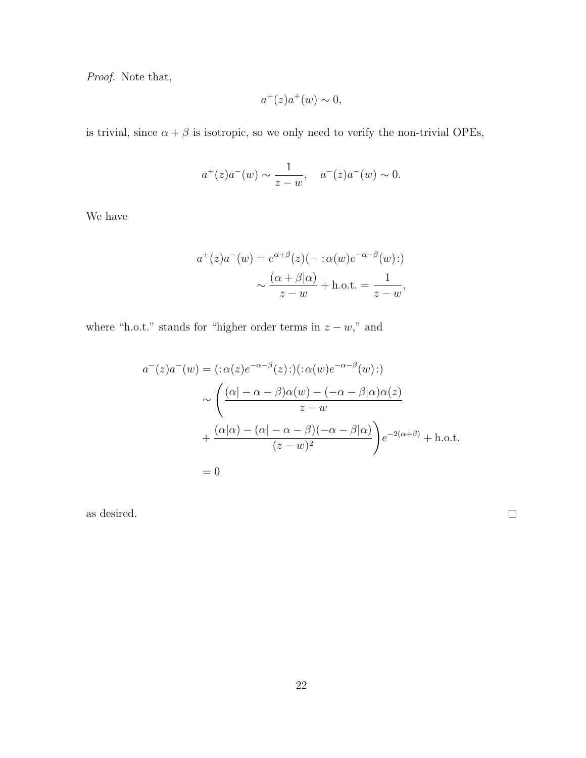*Proof.* Note that,

$$a^+(z)a^+(w) \sim 0,$$

is trivial, since $\alpha + \beta$ is isotropic, so we only need to verify the non-trivial OPEs,

$$a^+(z)a^-(w) \sim \frac{1}{z-w}, \quad a^-(z)a^-(w) \sim 0.$$

We have

$$\begin{aligned}
a^+(z)a^-(w) &= e^{\alpha+\beta}(z)(- :\alpha(w)e^{-\alpha-\beta}(w):) \\
&\sim \frac{(\alpha+\beta|\alpha)}{z-w} + \text{h.o.t.} = \frac{1}{z-w},
\end{aligned}$$

where "h.o.t." stands for "higher order terms in $z-w$," and

$$\begin{aligned}
a^-(z)a^-(w) &= (:\alpha(z)e^{-\alpha-\beta}(z):)(:\alpha(w)e^{-\alpha-\beta}(w):) \\
&\sim \Bigg( \frac{(\alpha|-\alpha-\beta)\alpha(w) - (-\alpha-\beta|\alpha)\alpha(z)}{z-w} \\
&\quad + \frac{(\alpha|\alpha) - (\alpha|-\alpha-\beta)(-\alpha-\beta|\alpha)}{(z-w)^2} \Bigg) e^{-2(\alpha+\beta)} + \text{h.o.t.} \\
&= 0
\end{aligned}$$

as desired. $\square$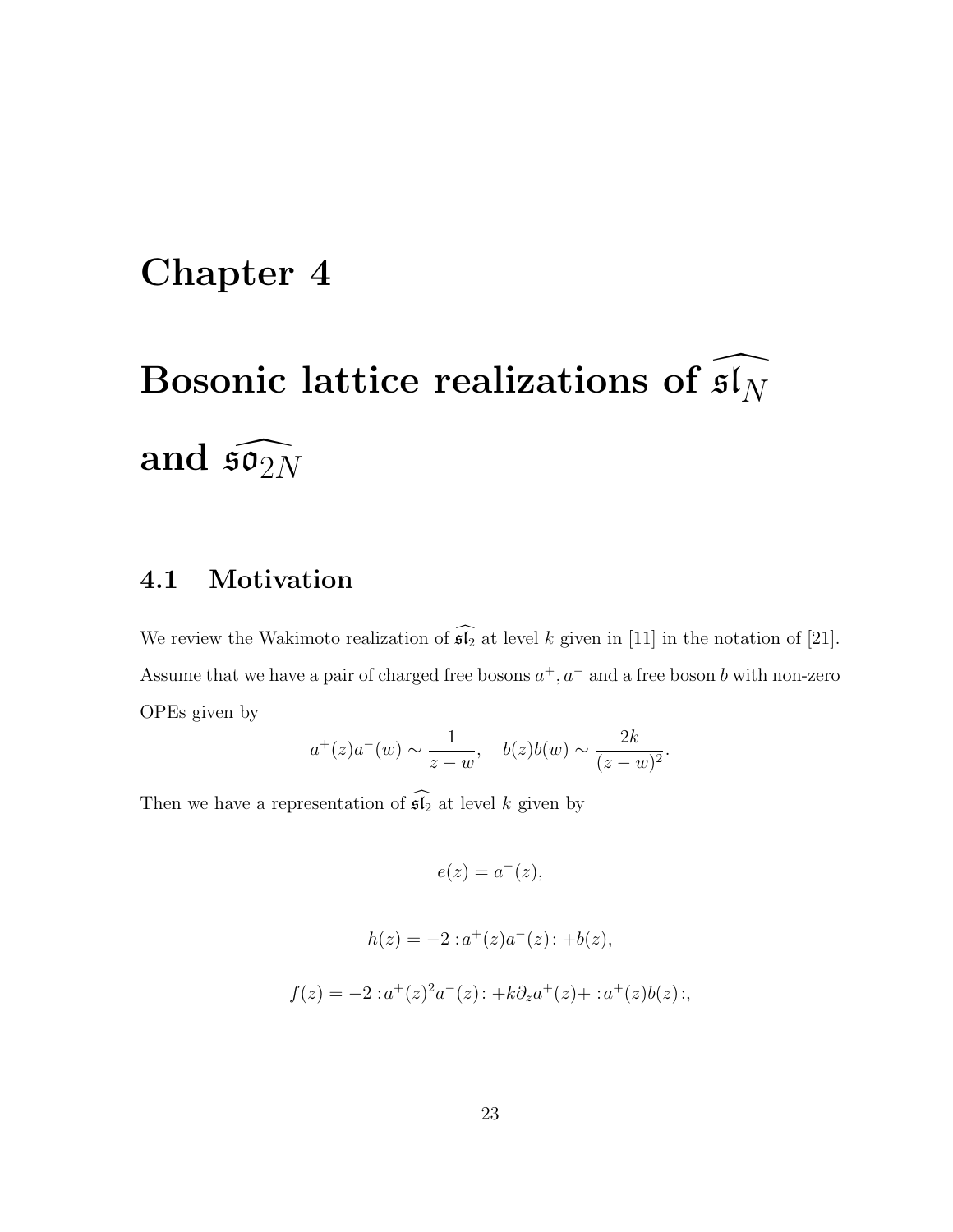# Chapter 4

# Bosonic lattice realizations of $\widehat{\mathfrak{sl}_N}$ and $\widehat{\mathfrak{so}_{2N}}$

## 4.1 Motivation

We review the Wakimoto realization of $\widehat{\mathfrak{sl}_2}$ at level $k$ given in [11] in the notation of [21]. Assume that we have a pair of charged free bosons $a^+, a^-$ and a free boson $b$ with non-zero OPEs given by

$$a^+(z)a^-(w) \sim \frac{1}{z-w}, \quad b(z)b(w) \sim \frac{2k}{(z-w)^2}.$$

Then we have a representation of $\widehat{\mathfrak{sl}_2}$ at level $k$ given by

$$e(z) = a^-(z),$$

$$h(z) = -2 :a^+(z)a^-(z): + b(z),$$

$$f(z) = -2 :a^+(z)^2 a^-(z): + k\partial_z a^+(z) + :a^+(z)b(z):,$$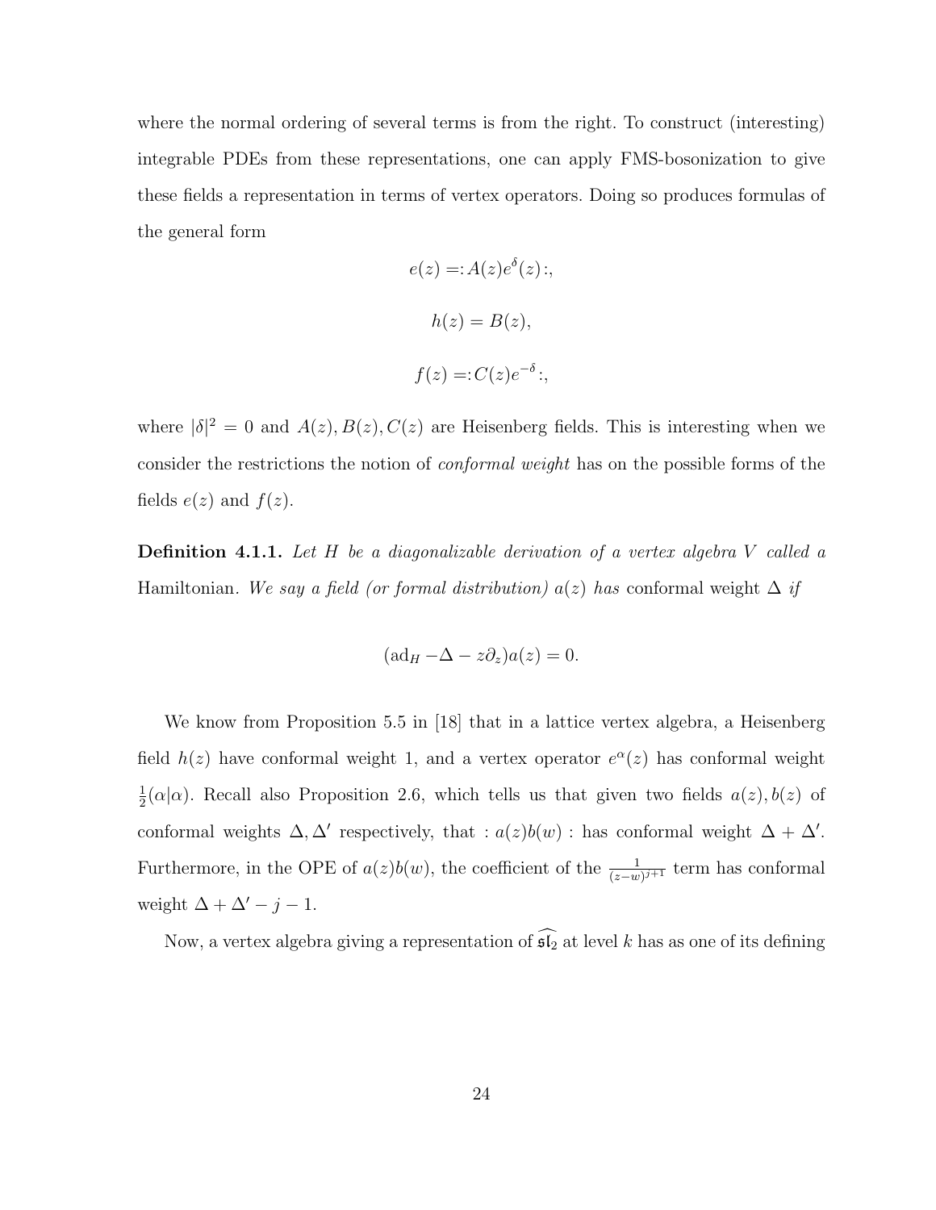where the normal ordering of several terms is from the right. To construct (interesting) integrable PDEs from these representations, one can apply FMS-bosonization to give these fields a representation in terms of vertex operators. Doing so produces formulas of the general form

$$e(z) =: A(z)e^{\delta}(z):,$$

$$h(z) = B(z),$$

$$f(z) =: C(z)e^{-\delta}:,$$

where $|\delta|^2 = 0$ and $A(z), B(z), C(z)$ are Heisenberg fields. This is interesting when we consider the restrictions the notion of *conformal weight* has on the possible forms of the fields $e(z)$ and $f(z)$.

**Definition 4.1.1.** *Let $H$ be a diagonalizable derivation of a vertex algebra $V$ called a* Hamiltonian. *We say a field (or formal distribution) $a(z)$ has* conformal weight $\Delta$ *if*

$$(\mathrm{ad}_H - \Delta - z\partial_z)a(z) = 0.$$

We know from Proposition 5.5 in [18] that in a lattice vertex algebra, a Heisenberg field $h(z)$ have conformal weight 1, and a vertex operator $e^{\alpha}(z)$ has conformal weight $\frac{1}{2}(\alpha|\alpha)$. Recall also Proposition 2.6, which tells us that given two fields $a(z), b(z)$ of conformal weights $\Delta, \Delta'$ respectively, that $: a(z)b(w) :$ has conformal weight $\Delta + \Delta'$. Furthermore, in the OPE of $a(z)b(w)$, the coefficient of the $\frac{1}{(z-w)^{j+1}}$ term has conformal weight $\Delta + \Delta' - j - 1$.

Now, a vertex algebra giving a representation of $\widehat{\mathfrak{sl}_2}$ at level $k$ has as one of its defining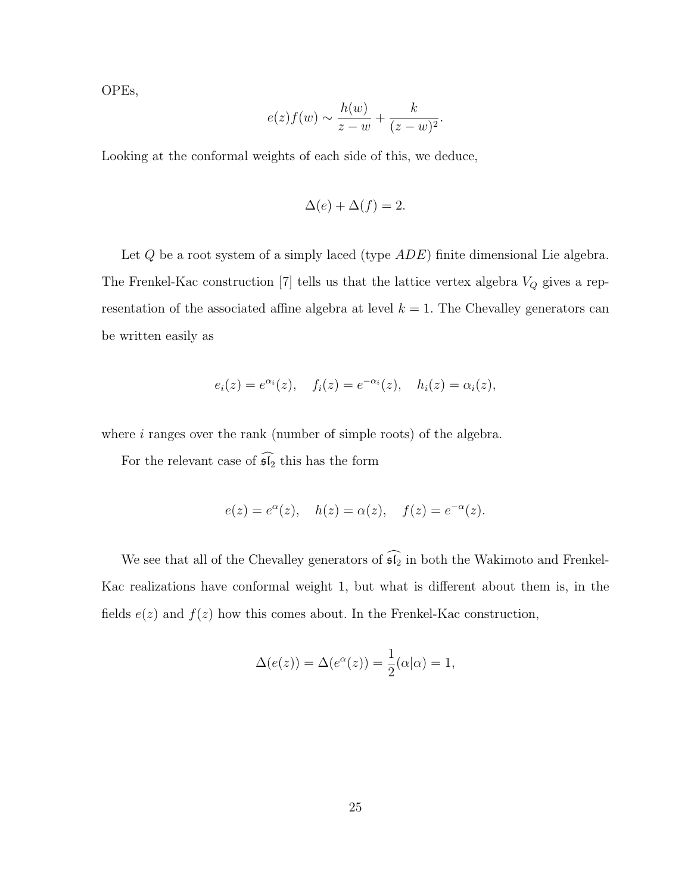OPEs,

$$e(z)f(w) \sim \frac{h(w)}{z-w} + \frac{k}{(z-w)^2}.$$

Looking at the conformal weights of each side of this, we deduce,

$$\Delta(e) + \Delta(f) = 2.$$

Let $Q$ be a root system of a simply laced (type $ADE$) finite dimensional Lie algebra. The Frenkel-Kac construction [7] tells us that the lattice vertex algebra $V_Q$ gives a representation of the associated affine algebra at level $k = 1$. The Chevalley generators can be written easily as

$$e_i(z) = e^{\alpha_i}(z), \quad f_i(z) = e^{-\alpha_i}(z), \quad h_i(z) = \alpha_i(z),$$

where $i$ ranges over the rank (number of simple roots) of the algebra.

For the relevant case of $\widehat{\mathfrak{sl}_2}$ this has the form

$$e(z) = e^{\alpha}(z), \quad h(z) = \alpha(z), \quad f(z) = e^{-\alpha}(z).$$

We see that all of the Chevalley generators of $\widehat{\mathfrak{sl}_2}$ in both the Wakimoto and Frenkel-Kac realizations have conformal weight 1, but what is different about them is, in the fields $e(z)$ and $f(z)$ how this comes about. In the Frenkel-Kac construction,

$$\Delta(e(z)) = \Delta(e^{\alpha}(z)) = \frac{1}{2}(\alpha|\alpha) = 1,$$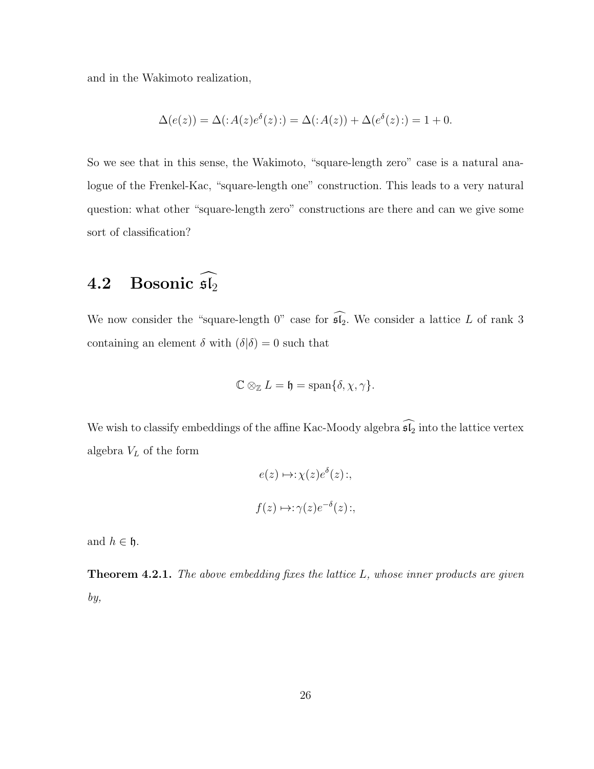and in the Wakimoto realization,

$$\Delta(e(z)) = \Delta(:A(z)e^{\delta}(z):) = \Delta(:A(z)) + \Delta(e^{\delta}(z):) = 1 + 0.$$

So we see that in this sense, the Wakimoto, "square-length zero" case is a natural analogue of the Frenkel-Kac, "square-length one" construction. This leads to a very natural question: what other "square-length zero" constructions are there and can we give some sort of classification?

## 4.2 Bosonic $\widehat{\mathfrak{sl}_2}$

We now consider the "square-length 0" case for $\widehat{\mathfrak{sl}_2}$. We consider a lattice $L$ of rank 3 containing an element $\delta$ with $(\delta|\delta) = 0$ such that

$$\mathbb{C} \otimes_{\mathbb{Z}} L = \mathfrak{h} = \text{span}\{\delta, \chi, \gamma\}.$$

We wish to classify embeddings of the affine Kac-Moody algebra $\widehat{\mathfrak{sl}_2}$ into the lattice vertex algebra $V_L$ of the form

$$e(z) \mapsto :\chi(z)e^{\delta}(z):,$$

$$f(z) \mapsto :\gamma(z)e^{-\delta}(z):,$$

and $h \in \mathfrak{h}$.

**Theorem 4.2.1.** *The above embedding fixes the lattice $L$, whose inner products are given by,*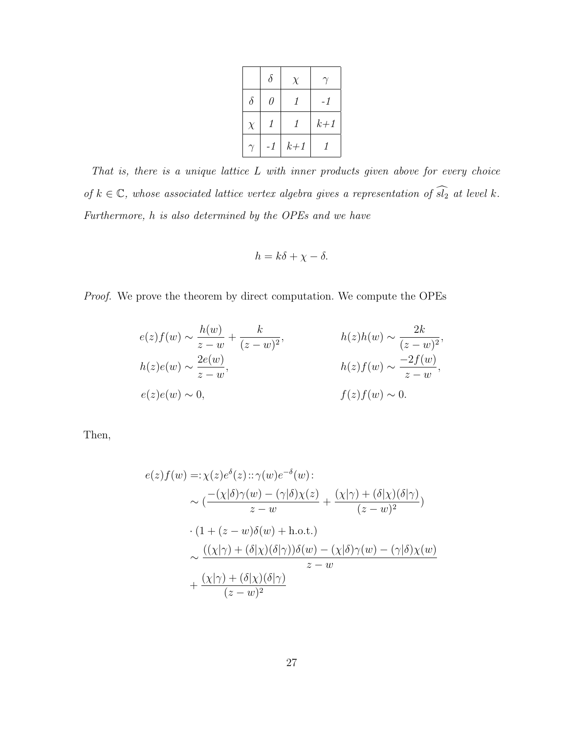|  | $\delta$ | $\chi$ | $\gamma$ |
|---|---|---|---|
| $\delta$ | *0* | *1* | *-1* |
| $\chi$ | *1* | *1* | *k+1* |
| $\gamma$ | *-1* | *k+1* | *1* |

*That is, there is a unique lattice $L$ with inner products given above for every choice of $k \in \mathbb{C}$, whose associated lattice vertex algebra gives a representation of $\widehat{sl_2}$ at level $k$. Furthermore, $h$ is also determined by the OPEs and we have*

$$h = k\delta + \chi - \delta.$$

*Proof.* We prove the theorem by direct computation. We compute the OPEs

$$e(z)f(w) \sim \frac{h(w)}{z-w} + \frac{k}{(z-w)^2}, \qquad h(z)h(w) \sim \frac{2k}{(z-w)^2},$$

$$h(z)e(w) \sim \frac{2e(w)}{z-w}, \qquad h(z)f(w) \sim \frac{-2f(w)}{z-w},$$

$$e(z)e(w) \sim 0, \qquad f(z)f(w) \sim 0.$$

Then,

$$\begin{aligned}
e(z)f(w) =& :\chi(z)e^{\delta}(z)::\gamma(w)e^{-\delta}(w): \\
&\sim \left(\frac{-(\chi|\delta)\gamma(w) - (\gamma|\delta)\chi(z)}{z-w} + \frac{(\chi|\gamma) + (\delta|\chi)(\delta|\gamma)}{(z-w)^2}\right) \\
&\cdot (1 + (z-w)\delta(w) + \text{h.o.t.}) \\
&\sim \frac{((\chi|\gamma) + (\delta|\chi)(\delta|\gamma))\delta(w) - (\chi|\delta)\gamma(w) - (\gamma|\delta)\chi(w)}{z-w} \\
&+ \frac{(\chi|\gamma) + (\delta|\chi)(\delta|\gamma)}{(z-w)^2}
\end{aligned}$$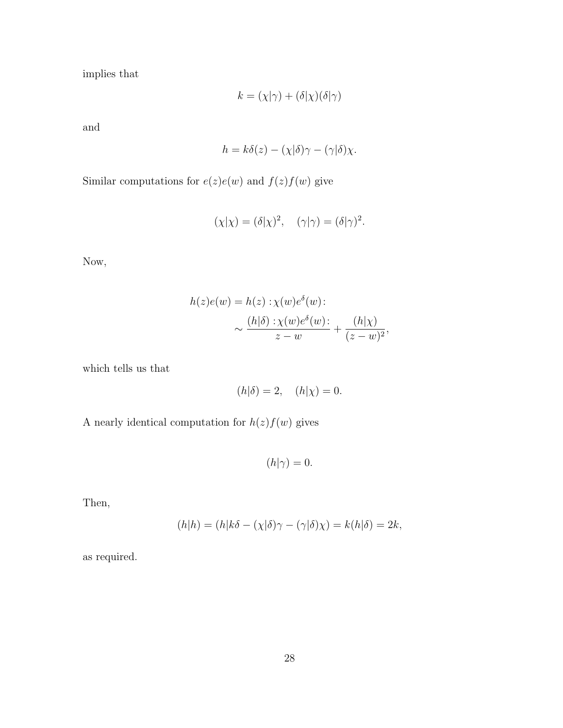implies that

$$k = (\chi|\gamma) + (\delta|\chi)(\delta|\gamma)$$

and

$$h = k\delta(z) - (\chi|\delta)\gamma - (\gamma|\delta)\chi.$$

Similar computations for $e(z)e(w)$ and $f(z)f(w)$ give

$$(\chi|\chi) = (\delta|\chi)^2, \quad (\gamma|\gamma) = (\delta|\gamma)^2.$$

Now,

$$\begin{aligned} h(z)e(w) &= h(z) :\chi(w)e^{\delta}(w): \\ &\sim \frac{(h|\delta) :\chi(w)e^{\delta}(w):}{z-w} + \frac{(h|\chi)}{(z-w)^2}, \end{aligned}$$

which tells us that

$$(h|\delta) = 2, \quad (h|\chi) = 0.$$

A nearly identical computation for $h(z)f(w)$ gives

$$(h|\gamma) = 0.$$

Then,

$$(h|h) = (h|k\delta - (\chi|\delta)\gamma - (\gamma|\delta)\chi) = k(h|\delta) = 2k,$$

as required.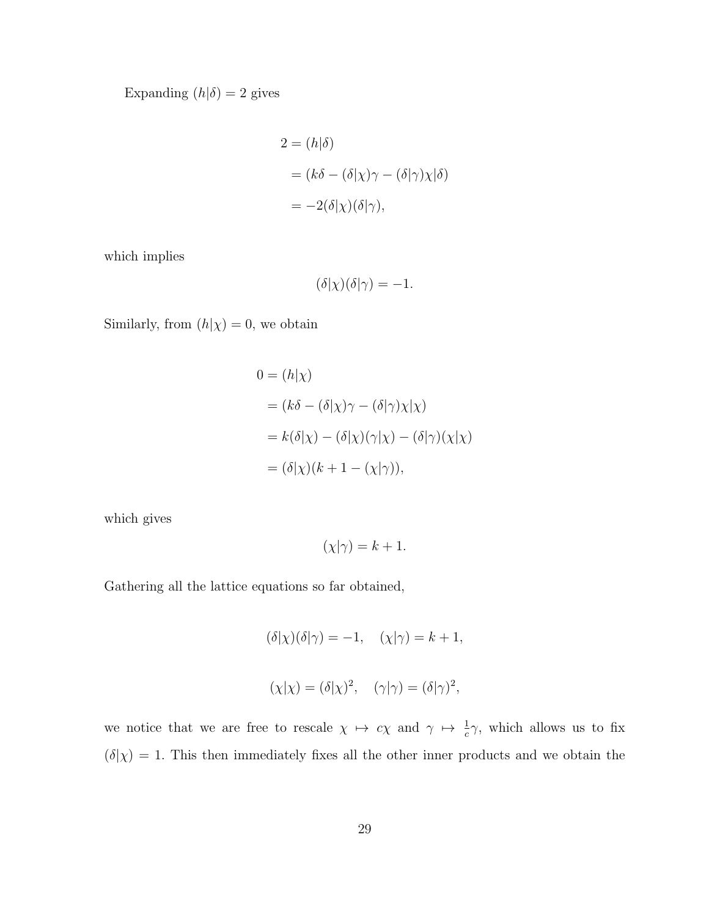Expanding $(h|\delta) = 2$ gives

$$
\begin{aligned}
2 &= (h|\delta) \\
&= (k\delta - (\delta|\chi)\gamma - (\delta|\gamma)\chi|\delta) \\
&= -2(\delta|\chi)(\delta|\gamma),
\end{aligned}
$$

which implies

$$
(\delta|\chi)(\delta|\gamma) = -1.
$$

Similarly, from $(h|\chi) = 0$, we obtain

$$
\begin{aligned}
0 &= (h|\chi) \\
&= (k\delta - (\delta|\chi)\gamma - (\delta|\gamma)\chi|\chi) \\
&= k(\delta|\chi) - (\delta|\chi)(\gamma|\chi) - (\delta|\gamma)(\chi|\chi) \\
&= (\delta|\chi)(k + 1 - (\chi|\gamma)),
\end{aligned}
$$

which gives

$$
(\chi|\gamma) = k + 1.
$$

Gathering all the lattice equations so far obtained,

$$
(\delta|\chi)(\delta|\gamma) = -1, \quad (\chi|\gamma) = k + 1,
$$

$$
(\chi|\chi) = (\delta|\chi)^2, \quad (\gamma|\gamma) = (\delta|\gamma)^2,
$$

we notice that we are free to rescale $\chi \mapsto c\chi$ and $\gamma \mapsto \frac{1}{c}\gamma$, which allows us to fix $(\delta|\chi) = 1$. This then immediately fixes all the other inner products and we obtain the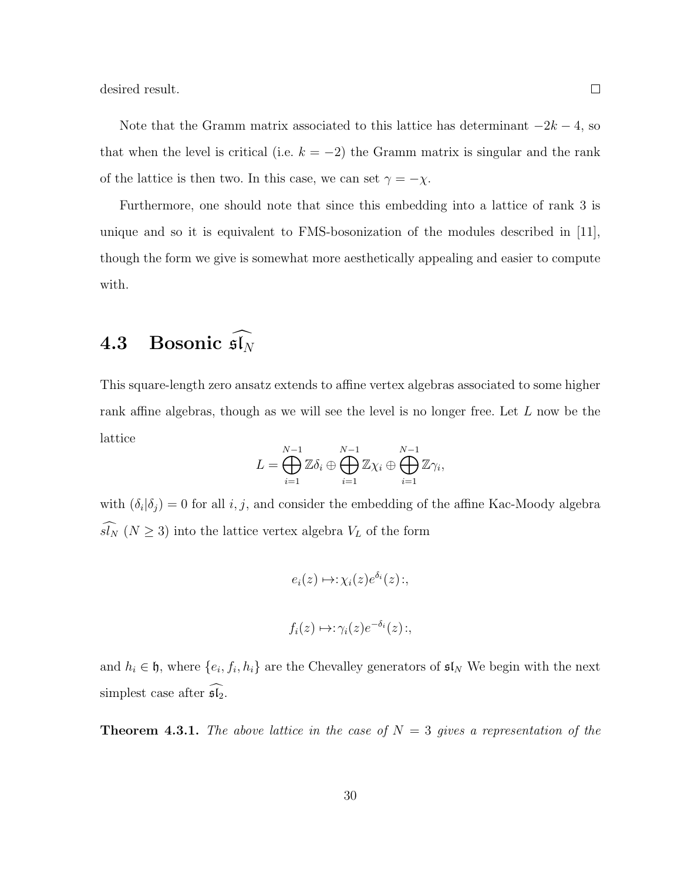desired result. $\square$

Note that the Gramm matrix associated to this lattice has determinant $-2k-4$, so that when the level is critical (i.e. $k=-2$) the Gramm matrix is singular and the rank of the lattice is then two. In this case, we can set $\gamma = -\chi$.

Furthermore, one should note that since this embedding into a lattice of rank 3 is unique and so it is equivalent to FMS-bosonization of the modules described in [11], though the form we give is somewhat more aesthetically appealing and easier to compute with.

## 4.3 Bosonic $\widehat{\mathfrak{sl}}_N$

This square-length zero ansatz extends to affine vertex algebras associated to some higher rank affine algebras, though as we will see the level is no longer free. Let $L$ now be the lattice

$$L = \bigoplus_{i=1}^{N-1} \mathbb{Z}\delta_i \oplus \bigoplus_{i=1}^{N-1} \mathbb{Z}\chi_i \oplus \bigoplus_{i=1}^{N-1} \mathbb{Z}\gamma_i,$$

with $(\delta_i|\delta_j) = 0$ for all $i, j$, and consider the embedding of the affine Kac-Moody algebra $\widehat{sl_N}$ ($N \geq 3$) into the lattice vertex algebra $V_L$ of the form

$$e_i(z) \mapsto :\chi_i(z)e^{\delta_i}(z):,$$

$$f_i(z) \mapsto :\gamma_i(z)e^{-\delta_i}(z):,$$

and $h_i \in \mathfrak{h}$, where $\{e_i, f_i, h_i\}$ are the Chevalley generators of $\mathfrak{sl}_N$ We begin with the next simplest case after $\widehat{\mathfrak{sl}}_2$.

**Theorem 4.3.1.** *The above lattice in the case of $N = 3$ gives a representation of the*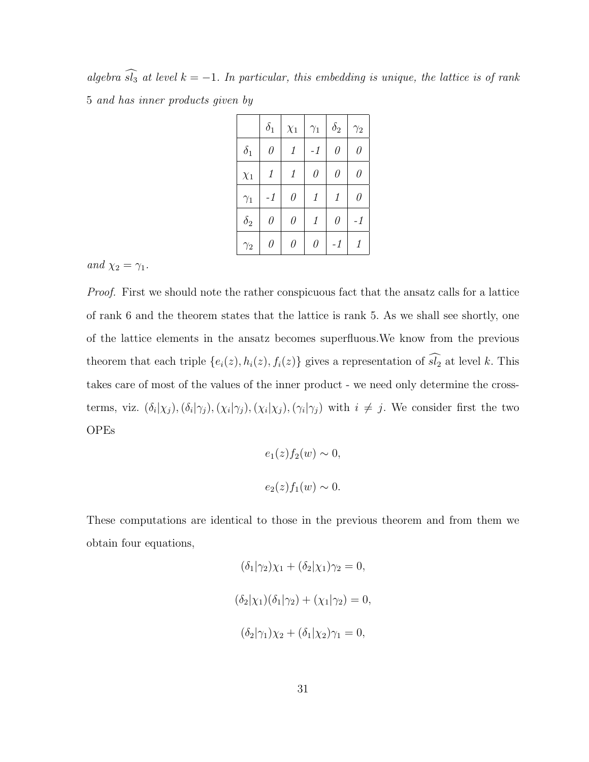*algebra $\widehat{sl_3}$ at level $k = -1$. In particular, this embedding is unique, the lattice is of rank 5 and has inner products given by*

| | $\delta_1$ | $\chi_1$ | $\gamma_1$ | $\delta_2$ | $\gamma_2$ |
|---|---|---|---|---|---|
| $\delta_1$ | *0* | *1* | *-1* | *0* | *0* |
| $\chi_1$ | *1* | *1* | *0* | *0* | *0* |
| $\gamma_1$ | *-1* | *0* | *1* | *1* | *0* |
| $\delta_2$ | *0* | *0* | *1* | *0* | *-1* |
| $\gamma_2$ | *0* | *0* | *0* | *-1* | *1* |

*and $\chi_2 = \gamma_1$.*

*Proof.* First we should note the rather conspicuous fact that the ansatz calls for a lattice of rank 6 and the theorem states that the lattice is rank 5. As we shall see shortly, one of the lattice elements in the ansatz becomes superfluous.We know from the previous theorem that each triple $\{e_i(z), h_i(z), f_i(z)\}$ gives a representation of $\widehat{sl_2}$ at level $k$. This takes care of most of the values of the inner product - we need only determine the cross-terms, viz. $(\delta_i|\chi_j), (\delta_i|\gamma_j), (\chi_i|\gamma_j), (\chi_i|\chi_j), (\gamma_i|\gamma_j)$ with $i \neq j$. We consider first the two OPEs

$$e_1(z)f_2(w) \sim 0,$$

$$e_2(z)f_1(w) \sim 0.$$

These computations are identical to those in the previous theorem and from them we obtain four equations,

$$(\delta_1|\gamma_2)\chi_1 + (\delta_2|\chi_1)\gamma_2 = 0,$$

$$(\delta_2|\chi_1)(\delta_1|\gamma_2) + (\chi_1|\gamma_2) = 0,$$

$$(\delta_2|\gamma_1)\chi_2 + (\delta_1|\chi_2)\gamma_1 = 0,$$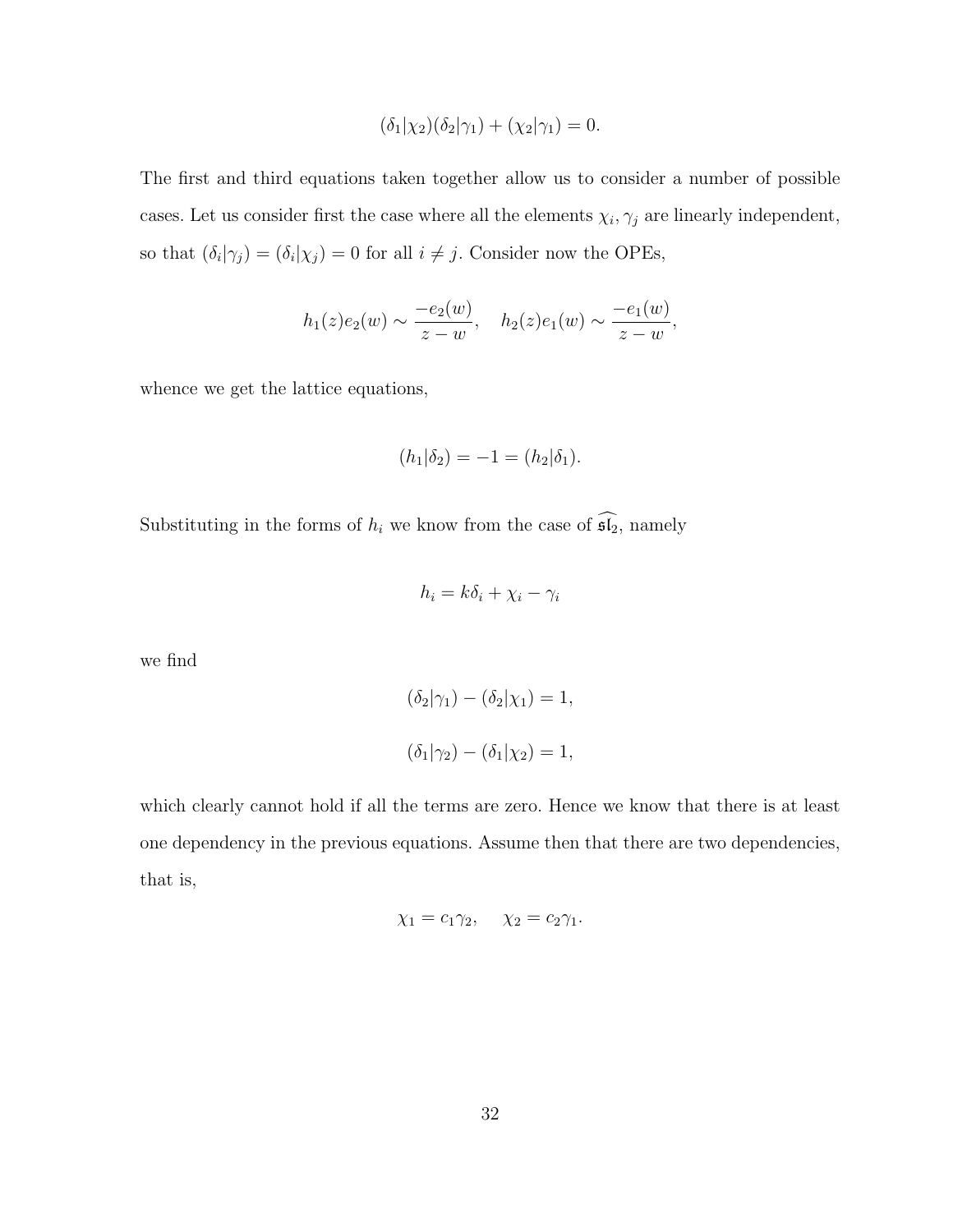$$(\delta_1|\chi_2)(\delta_2|\gamma_1) + (\chi_2|\gamma_1) = 0.$$

The first and third equations taken together allow us to consider a number of possible cases. Let us consider first the case where all the elements $\chi_i, \gamma_j$ are linearly independent, so that $(\delta_i|\gamma_j) = (\delta_i|\chi_j) = 0$ for all $i \neq j$. Consider now the OPEs,

$$h_1(z)e_2(w) \sim \frac{-e_2(w)}{z-w}, \quad h_2(z)e_1(w) \sim \frac{-e_1(w)}{z-w},$$

whence we get the lattice equations,

$$(h_1|\delta_2) = -1 = (h_2|\delta_1).$$

Substituting in the forms of $h_i$ we know from the case of $\widehat{\mathfrak{sl}_2}$, namely

$$h_i = k\delta_i + \chi_i - \gamma_i$$

we find

$$(\delta_2|\gamma_1) - (\delta_2|\chi_1) = 1,$$

$$(\delta_1|\gamma_2) - (\delta_1|\chi_2) = 1,$$

which clearly cannot hold if all the terms are zero. Hence we know that there is at least one dependency in the previous equations. Assume then that there are two dependencies, that is,

$$\chi_1 = c_1\gamma_2, \quad \chi_2 = c_2\gamma_1.$$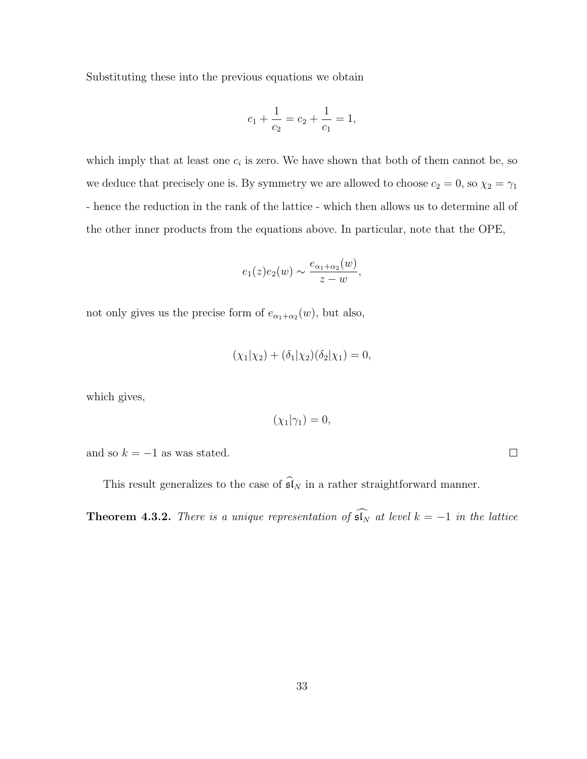Substituting these into the previous equations we obtain

$$c_1 + \frac{1}{c_2} = c_2 + \frac{1}{c_1} = 1,$$

which imply that at least one $c_i$ is zero. We have shown that both of them cannot be, so we deduce that precisely one is. By symmetry we are allowed to choose $c_2 = 0$, so $\chi_2 = \gamma_1$ - hence the reduction in the rank of the lattice - which then allows us to determine all of the other inner products from the equations above. In particular, note that the OPE,

$$e_1(z)e_2(w) \sim \frac{e_{\alpha_1+\alpha_2}(w)}{z-w},$$

not only gives us the precise form of $e_{\alpha_1+\alpha_2}(w)$, but also,

$$(\chi_1|\chi_2) + (\delta_1|\chi_2)(\delta_2|\chi_1) = 0,$$

which gives,

$$(\chi_1|\gamma_1) = 0,$$

and so $k = -1$ as was stated. □

This result generalizes to the case of $\widehat{\mathfrak{sl}}_N$ in a rather straightforward manner.

**Theorem 4.3.2.** *There is a unique representation of $\widehat{\mathfrak{sl}_N}$ at level $k = -1$ in the lattice*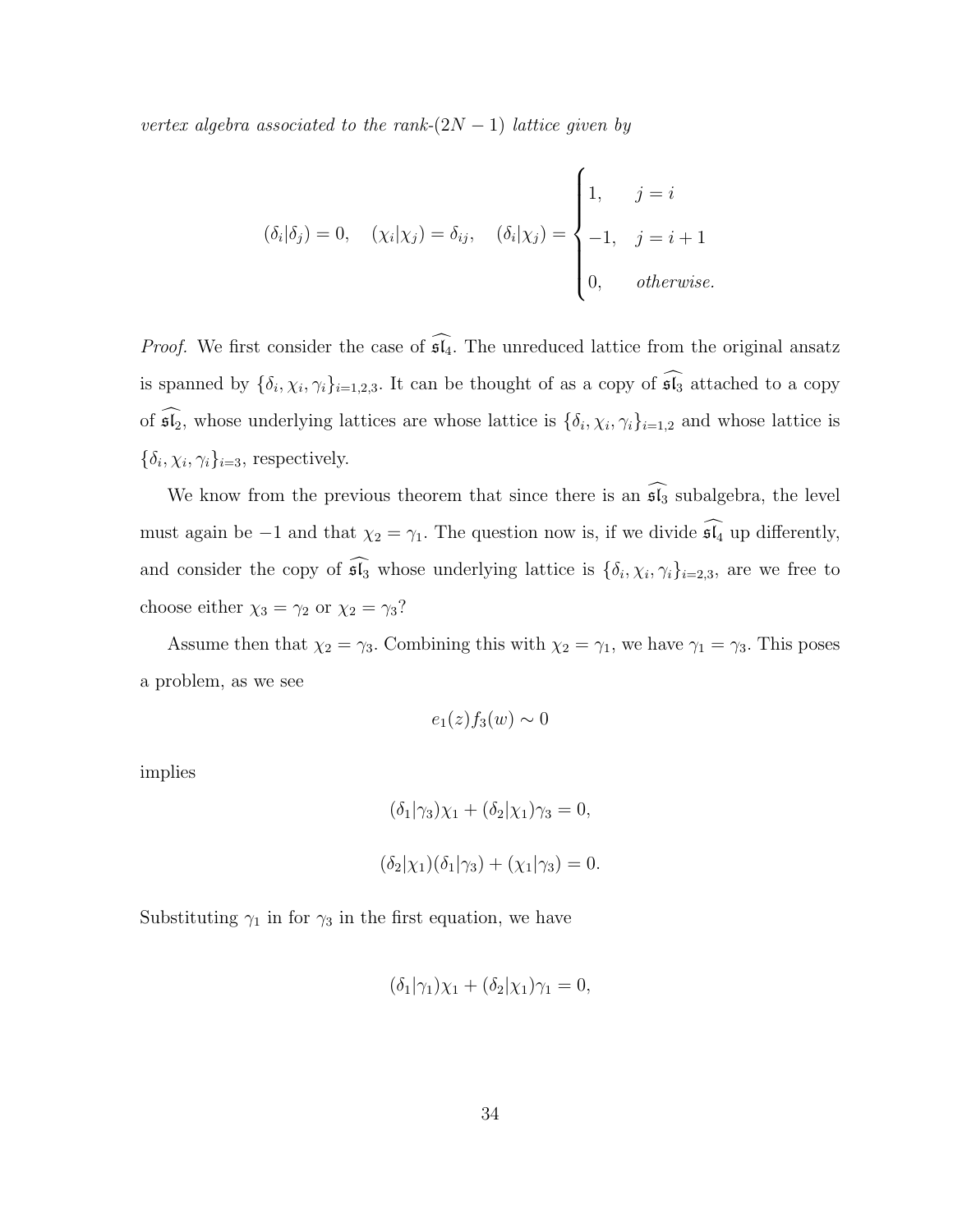*vertex algebra associated to the rank-$(2N-1)$ lattice given by*

$$(\delta_i|\delta_j) = 0, \quad (\chi_i|\chi_j) = \delta_{ij}, \quad (\delta_i|\chi_j) = \begin{cases} 1, & j = i \\ -1, & j = i+1 \\ 0, & \textit{otherwise.} \end{cases}$$

*Proof.* We first consider the case of $\widehat{\mathfrak{sl}_4}$. The unreduced lattice from the original ansatz is spanned by $\{\delta_i, \chi_i, \gamma_i\}_{i=1,2,3}$. It can be thought of as a copy of $\widehat{\mathfrak{sl}_3}$ attached to a copy of $\widehat{\mathfrak{sl}_2}$, whose underlying lattices are whose lattice is $\{\delta_i, \chi_i, \gamma_i\}_{i=1,2}$ and whose lattice is $\{\delta_i, \chi_i, \gamma_i\}_{i=3}$, respectively.

We know from the previous theorem that since there is an $\widehat{\mathfrak{sl}_3}$ subalgebra, the level must again be $-1$ and that $\chi_2 = \gamma_1$. The question now is, if we divide $\widehat{\mathfrak{sl}_4}$ up differently, and consider the copy of $\widehat{\mathfrak{sl}_3}$ whose underlying lattice is $\{\delta_i, \chi_i, \gamma_i\}_{i=2,3}$, are we free to choose either $\chi_3 = \gamma_2$ or $\chi_2 = \gamma_3$?

Assume then that $\chi_2 = \gamma_3$. Combining this with $\chi_2 = \gamma_1$, we have $\gamma_1 = \gamma_3$. This poses a problem, as we see

$$e_1(z)f_3(w) \sim 0$$

implies

$$(\delta_1|\gamma_3)\chi_1 + (\delta_2|\chi_1)\gamma_3 = 0,$$

$$(\delta_2|\chi_1)(\delta_1|\gamma_3) + (\chi_1|\gamma_3) = 0.$$

Substituting $\gamma_1$ in for $\gamma_3$ in the first equation, we have

$$(\delta_1|\gamma_1)\chi_1 + (\delta_2|\chi_1)\gamma_1 = 0,$$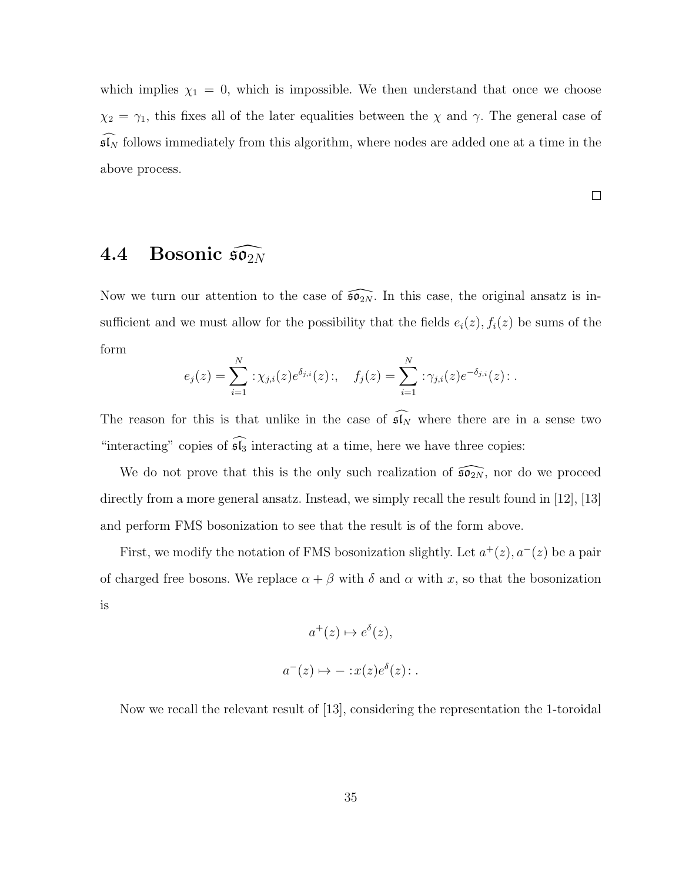which implies $\chi_1 = 0$, which is impossible. We then understand that once we choose $\chi_2 = \gamma_1$, this fixes all of the later equalities between the $\chi$ and $\gamma$. The general case of $\widehat{\mathfrak{sl}_N}$ follows immediately from this algorithm, where nodes are added one at a time in the above process.

□

## 4.4 Bosonic $\widehat{\mathfrak{so}_{2N}}$

Now we turn our attention to the case of $\widehat{\mathfrak{so}_{2N}}$. In this case, the original ansatz is insufficient and we must allow for the possibility that the fields $e_i(z), f_i(z)$ be sums of the form

$$e_j(z) = \sum_{i=1}^{N} :\chi_{j,i}(z)e^{\delta_{j,i}}(z):, \quad f_j(z) = \sum_{i=1}^{N} :\gamma_{j,i}(z)e^{-\delta_{j,i}}(z): .$$

The reason for this is that unlike in the case of $\widehat{\mathfrak{sl}_N}$ where there are in a sense two "interacting" copies of $\widehat{\mathfrak{sl}_3}$ interacting at a time, here we have three copies:

We do not prove that this is the only such realization of $\widehat{\mathfrak{so}_{2N}}$, nor do we proceed directly from a more general ansatz. Instead, we simply recall the result found in [12], [13] and perform FMS bosonization to see that the result is of the form above.

First, we modify the notation of FMS bosonization slightly. Let $a^+(z), a^-(z)$ be a pair of charged free bosons. We replace $\alpha + \beta$ with $\delta$ and $\alpha$ with $x$, so that the bosonization is

$$a^+(z) \mapsto e^{\delta}(z),$$

$$a^-(z) \mapsto - :x(z)e^{\delta}(z): .$$

Now we recall the relevant result of [13], considering the representation the 1-toroidal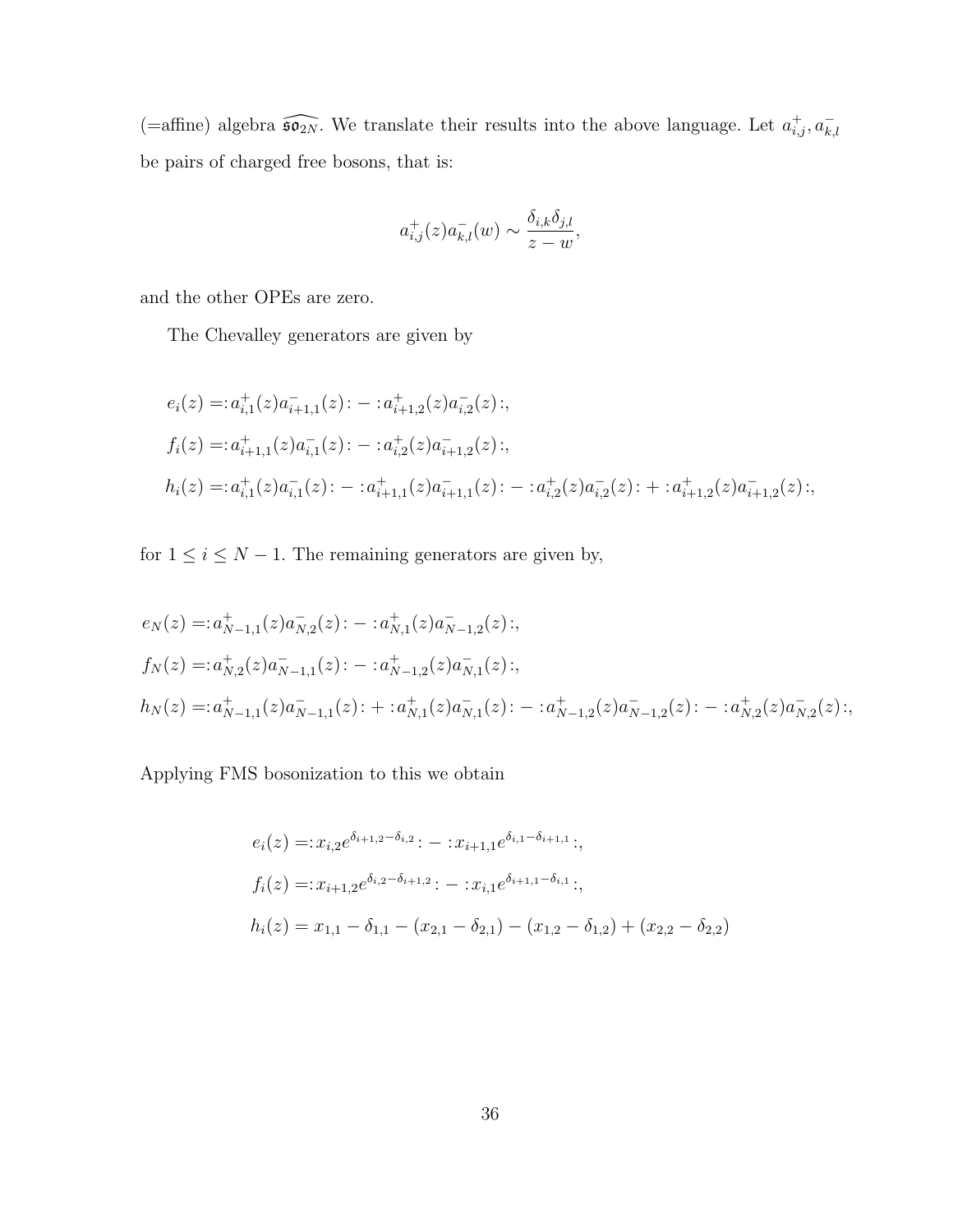(=affine) algebra $\widehat{\mathfrak{so}_{2N}}$. We translate their results into the above language. Let $a^+_{i,j}, a^-_{k,l}$ be pairs of charged free bosons, that is:

$$a^+_{i,j}(z)a^-_{k,l}(w) \sim \frac{\delta_{i,k}\delta_{j,l}}{z-w},$$

and the other OPEs are zero.

The Chevalley generators are given by

$$\begin{aligned}
e_i(z) &= :a^+_{i,1}(z)a^-_{i+1,1}(z): - :a^+_{i+1,2}(z)a^-_{i,2}(z):,\\
f_i(z) &= :a^+_{i+1,1}(z)a^-_{i,1}(z): - :a^+_{i,2}(z)a^-_{i+1,2}(z):,\\
h_i(z) &= :a^+_{i,1}(z)a^-_{i,1}(z): - :a^+_{i+1,1}(z)a^-_{i+1,1}(z): - :a^+_{i,2}(z)a^-_{i,2}(z): + :a^+_{i+1,2}(z)a^-_{i+1,2}(z):,
\end{aligned}$$

for $1 \leq i \leq N-1$. The remaining generators are given by,

$$\begin{aligned}
e_N(z) &= :a^+_{N-1,1}(z)a^-_{N,2}(z): - :a^+_{N,1}(z)a^-_{N-1,2}(z):,\\
f_N(z) &= :a^+_{N,2}(z)a^-_{N-1,1}(z): - :a^+_{N-1,2}(z)a^-_{N,1}(z):,\\
h_N(z) &= :a^+_{N-1,1}(z)a^-_{N-1,1}(z): + :a^+_{N,1}(z)a^-_{N,1}(z): - :a^+_{N-1,2}(z)a^-_{N-1,2}(z): - :a^+_{N,2}(z)a^-_{N,2}(z):,
\end{aligned}$$

Applying FMS bosonization to this we obtain

$$\begin{aligned}
e_i(z) &= :x_{i,2}e^{\delta_{i+1,2}-\delta_{i,2}}: - :x_{i+1,1}e^{\delta_{i,1}-\delta_{i+1,1}}:,\\
f_i(z) &= :x_{i+1,2}e^{\delta_{i,2}-\delta_{i+1,2}}: - :x_{i,1}e^{\delta_{i+1,1}-\delta_{i,1}}:,\\
h_i(z) &= x_{1,1} - \delta_{1,1} - (x_{2,1} - \delta_{2,1}) - (x_{1,2} - \delta_{1,2}) + (x_{2,2} - \delta_{2,2})
\end{aligned}$$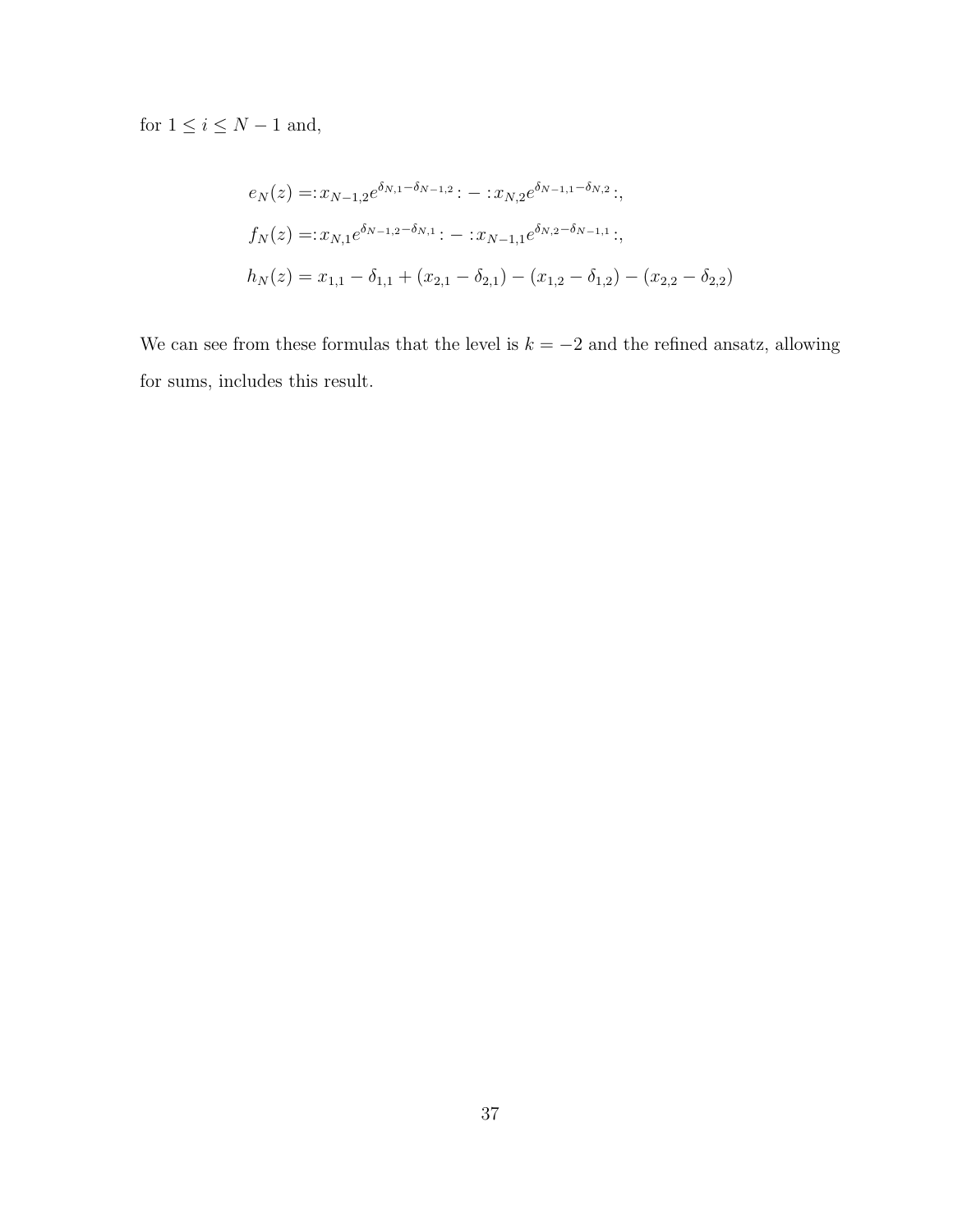for $1 \leq i \leq N-1$ and,

$$
\begin{aligned}
e_N(z) &= :x_{N-1,2}e^{\delta_{N,1}-\delta_{N-1,2}}: - :x_{N,2}e^{\delta_{N-1,1}-\delta_{N,2}}:, \\
f_N(z) &= :x_{N,1}e^{\delta_{N-1,2}-\delta_{N,1}}: - :x_{N-1,1}e^{\delta_{N,2}-\delta_{N-1,1}}:, \\
h_N(z) &= x_{1,1} - \delta_{1,1} + (x_{2,1} - \delta_{2,1}) - (x_{1,2} - \delta_{1,2}) - (x_{2,2} - \delta_{2,2})
\end{aligned}
$$

We can see from these formulas that the level is $k = -2$ and the refined ansatz, allowing for sums, includes this result.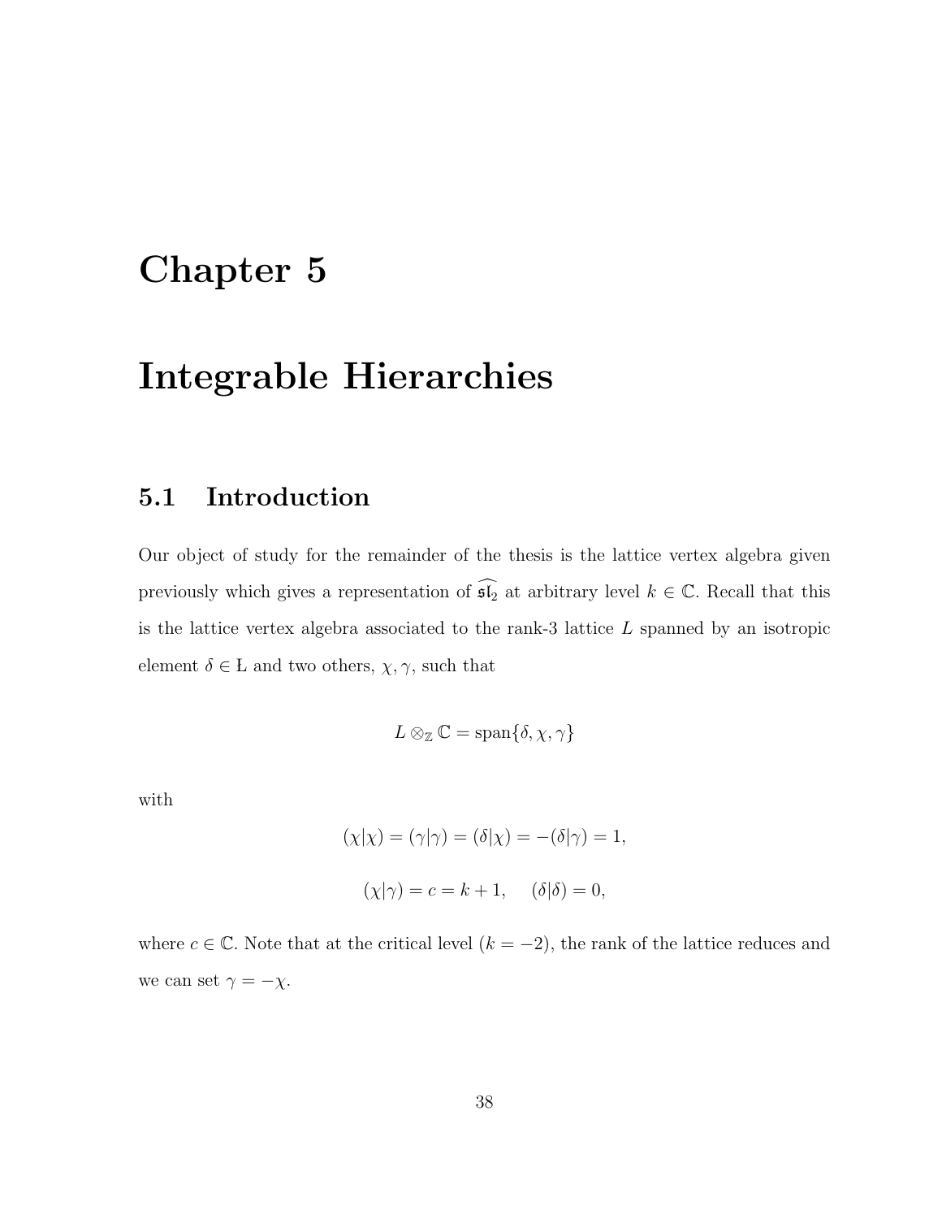# Chapter 5

# Integrable Hierarchies

## 5.1 Introduction

Our object of study for the remainder of the thesis is the lattice vertex algebra given previously which gives a representation of $\widehat{\mathfrak{sl}_2}$ at arbitrary level $k \in \mathbb{C}$. Recall that this is the lattice vertex algebra associated to the rank-3 lattice $L$ spanned by an isotropic element $\delta \in \mathrm{L}$ and two others, $\chi, \gamma$, such that

$$L \otimes_{\mathbb{Z}} \mathbb{C} = \operatorname{span}\{\delta, \chi, \gamma\}$$

with

$$(\chi|\chi) = (\gamma|\gamma) = (\delta|\chi) = -(\delta|\gamma) = 1,$$

$$(\chi|\gamma) = c = k+1, \quad (\delta|\delta) = 0,$$

where $c \in \mathbb{C}$. Note that at the critical level ($k = -2$), the rank of the lattice reduces and we can set $\gamma = -\chi$.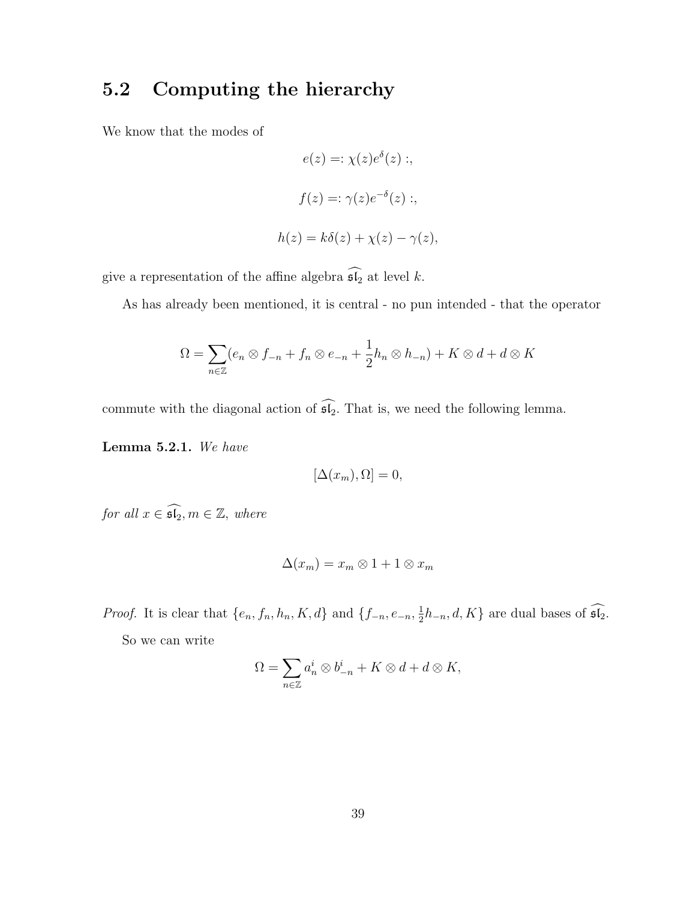## 5.2 Computing the hierarchy

We know that the modes of

$$e(z) =: \chi(z)e^{\delta}(z) :,$$

$$f(z) =: \gamma(z)e^{-\delta}(z) :,$$

$$h(z) = k\delta(z) + \chi(z) - \gamma(z),$$

give a representation of the affine algebra $\widehat{\mathfrak{sl}_2}$ at level $k$.

As has already been mentioned, it is central - no pun intended - that the operator

$$\Omega = \sum_{n \in \mathbb{Z}} (e_n \otimes f_{-n} + f_n \otimes e_{-n} + \frac{1}{2} h_n \otimes h_{-n}) + K \otimes d + d \otimes K$$

commute with the diagonal action of $\widehat{\mathfrak{sl}_2}$. That is, we need the following lemma.

**Lemma 5.2.1.** *We have*

$$[\Delta(x_m), \Omega] = 0,$$

*for all $x \in \widehat{\mathfrak{sl}_2}, m \in \mathbb{Z}$, where*

$$\Delta(x_m) = x_m \otimes 1 + 1 \otimes x_m$$

*Proof.* It is clear that $\{e_n, f_n, h_n, K, d\}$ and $\{f_{-n}, e_{-n}, \frac{1}{2}h_{-n}, d, K\}$ are dual bases of $\widehat{\mathfrak{sl}_2}$.

So we can write

$$\Omega = \sum_{n \in \mathbb{Z}} a_n^i \otimes b_{-n}^i + K \otimes d + d \otimes K,$$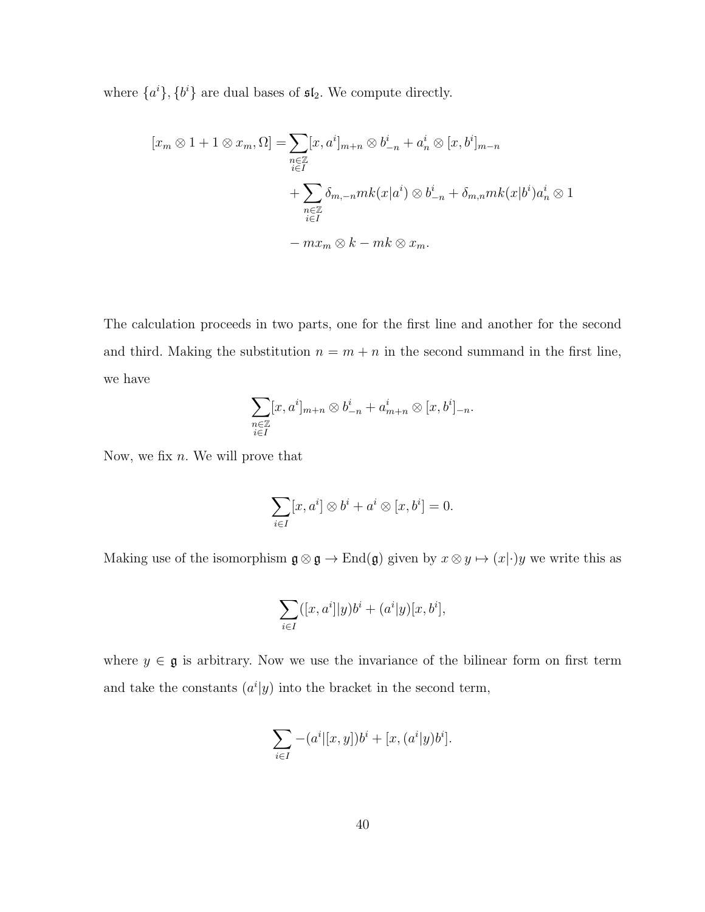where $\{a^i\}, \{b^i\}$ are dual bases of $\mathfrak{sl}_2$. We compute directly.

$$
\begin{aligned}
[x_m \otimes 1 + 1 \otimes x_m, \Omega] = &\sum_{\substack{n\in\mathbb{Z} \\ i\in I}} [x, a^i]_{m+n} \otimes b^i_{-n} + a^i_n \otimes [x, b^i]_{m-n} \\
&+ \sum_{\substack{n\in\mathbb{Z} \\ i\in I}} \delta_{m,-n} mk(x|a^i) \otimes b^i_{-n} + \delta_{m,n} mk(x|b^i) a^i_n \otimes 1 \\
&- m x_m \otimes k - mk \otimes x_m.
\end{aligned}
$$

The calculation proceeds in two parts, one for the first line and another for the second and third. Making the substitution $n = m + n$ in the second summand in the first line, we have

$$
\sum_{\substack{n\in\mathbb{Z} \\ i\in I}} [x, a^i]_{m+n} \otimes b^i_{-n} + a^i_{m+n} \otimes [x, b^i]_{-n}.
$$

Now, we fix $n$. We will prove that

$$
\sum_{i\in I} [x, a^i] \otimes b^i + a^i \otimes [x, b^i] = 0.
$$

Making use of the isomorphism $\mathfrak{g} \otimes \mathfrak{g} \to \mathrm{End}(\mathfrak{g})$ given by $x \otimes y \mapsto (x|\cdot)y$ we write this as

$$
\sum_{i\in I} ([x, a^i]|y) b^i + (a^i|y)[x, b^i],
$$

where $y \in \mathfrak{g}$ is arbitrary. Now we use the invariance of the bilinear form on first term and take the constants $(a^i|y)$ into the bracket in the second term,

$$
\sum_{i\in I} -(a^i|[x, y]) b^i + [x, (a^i|y) b^i].
$$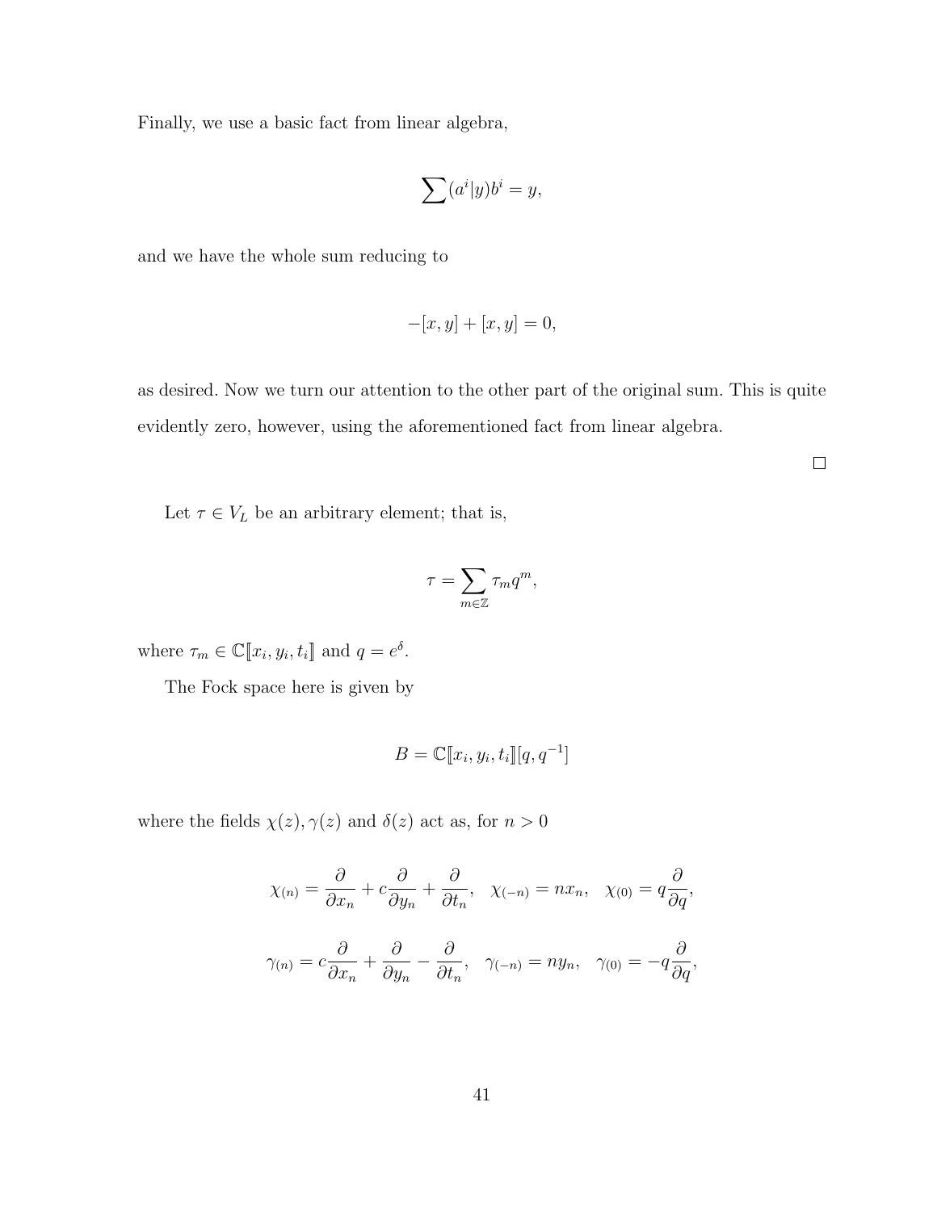Finally, we use a basic fact from linear algebra,

$$\sum (a^i|y)b^i = y,$$

and we have the whole sum reducing to

$$-[x, y] + [x, y] = 0,$$

as desired. Now we turn our attention to the other part of the original sum. This is quite evidently zero, however, using the aforementioned fact from linear algebra.

□

Let $\tau \in V_L$ be an arbitrary element; that is,

$$\tau = \sum_{m \in \mathbb{Z}} \tau_m q^m,$$

where $\tau_m \in \mathbb{C}[\![x_i, y_i, t_i]\!]$ and $q = e^{\delta}$.

The Fock space here is given by

$$B = \mathbb{C}[\![x_i, y_i, t_i]\!][q, q^{-1}]$$

where the fields $\chi(z), \gamma(z)$ and $\delta(z)$ act as, for $n > 0$

$$\chi_{(n)} = \frac{\partial}{\partial x_n} + c\frac{\partial}{\partial y_n} + \frac{\partial}{\partial t_n}, \quad \chi_{(-n)} = n x_n, \quad \chi_{(0)} = q\frac{\partial}{\partial q},$$

$$\gamma_{(n)} = c\frac{\partial}{\partial x_n} + \frac{\partial}{\partial y_n} - \frac{\partial}{\partial t_n}, \quad \gamma_{(-n)} = n y_n, \quad \gamma_{(0)} = -q\frac{\partial}{\partial q},$$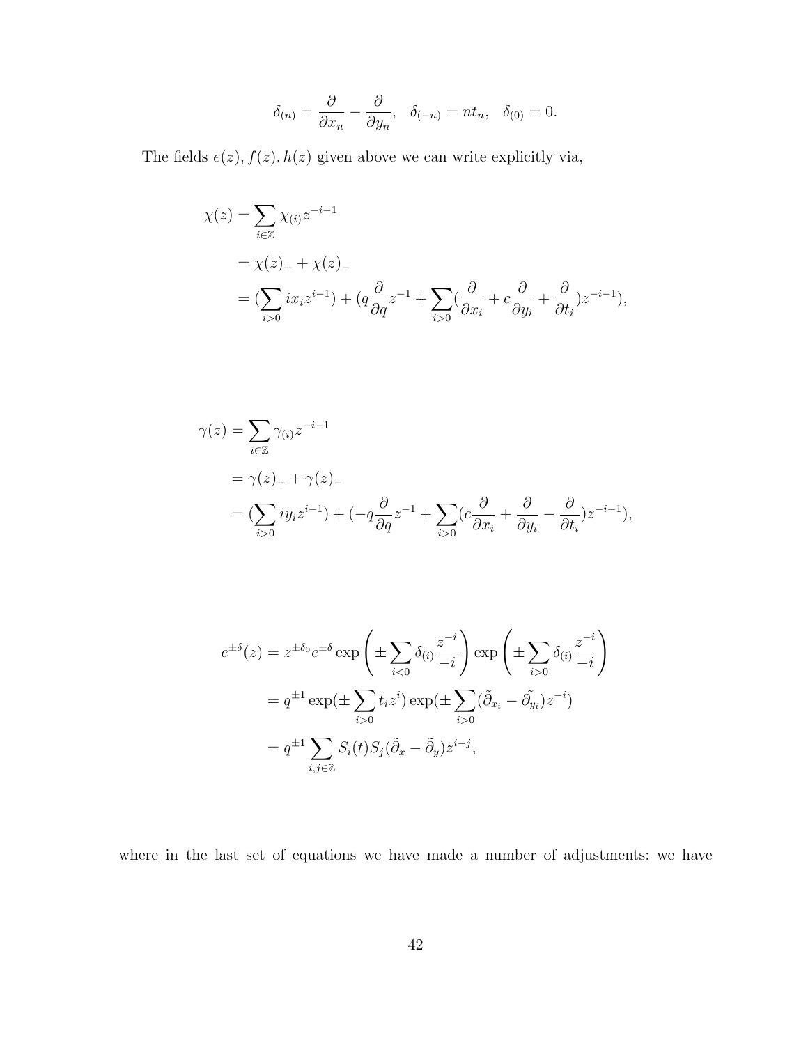$$\delta_{(n)} = \frac{\partial}{\partial x_n} - \frac{\partial}{\partial y_n}, \quad \delta_{(-n)} = nt_n, \quad \delta_{(0)} = 0.$$

The fields $e(z), f(z), h(z)$ given above we can write explicitly via,

$$\begin{aligned}
\chi(z) &= \sum_{i\in\mathbb{Z}} \chi_{(i)} z^{-i-1} \\
&= \chi(z)_+ + \chi(z)_- \\
&= (\sum_{i>0} i x_i z^{i-1}) + (q\frac{\partial}{\partial q} z^{-1} + \sum_{i>0} (\frac{\partial}{\partial x_i} + c\frac{\partial}{\partial y_i} + \frac{\partial}{\partial t_i}) z^{-i-1}),
\end{aligned}$$

$$\begin{aligned}
\gamma(z) &= \sum_{i\in\mathbb{Z}} \gamma_{(i)} z^{-i-1} \\
&= \gamma(z)_+ + \gamma(z)_- \\
&= (\sum_{i>0} i y_i z^{i-1}) + (-q\frac{\partial}{\partial q} z^{-1} + \sum_{i>0} (c\frac{\partial}{\partial x_i} + \frac{\partial}{\partial y_i} - \frac{\partial}{\partial t_i}) z^{-i-1}),
\end{aligned}$$

$$\begin{aligned}
e^{\pm\delta}(z) &= z^{\pm\delta_0} e^{\pm\delta} \exp\left(\pm\sum_{i<0} \delta_{(i)} \frac{z^{-i}}{-i}\right) \exp\left(\pm\sum_{i>0} \delta_{(i)} \frac{z^{-i}}{-i}\right) \\
&= q^{\pm 1} \exp(\pm\sum_{i>0} t_i z^i) \exp(\pm\sum_{i>0} (\tilde{\partial}_{x_i} - \tilde{\partial_{y_i}}) z^{-i}) \\
&= q^{\pm 1} \sum_{i,j\in\mathbb{Z}} S_i(t) S_j(\tilde{\partial}_x - \tilde{\partial}_y) z^{i-j},
\end{aligned}$$

where in the last set of equations we have made a number of adjustments: we have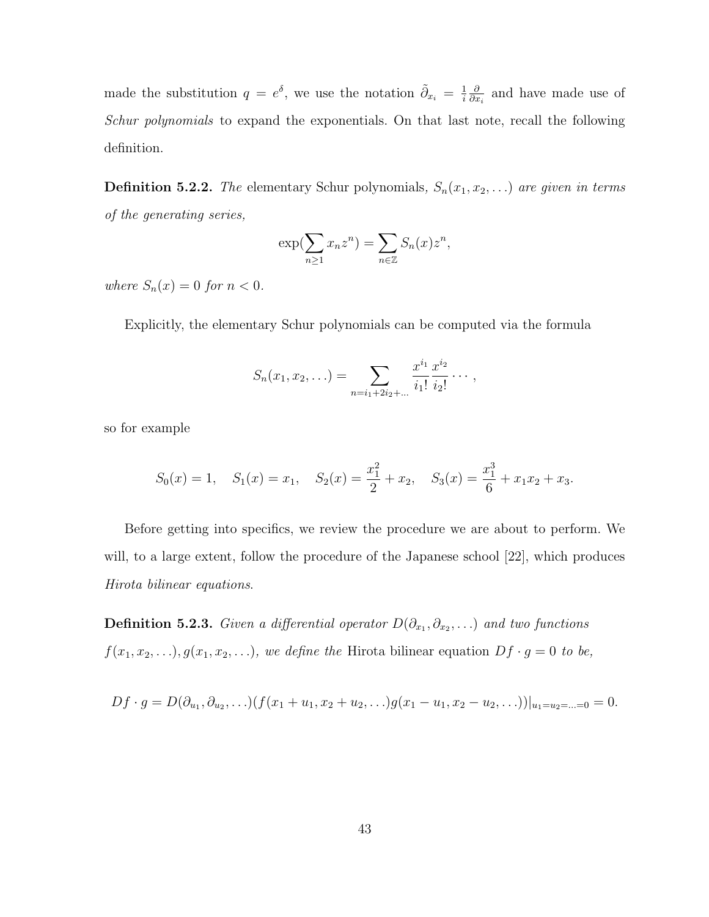made the substitution $q = e^{\delta}$, we use the notation $\tilde{\partial}_{x_i} = \frac{1}{i}\frac{\partial}{\partial x_i}$ and have made use of *Schur polynomials* to expand the exponentials. On that last note, recall the following definition.

**Definition 5.2.2.** *The* elementary Schur polynomials*, $S_n(x_1, x_2, \ldots)$ are given in terms of the generating series,*

$$\exp(\sum_{n\geq 1} x_n z^n) = \sum_{n\in\mathbb{Z}} S_n(x) z^n,$$

*where $S_n(x) = 0$ for $n < 0$.*

Explicitly, the elementary Schur polynomials can be computed via the formula

$$S_n(x_1, x_2, \ldots) = \sum_{n=i_1+2i_2+\ldots} \frac{x^{i_1}}{i_1!}\frac{x^{i_2}}{i_2!}\cdots,$$

so for example

$$S_0(x) = 1, \quad S_1(x) = x_1, \quad S_2(x) = \frac{x_1^2}{2} + x_2, \quad S_3(x) = \frac{x_1^3}{6} + x_1 x_2 + x_3.$$

Before getting into specifics, we review the procedure we are about to perform. We will, to a large extent, follow the procedure of the Japanese school [22], which produces *Hirota bilinear equations*.

**Definition 5.2.3.** *Given a differential operator $D(\partial_{x_1}, \partial_{x_2}, \ldots)$ and two functions $f(x_1, x_2, \ldots), g(x_1, x_2, \ldots)$, we define the* Hirota bilinear equation $Df \cdot g = 0$ *to be,*

$$Df \cdot g = D(\partial_{u_1}, \partial_{u_2}, \ldots)(f(x_1 + u_1, x_2 + u_2, \ldots)g(x_1 - u_1, x_2 - u_2, \ldots))|_{u_1=u_2=\ldots=0} = 0.$$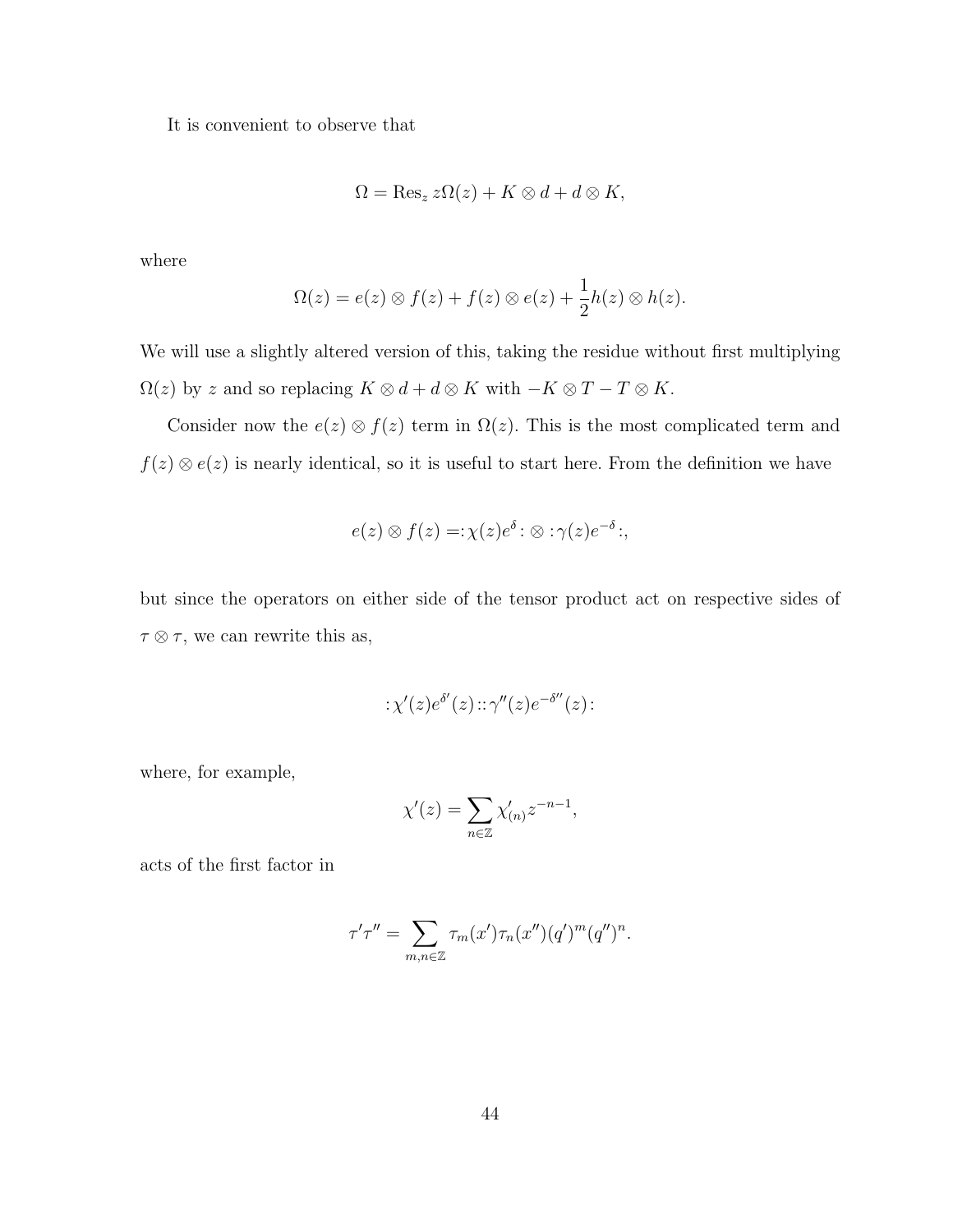It is convenient to observe that

$$\Omega = \mathrm{Res}_z\, z\Omega(z) + K \otimes d + d \otimes K,$$

where

$$\Omega(z) = e(z) \otimes f(z) + f(z) \otimes e(z) + \frac{1}{2} h(z) \otimes h(z).$$

We will use a slightly altered version of this, taking the residue without first multiplying $\Omega(z)$ by $z$ and so replacing $K \otimes d + d \otimes K$ with $-K \otimes T - T \otimes K$.

Consider now the $e(z) \otimes f(z)$ term in $\Omega(z)$. This is the most complicated term and $f(z) \otimes e(z)$ is nearly identical, so it is useful to start here. From the definition we have

$$e(z) \otimes f(z) =: \chi(z) e^{\delta} : \otimes : \gamma(z) e^{-\delta} :,$$

but since the operators on either side of the tensor product act on respective sides of $\tau \otimes \tau$, we can rewrite this as,

$$: \chi'(z) e^{\delta'}(z) :: \gamma''(z) e^{-\delta''}(z) :$$

where, for example,

$$\chi'(z) = \sum_{n \in \mathbb{Z}} \chi'_{(n)} z^{-n-1},$$

acts of the first factor in

$$\tau' \tau'' = \sum_{m,n \in \mathbb{Z}} \tau_m(x') \tau_n(x'') (q')^m (q'')^n.$$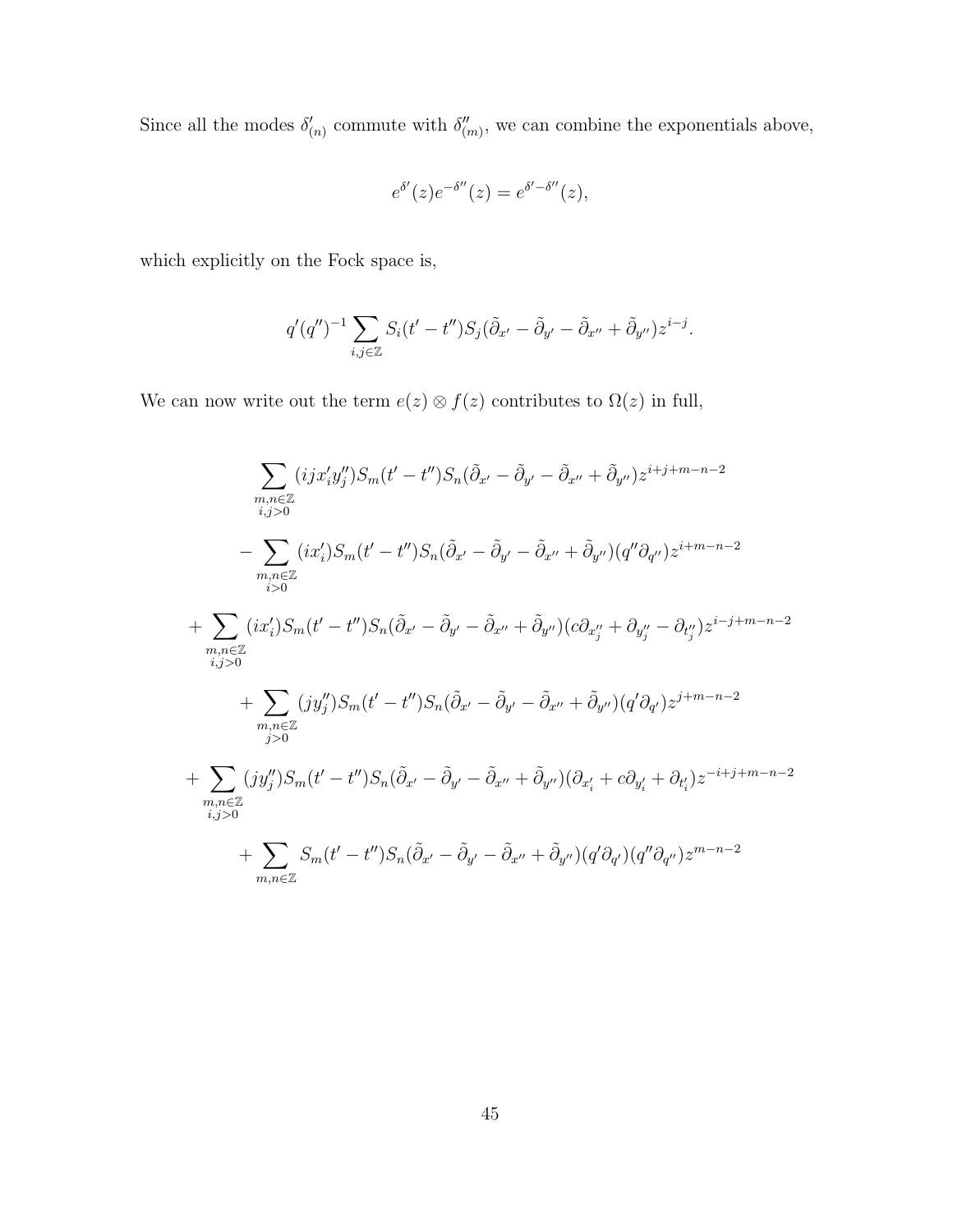Since all the modes $\delta'_{(n)}$ commute with $\delta''_{(m)}$, we can combine the exponentials above,

$$e^{\delta'}(z)e^{-\delta''}(z) = e^{\delta'-\delta''}(z),$$

which explicitly on the Fock space is,

$$q'(q'')^{-1}\sum_{i,j\in\mathbb{Z}} S_i(t'-t'')S_j(\tilde{\partial}_{x'}-\tilde{\partial}_{y'}-\tilde{\partial}_{x''}+\tilde{\partial}_{y''})z^{i-j}.$$

We can now write out the term $e(z)\otimes f(z)$ contributes to $\Omega(z)$ in full,

$$\sum_{\substack{m,n\in\mathbb{Z}\\ i,j>0}} (ijx'_iy''_j)S_m(t'-t'')S_n(\tilde{\partial}_{x'}-\tilde{\partial}_{y'}-\tilde{\partial}_{x''}+\tilde{\partial}_{y''})z^{i+j+m-n-2}$$

$$-\sum_{\substack{m,n\in\mathbb{Z}\\ i>0}} (ix'_i)S_m(t'-t'')S_n(\tilde{\partial}_{x'}-\tilde{\partial}_{y'}-\tilde{\partial}_{x''}+\tilde{\partial}_{y''})(q''\partial_{q''})z^{i+m-n-2}$$

$$+\sum_{\substack{m,n\in\mathbb{Z}\\ i,j>0}} (ix'_i)S_m(t'-t'')S_n(\tilde{\partial}_{x'}-\tilde{\partial}_{y'}-\tilde{\partial}_{x''}+\tilde{\partial}_{y''})(c\partial_{x''_j}+\partial_{y''_j}-\partial_{t''_j})z^{i-j+m-n-2}$$

$$+\sum_{\substack{m,n\in\mathbb{Z}\\ j>0}} (jy''_j)S_m(t'-t'')S_n(\tilde{\partial}_{x'}-\tilde{\partial}_{y'}-\tilde{\partial}_{x''}+\tilde{\partial}_{y''})(q'\partial_{q'})z^{j+m-n-2}$$

$$+\sum_{\substack{m,n\in\mathbb{Z}\\ i,j>0}} (jy''_j)S_m(t'-t'')S_n(\tilde{\partial}_{x'}-\tilde{\partial}_{y'}-\tilde{\partial}_{x''}+\tilde{\partial}_{y''})(\partial_{x'_i}+c\partial_{y'_i}+\partial_{t'_i})z^{-i+j+m-n-2}$$

$$+\sum_{m,n\in\mathbb{Z}} S_m(t'-t'')S_n(\tilde{\partial}_{x'}-\tilde{\partial}_{y'}-\tilde{\partial}_{x''}+\tilde{\partial}_{y''})(q'\partial_{q'})(q''\partial_{q''})z^{m-n-2}$$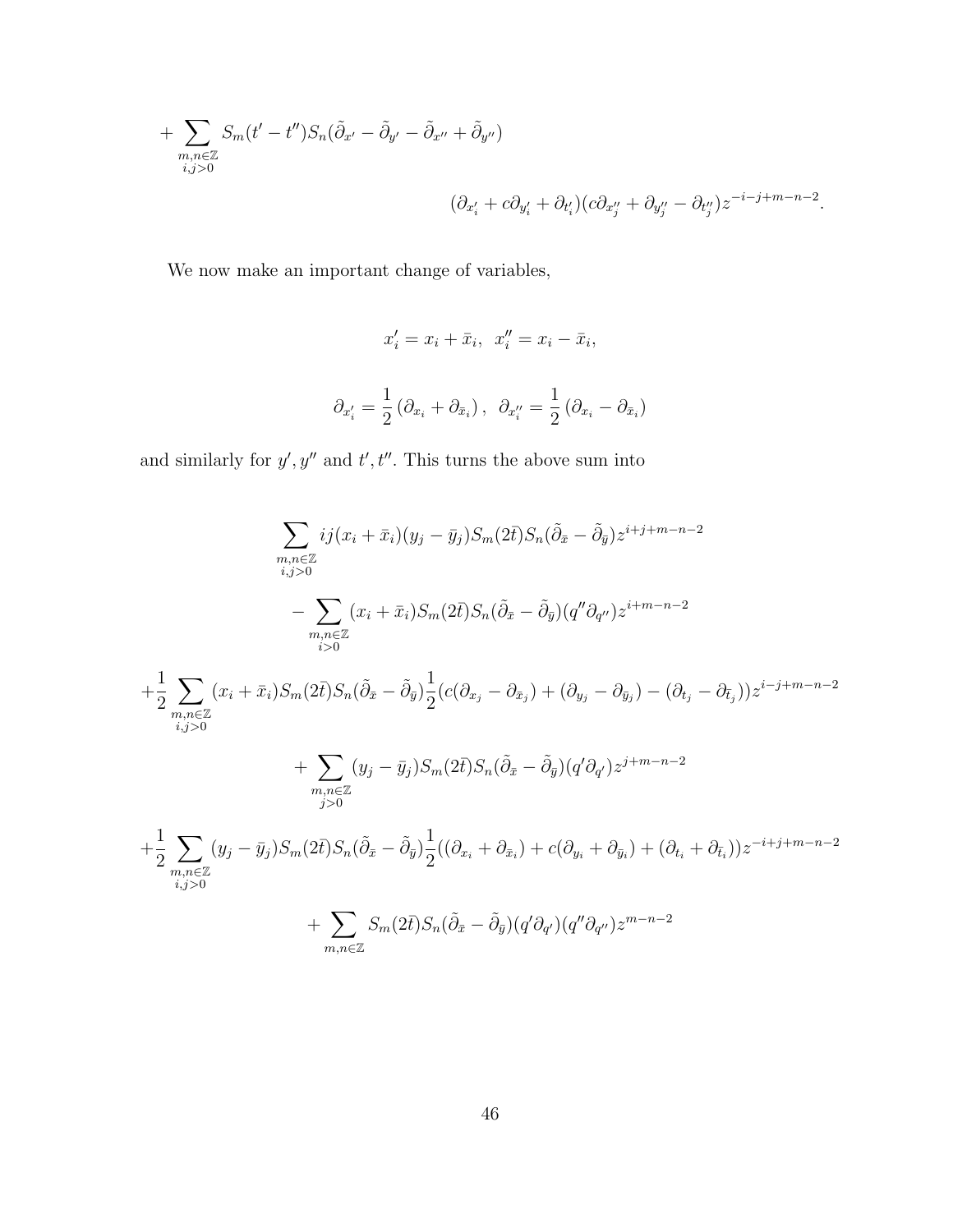$$
+ \sum_{\substack{m,n\in\mathbb{Z}\\ i,j>0}} S_m(t'-t'')S_n(\tilde{\partial}_{x'}-\tilde{\partial}_{y'}-\tilde{\partial}_{x''}+\tilde{\partial}_{y''})
$$

$$
(\partial_{x'_i}+c\partial_{y'_i}+\partial_{t'_i})(c\partial_{x''_j}+\partial_{y''_j}-\partial_{t''_j})z^{-i-j+m-n-2}.
$$

We now make an important change of variables,

$$
x'_i = x_i + \bar{x}_i, \;\; x''_i = x_i - \bar{x}_i,
$$

$$
\partial_{x'_i} = \frac{1}{2}\left(\partial_{x_i}+\partial_{\bar{x}_i}\right), \;\; \partial_{x''_i} = \frac{1}{2}\left(\partial_{x_i}-\partial_{\bar{x}_i}\right)
$$

and similarly for $y', y''$ and $t', t''$. This turns the above sum into

$$
\sum_{\substack{m,n\in\mathbb{Z}\\ i,j>0}} ij(x_i+\bar{x}_i)(y_j-\bar{y}_j)S_m(2\bar{t})S_n(\tilde{\partial}_{\bar{x}}-\tilde{\partial}_{\bar{y}})z^{i+j+m-n-2}
$$

$$
-\sum_{\substack{m,n\in\mathbb{Z}\\ i>0}} (x_i+\bar{x}_i)S_m(2\bar{t})S_n(\tilde{\partial}_{\bar{x}}-\tilde{\partial}_{\bar{y}})(q''\partial_{q''})z^{i+m-n-2}
$$

$$
+\frac{1}{2}\sum_{\substack{m,n\in\mathbb{Z}\\ i,j>0}} (x_i+\bar{x}_i)S_m(2\bar{t})S_n(\tilde{\partial}_{\bar{x}}-\tilde{\partial}_{\bar{y}})\frac{1}{2}(c(\partial_{x_j}-\partial_{\bar{x}_j})+(\partial_{y_j}-\partial_{\bar{y}_j})-(\partial_{t_j}-\partial_{\bar{t}_j}))z^{i-j+m-n-2}
$$

$$
+\sum_{\substack{m,n\in\mathbb{Z}\\ j>0}} (y_j-\bar{y}_j)S_m(2\bar{t})S_n(\tilde{\partial}_{\bar{x}}-\tilde{\partial}_{\bar{y}})(q'\partial_{q'})z^{j+m-n-2}
$$

$$
+\frac{1}{2}\sum_{\substack{m,n\in\mathbb{Z}\\ i,j>0}} (y_j-\bar{y}_j)S_m(2\bar{t})S_n(\tilde{\partial}_{\bar{x}}-\tilde{\partial}_{\bar{y}})\frac{1}{2}((\partial_{x_i}+\partial_{\bar{x}_i})+c(\partial_{y_i}+\partial_{\bar{y}_i})+(\partial_{t_i}+\partial_{\bar{t}_i}))z^{-i+j+m-n-2}
$$

$$
+\sum_{m,n\in\mathbb{Z}} S_m(2\bar{t})S_n(\tilde{\partial}_{\bar{x}}-\tilde{\partial}_{\bar{y}})(q'\partial_{q'})(q''\partial_{q''})z^{m-n-2}
$$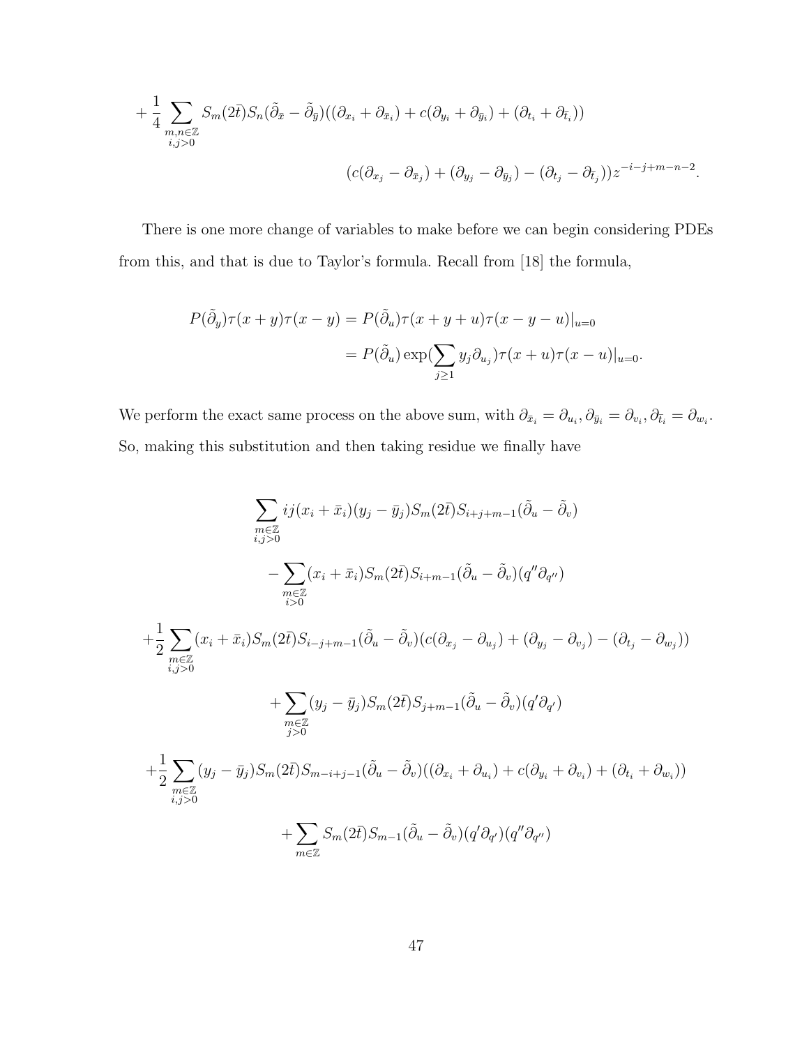$$+\frac{1}{4}\sum_{\substack{m,n\in\mathbb{Z}\\ i,j>0}} S_m(2\bar{t})S_n(\tilde{\partial}_{\bar{x}}-\tilde{\partial}_{\bar{y}})((\partial_{x_i}+\partial_{\bar{x}_i})+c(\partial_{y_i}+\partial_{\bar{y}_i})+(\partial_{t_i}+\partial_{\bar{t}_i}))$$

$$(c(\partial_{x_j}-\partial_{\bar{x}_j})+(\partial_{y_j}-\partial_{\bar{y}_j})-(\partial_{t_j}-\partial_{\bar{t}_j}))z^{-i-j+m-n-2}.$$

There is one more change of variables to make before we can begin considering PDEs from this, and that is due to Taylor's formula. Recall from [18] the formula,

$$\begin{aligned}
P(\tilde{\partial}_y)\tau(x+y)\tau(x-y) &= P(\tilde{\partial}_u)\tau(x+y+u)\tau(x-y-u)|_{u=0}\\
&= P(\tilde{\partial}_u)\exp(\sum_{j\geq 1} y_j\partial_{u_j})\tau(x+u)\tau(x-u)|_{u=0}.
\end{aligned}$$

We perform the exact same process on the above sum, with $\partial_{\bar{x}_i}=\partial_{u_i}, \partial_{\bar{y}_i}=\partial_{v_i}, \partial_{\bar{t}_i}=\partial_{w_i}$. So, making this substitution and then taking residue we finally have

$$\sum_{\substack{m\in\mathbb{Z}\\ i,j>0}} ij(x_i+\bar{x}_i)(y_j-\bar{y}_j)S_m(2\bar{t})S_{i+j+m-1}(\tilde{\partial}_u-\tilde{\partial}_v)$$

$$-\sum_{\substack{m\in\mathbb{Z}\\ i>0}}(x_i+\bar{x}_i)S_m(2\bar{t})S_{i+m-1}(\tilde{\partial}_u-\tilde{\partial}_v)(q''\partial_{q''})$$

$$+\frac{1}{2}\sum_{\substack{m\in\mathbb{Z}\\ i,j>0}}(x_i+\bar{x}_i)S_m(2\bar{t})S_{i-j+m-1}(\tilde{\partial}_u-\tilde{\partial}_v)(c(\partial_{x_j}-\partial_{u_j})+(\partial_{y_j}-\partial_{v_j})-(\partial_{t_j}-\partial_{w_j}))$$

$$+\sum_{\substack{m\in\mathbb{Z}\\ j>0}}(y_j-\bar{y}_j)S_m(2\bar{t})S_{j+m-1}(\tilde{\partial}_u-\tilde{\partial}_v)(q'\partial_{q'})$$

$$+\frac{1}{2}\sum_{\substack{m\in\mathbb{Z}\\ i,j>0}}(y_j-\bar{y}_j)S_m(2\bar{t})S_{m-i+j-1}(\tilde{\partial}_u-\tilde{\partial}_v)((\partial_{x_i}+\partial_{u_i})+c(\partial_{y_i}+\partial_{v_i})+(\partial_{t_i}+\partial_{w_i}))$$

$$+\sum_{m\in\mathbb{Z}} S_m(2\bar{t})S_{m-1}(\tilde{\partial}_u-\tilde{\partial}_v)(q'\partial_{q'})(q''\partial_{q''})$$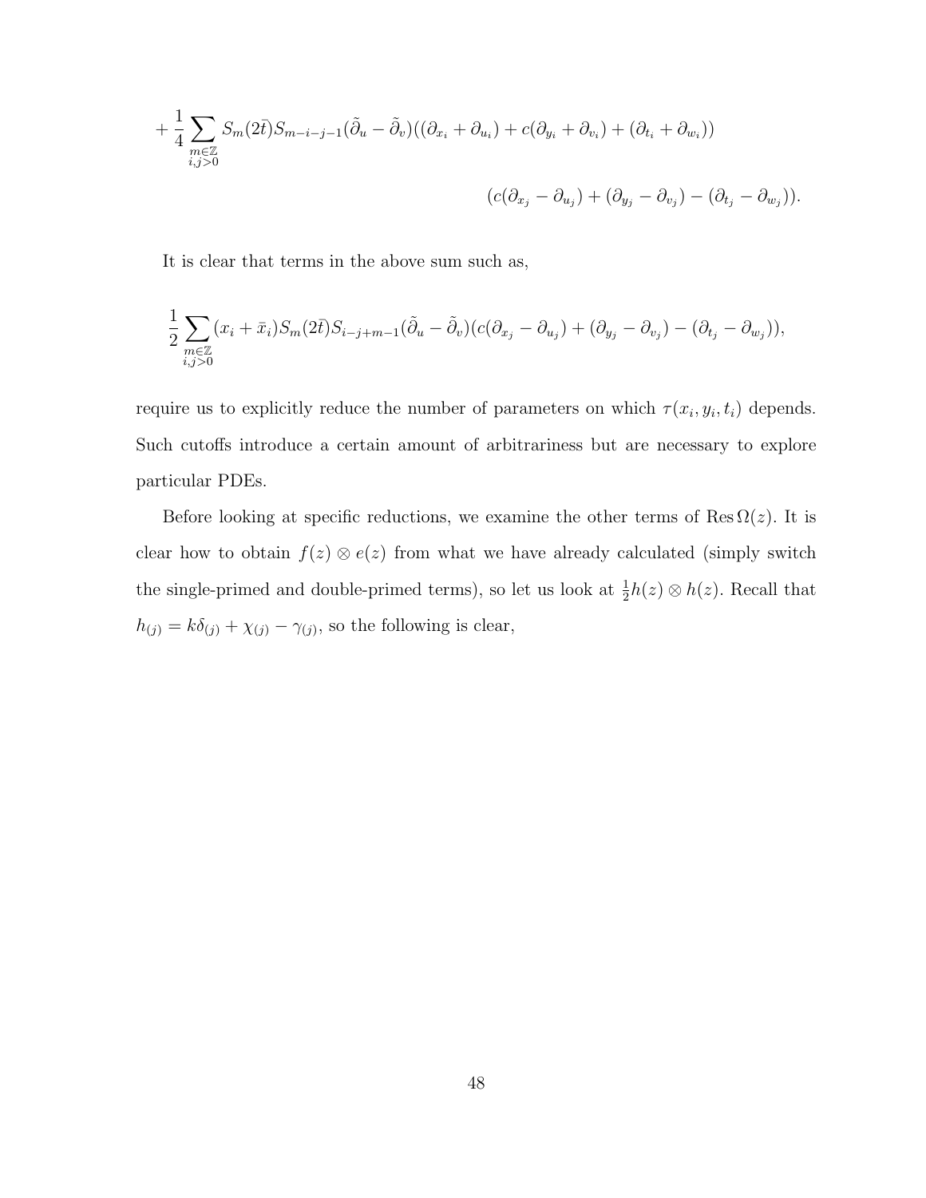$$+\frac{1}{4}\sum_{\substack{m\in\mathbb{Z}\\ i,j>0}} S_m(2\bar{t})S_{m-i-j-1}(\tilde{\partial}_u-\tilde{\partial}_v)((\partial_{x_i}+\partial_{u_i})+c(\partial_{y_i}+\partial_{v_i})+(\partial_{t_i}+\partial_{w_i}))$$

$$(c(\partial_{x_j}-\partial_{u_j})+(\partial_{y_j}-\partial_{v_j})-(\partial_{t_j}-\partial_{w_j})).$$

It is clear that terms in the above sum such as,

$$\frac{1}{2}\sum_{\substack{m\in\mathbb{Z}\\ i,j>0}}(x_i+\bar{x}_i)S_m(2\bar{t})S_{i-j+m-1}(\tilde{\partial}_u-\tilde{\partial}_v)(c(\partial_{x_j}-\partial_{u_j})+(\partial_{y_j}-\partial_{v_j})-(\partial_{t_j}-\partial_{w_j})),$$

require us to explicitly reduce the number of parameters on which $\tau(x_i, y_i, t_i)$ depends. Such cutoffs introduce a certain amount of arbitrariness but are necessary to explore particular PDEs.

Before looking at specific reductions, we examine the other terms of $\operatorname{Res}\Omega(z)$. It is clear how to obtain $f(z)\otimes e(z)$ from what we have already calculated (simply switch the single-primed and double-primed terms), so let us look at $\frac{1}{2}h(z)\otimes h(z)$. Recall that $h_{(j)} = k\delta_{(j)} + \chi_{(j)} - \gamma_{(j)}$, so the following is clear,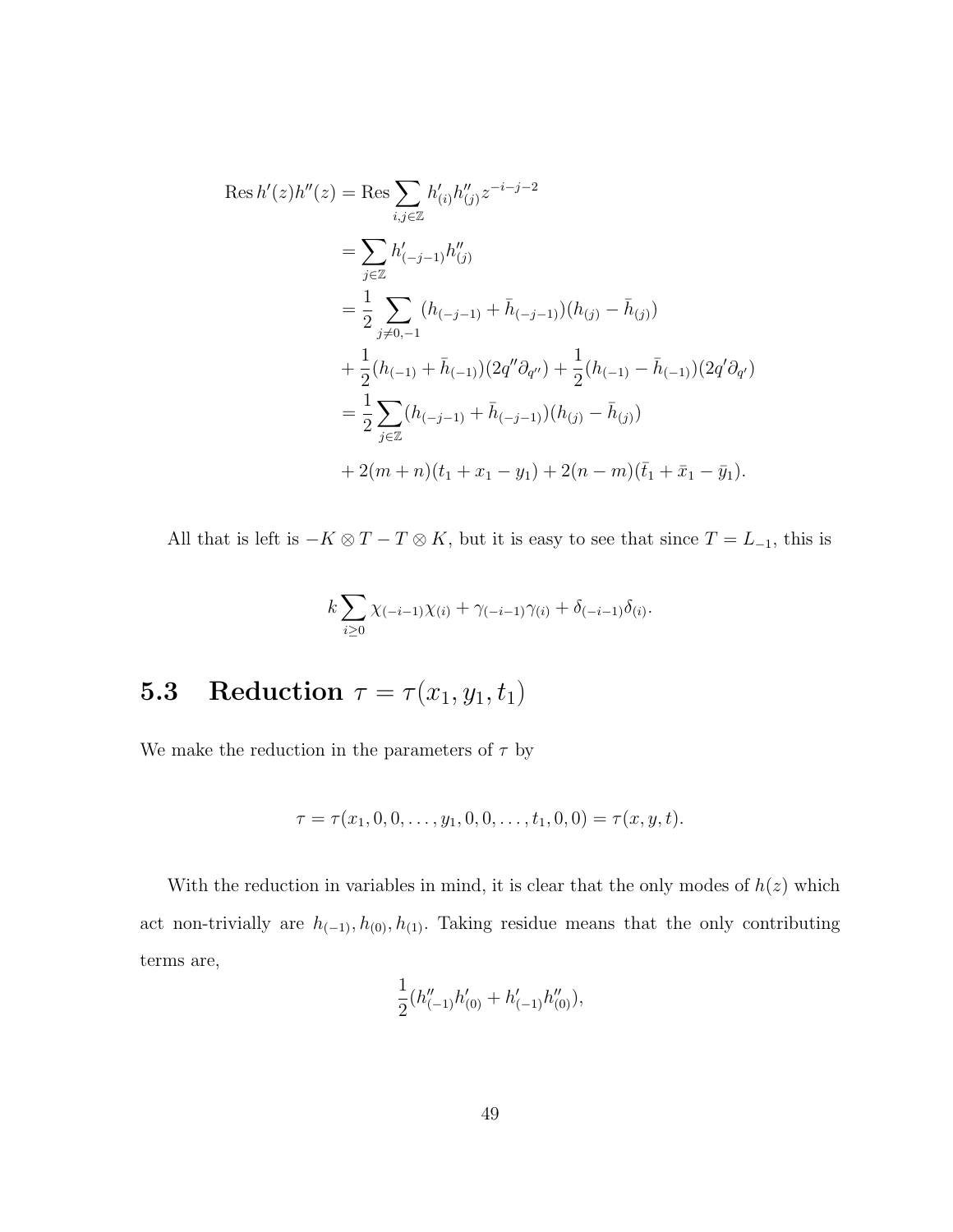$$
\begin{aligned}
\operatorname{Res} h'(z)h''(z) &= \operatorname{Res} \sum_{i,j\in\mathbb{Z}} h'_{(i)} h''_{(j)} z^{-i-j-2} \\
&= \sum_{j\in\mathbb{Z}} h'_{(-j-1)} h''_{(j)} \\
&= \frac{1}{2} \sum_{j\neq 0,-1} (h_{(-j-1)} + \bar{h}_{(-j-1)})(h_{(j)} - \bar{h}_{(j)}) \\
&+ \frac{1}{2}(h_{(-1)} + \bar{h}_{(-1)})(2q''\partial_{q''}) + \frac{1}{2}(h_{(-1)} - \bar{h}_{(-1)})(2q'\partial_{q'}) \\
&= \frac{1}{2} \sum_{j\in\mathbb{Z}} (h_{(-j-1)} + \bar{h}_{(-j-1)})(h_{(j)} - \bar{h}_{(j)}) \\
&+ 2(m+n)(t_1 + x_1 - y_1) + 2(n-m)(\bar{t}_1 + \bar{x}_1 - \bar{y}_1).
\end{aligned}
$$

All that is left is $-K \otimes T - T \otimes K$, but it is easy to see that since $T = L_{-1}$, this is

$$
k \sum_{i\geq 0} \chi_{(-i-1)}\chi_{(i)} + \gamma_{(-i-1)}\gamma_{(i)} + \delta_{(-i-1)}\delta_{(i)}.
$$

## 5.3 Reduction $\tau = \tau(x_1, y_1, t_1)$

We make the reduction in the parameters of $\tau$ by

$$
\tau = \tau(x_1, 0, 0, \ldots, y_1, 0, 0, \ldots, t_1, 0, 0) = \tau(x, y, t).
$$

With the reduction in variables in mind, it is clear that the only modes of $h(z)$ which act non-trivially are $h_{(-1)}, h_{(0)}, h_{(1)}$. Taking residue means that the only contributing terms are,

$$
\frac{1}{2}(h''_{(-1)}h'_{(0)} + h'_{(-1)}h''_{(0)}),
$$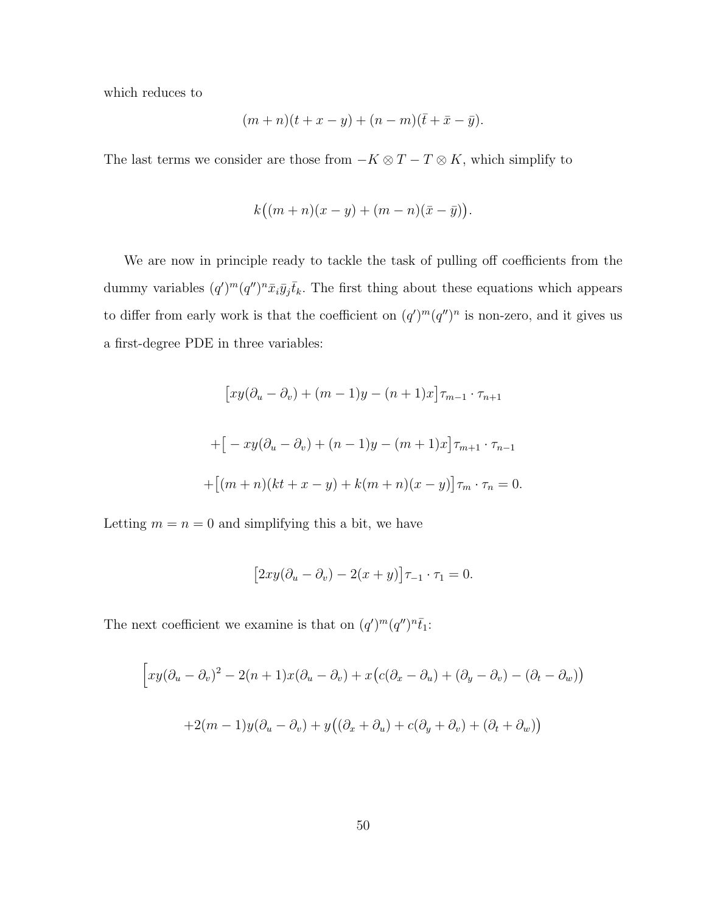which reduces to

$$(m+n)(t+x-y)+(n-m)(\bar{t}+\bar{x}-\bar{y}).$$

The last terms we consider are those from $-K \otimes T - T \otimes K$, which simplify to

$$k\big((m+n)(x-y)+(m-n)(\bar{x}-\bar{y})\big).$$

We are now in principle ready to tackle the task of pulling off coefficients from the dummy variables $(q')^m(q'')^n\bar{x}_i\bar{y}_j\bar{t}_k$. The first thing about these equations which appears to differ from early work is that the coefficient on $(q')^m(q'')^n$ is non-zero, and it gives us a first-degree PDE in three variables:

$$\big[xy(\partial_u - \partial_v) + (m-1)y - (n+1)x\big]\tau_{m-1}\cdot\tau_{n+1}$$

$$+\big[-xy(\partial_u - \partial_v) + (n-1)y - (m+1)x\big]\tau_{m+1}\cdot\tau_{n-1}$$

$$+\big[(m+n)(kt+x-y) + k(m+n)(x-y)\big]\tau_m\cdot\tau_n = 0.$$

Letting $m=n=0$ and simplifying this a bit, we have

$$\big[2xy(\partial_u - \partial_v) - 2(x+y)\big]\tau_{-1}\cdot\tau_1 = 0.$$

The next coefficient we examine is that on $(q')^m(q'')^n\bar{t}_1$:

$$\Big[xy(\partial_u-\partial_v)^2 - 2(n+1)x(\partial_u-\partial_v) + x\big(c(\partial_x-\partial_u) + (\partial_y-\partial_v) - (\partial_t-\partial_w)\big)$$

$$+2(m-1)y(\partial_u-\partial_v) + y\big((\partial_x+\partial_u) + c(\partial_y+\partial_v) + (\partial_t+\partial_w)\big)$$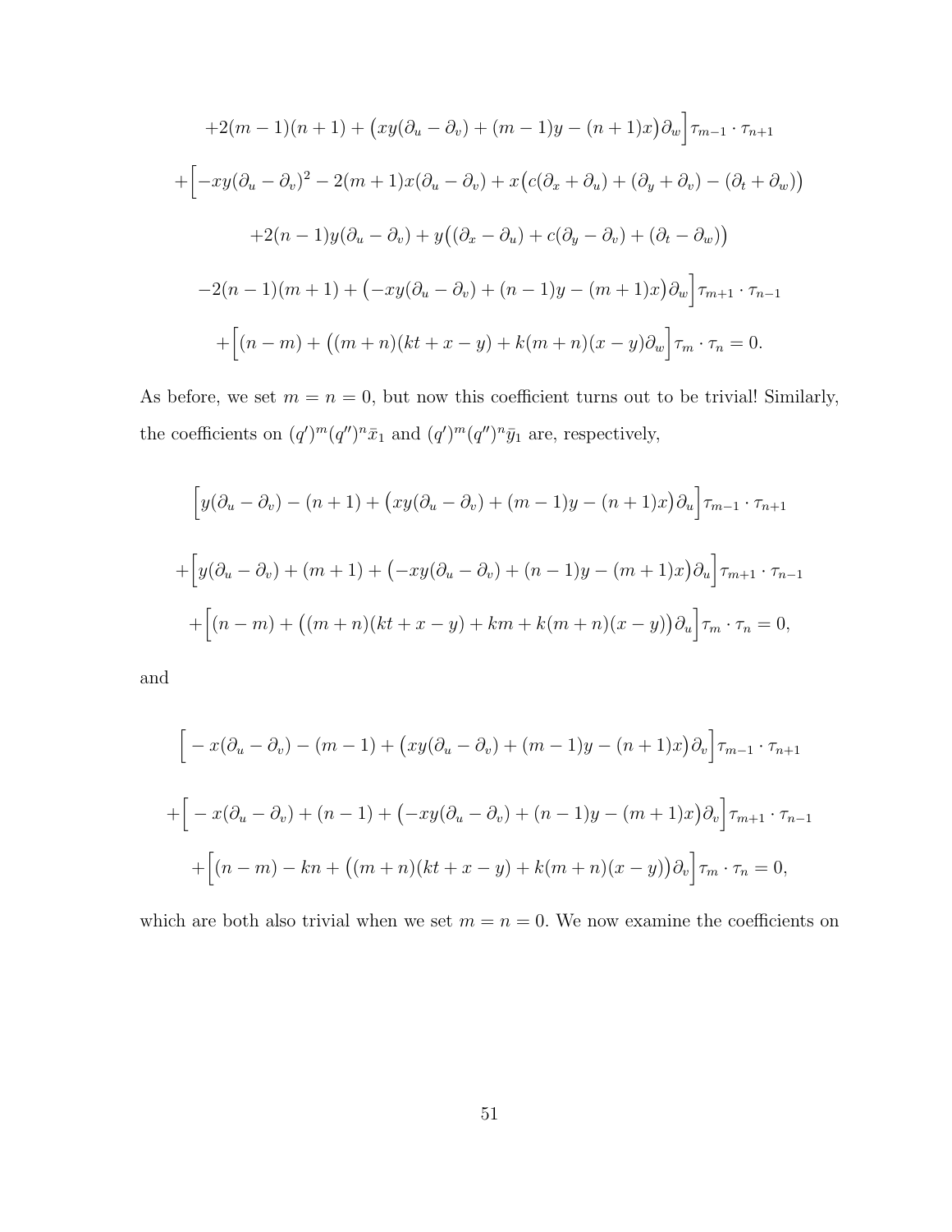$$+2(m-1)(n+1) + \big(xy(\partial_u - \partial_v) + (m-1)y - (n+1)x\big)\partial_w\Big]\tau_{m-1}\cdot\tau_{n+1}$$

$$+\Big[-xy(\partial_u - \partial_v)^2 - 2(m+1)x(\partial_u - \partial_v) + x\big(c(\partial_x + \partial_u) + (\partial_y + \partial_v) - (\partial_t + \partial_w)\big)$$

$$+2(n-1)y(\partial_u - \partial_v) + y\big((\partial_x - \partial_u) + c(\partial_y - \partial_v) + (\partial_t - \partial_w)\big)$$

$$-2(n-1)(m+1) + \big(-xy(\partial_u - \partial_v) + (n-1)y - (m+1)x\big)\partial_w\Big]\tau_{m+1}\cdot\tau_{n-1}$$

$$+\Big[(n-m) + \big((m+n)(kt + x - y) + k(m+n)(x-y)\partial_w\Big]\tau_m\cdot\tau_n = 0.$$

As before, we set $m = n = 0$, but now this coefficient turns out to be trivial! Similarly, the coefficients on $(q')^m(q'')^n\bar{x}_1$ and $(q')^m(q'')^n\bar{y}_1$ are, respectively,

$$\Big[y(\partial_u - \partial_v) - (n+1) + \big(xy(\partial_u - \partial_v) + (m-1)y - (n+1)x\big)\partial_u\Big]\tau_{m-1}\cdot\tau_{n+1}$$

$$+\Big[y(\partial_u - \partial_v) + (m+1) + \big(-xy(\partial_u - \partial_v) + (n-1)y - (m+1)x\big)\partial_u\Big]\tau_{m+1}\cdot\tau_{n-1}$$

$$+\Big[(n-m) + \big((m+n)(kt + x - y) + km + k(m+n)(x-y)\big)\partial_u\Big]\tau_m\cdot\tau_n = 0,$$

and

$$\Big[-x(\partial_u - \partial_v) - (m-1) + \big(xy(\partial_u - \partial_v) + (m-1)y - (n+1)x\big)\partial_v\Big]\tau_{m-1}\cdot\tau_{n+1}$$

$$+\Big[-x(\partial_u - \partial_v) + (n-1) + \big(-xy(\partial_u - \partial_v) + (n-1)y - (m+1)x\big)\partial_v\Big]\tau_{m+1}\cdot\tau_{n-1}$$

$$+\Big[(n-m) - kn + \big((m+n)(kt + x - y) + k(m+n)(x-y)\big)\partial_v\Big]\tau_m\cdot\tau_n = 0,$$

which are both also trivial when we set $m = n = 0$. We now examine the coefficients on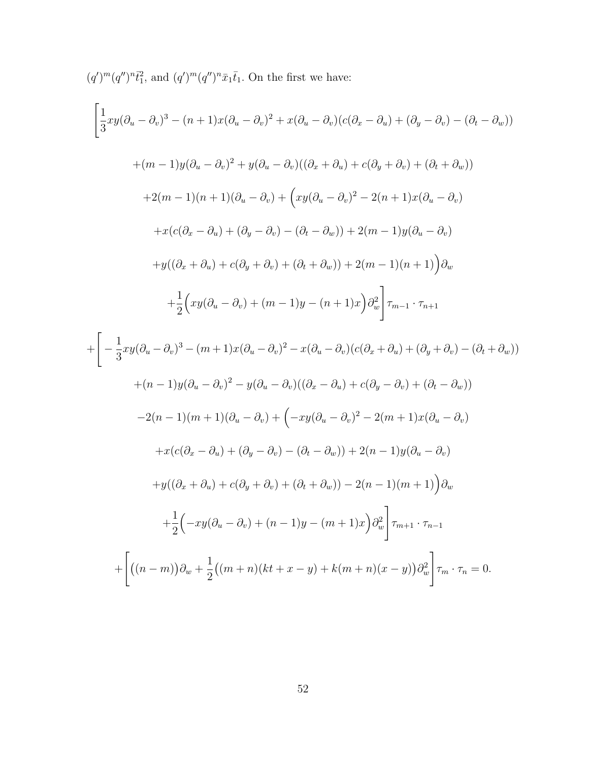$(q')^m(q'')^n\bar{t}_1^2$, and $(q')^m(q'')^n\bar{x}_1\bar{t}_1$. On the first we have:

$$
\begin{aligned}
&\Bigg[\frac{1}{3}xy(\partial_u-\partial_v)^3-(n+1)x(\partial_u-\partial_v)^2+x(\partial_u-\partial_v)(c(\partial_x-\partial_u)+(\partial_y-\partial_v)-(\partial_t-\partial_w)) \\
&\quad +(m-1)y(\partial_u-\partial_v)^2+y(\partial_u-\partial_v)((\partial_x+\partial_u)+c(\partial_y+\partial_v)+(\partial_t+\partial_w)) \\
&\quad +2(m-1)(n+1)(\partial_u-\partial_v)+\Big(xy(\partial_u-\partial_v)^2-2(n+1)x(\partial_u-\partial_v) \\
&\quad +x(c(\partial_x-\partial_u)+(\partial_y-\partial_v)-(\partial_t-\partial_w))+2(m-1)y(\partial_u-\partial_v) \\
&\quad +y((\partial_x+\partial_u)+c(\partial_y+\partial_v)+(\partial_t+\partial_w))+2(m-1)(n+1)\Big)\partial_w \\
&\quad +\frac{1}{2}\Big(xy(\partial_u-\partial_v)+(m-1)y-(n+1)x\Big)\partial_w^2\Bigg]\tau_{m-1}\cdot\tau_{n+1} \\
&+\Bigg[-\frac{1}{3}xy(\partial_u-\partial_v)^3-(m+1)x(\partial_u-\partial_v)^2-x(\partial_u-\partial_v)(c(\partial_x+\partial_u)+(\partial_y+\partial_v)-(\partial_t+\partial_w)) \\
&\quad +(n-1)y(\partial_u-\partial_v)^2-y(\partial_u-\partial_v)((\partial_x-\partial_u)+c(\partial_y-\partial_v)+(\partial_t-\partial_w)) \\
&\quad -2(n-1)(m+1)(\partial_u-\partial_v)+\Big(-xy(\partial_u-\partial_v)^2-2(m+1)x(\partial_u-\partial_v) \\
&\quad +x(c(\partial_x-\partial_u)+(\partial_y-\partial_v)-(\partial_t-\partial_w))+2(n-1)y(\partial_u-\partial_v) \\
&\quad +y((\partial_x+\partial_u)+c(\partial_y+\partial_v)+(\partial_t+\partial_w))-2(n-1)(m+1)\Big)\partial_w \\
&\quad +\frac{1}{2}\Big(-xy(\partial_u-\partial_v)+(n-1)y-(m+1)x\Big)\partial_w^2\Bigg]\tau_{m+1}\cdot\tau_{n-1} \\
&+\Bigg[\big((n-m)\big)\partial_w+\frac{1}{2}\big((m+n)(kt+x-y)+k(m+n)(x-y)\big)\partial_w^2\Bigg]\tau_m\cdot\tau_n=0.
\end{aligned}
$$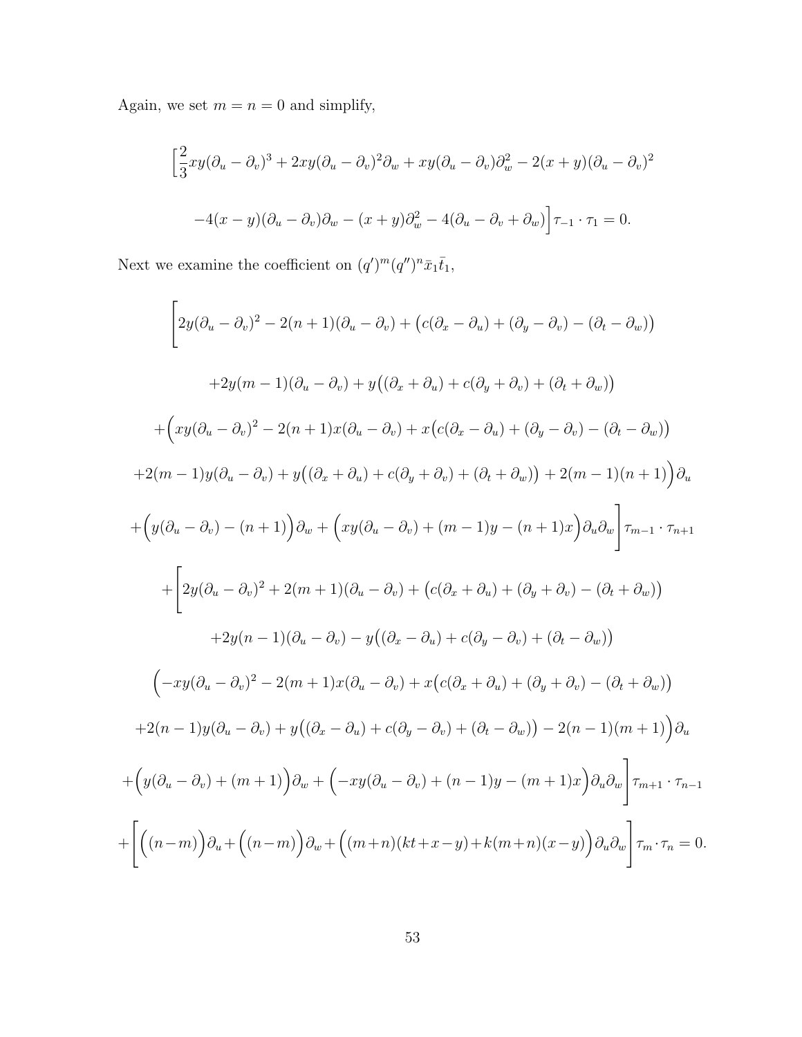Again, we set $m = n = 0$ and simplify,

$$\Big[\frac{2}{3}xy(\partial_u - \partial_v)^3 + 2xy(\partial_u - \partial_v)^2\partial_w + xy(\partial_u - \partial_v)\partial_w^2 - 2(x+y)(\partial_u - \partial_v)^2$$

$$-4(x-y)(\partial_u - \partial_v)\partial_w - (x+y)\partial_w^2 - 4(\partial_u - \partial_v + \partial_w)\Big]\tau_{-1} \cdot \tau_1 = 0.$$

Next we examine the coefficient on $(q')^m(q'')^n\bar{x}_1\bar{t}_1$,

$$\Bigg[2y(\partial_u - \partial_v)^2 - 2(n+1)(\partial_u - \partial_v) + \big(c(\partial_x - \partial_u) + (\partial_y - \partial_v) - (\partial_t - \partial_w)\big)$$

$$+2y(m-1)(\partial_u - \partial_v) + y\big((\partial_x + \partial_u) + c(\partial_y + \partial_v) + (\partial_t + \partial_w)\big)$$

$$+\Big(xy(\partial_u - \partial_v)^2 - 2(n+1)x(\partial_u - \partial_v) + x\big(c(\partial_x - \partial_u) + (\partial_y - \partial_v) - (\partial_t - \partial_w)\big)$$

$$+2(m-1)y(\partial_u - \partial_v) + y\big((\partial_x + \partial_u) + c(\partial_y + \partial_v) + (\partial_t + \partial_w)\big) + 2(m-1)(n+1)\Big)\partial_u$$

$$+\Big(y(\partial_u - \partial_v) - (n+1)\Big)\partial_w + \Big(xy(\partial_u - \partial_v) + (m-1)y - (n+1)x\Big)\partial_u\partial_w\Bigg]\tau_{m-1} \cdot \tau_{n+1}$$

$$+\Bigg[2y(\partial_u - \partial_v)^2 + 2(m+1)(\partial_u - \partial_v) + \big(c(\partial_x + \partial_u) + (\partial_y + \partial_v) - (\partial_t + \partial_w)\big)$$

$$+2y(n-1)(\partial_u - \partial_v) - y\big((\partial_x - \partial_u) + c(\partial_y - \partial_v) + (\partial_t - \partial_w)\big)$$

$$\Big(-xy(\partial_u - \partial_v)^2 - 2(m+1)x(\partial_u - \partial_v) + x\big(c(\partial_x + \partial_u) + (\partial_y + \partial_v) - (\partial_t + \partial_w)\big)$$

$$+2(n-1)y(\partial_u - \partial_v) + y\big((\partial_x - \partial_u) + c(\partial_y - \partial_v) + (\partial_t - \partial_w)\big) - 2(n-1)(m+1)\Big)\partial_u$$

$$+\Big(y(\partial_u - \partial_v) + (m+1)\Big)\partial_w + \Big(-xy(\partial_u - \partial_v) + (n-1)y - (m+1)x\Big)\partial_u\partial_w\Bigg]\tau_{m+1} \cdot \tau_{n-1}$$

$$+\Bigg[\Big((n-m)\Big)\partial_u + \Big((n-m)\Big)\partial_w + \Big((m+n)(kt+x-y) + k(m+n)(x-y)\Big)\partial_u\partial_w\Bigg]\tau_m \cdot \tau_n = 0.$$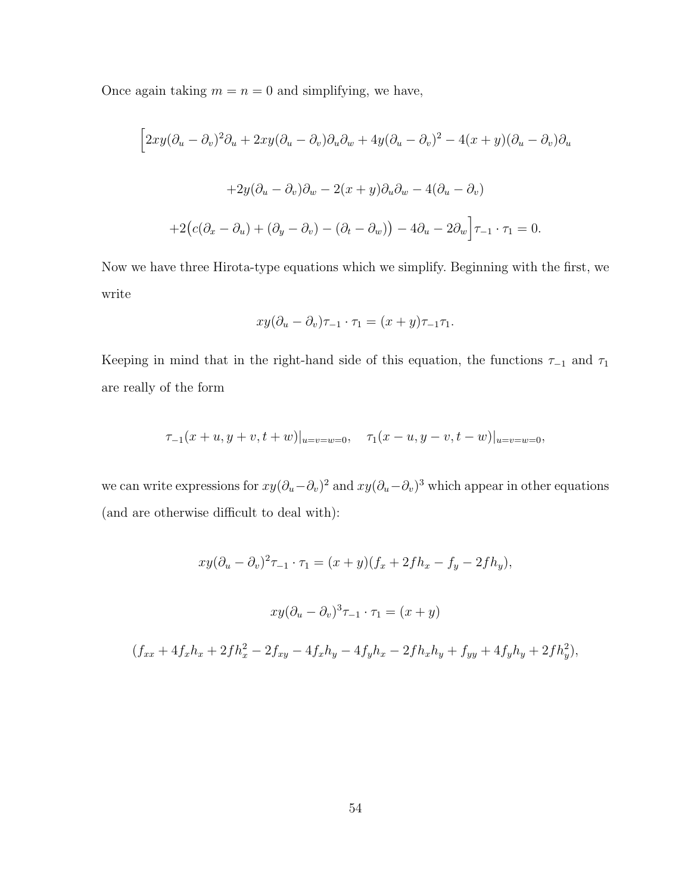Once again taking $m = n = 0$ and simplifying, we have,

$$\Big[2xy(\partial_u - \partial_v)^2\partial_u + 2xy(\partial_u - \partial_v)\partial_u\partial_w + 4y(\partial_u - \partial_v)^2 - 4(x+y)(\partial_u - \partial_v)\partial_u$$

$$+2y(\partial_u - \partial_v)\partial_w - 2(x+y)\partial_u\partial_w - 4(\partial_u - \partial_v)$$

$$+2\big(c(\partial_x - \partial_u) + (\partial_y - \partial_v) - (\partial_t - \partial_w)\big) - 4\partial_u - 2\partial_w\Big]\tau_{-1}\cdot\tau_1 = 0.$$

Now we have three Hirota-type equations which we simplify. Beginning with the first, we write

$$xy(\partial_u - \partial_v)\tau_{-1}\cdot\tau_1 = (x+y)\tau_{-1}\tau_1.$$

Keeping in mind that in the right-hand side of this equation, the functions $\tau_{-1}$ and $\tau_1$ are really of the form

$$\tau_{-1}(x+u, y+v, t+w)|_{u=v=w=0}, \quad \tau_1(x-u, y-v, t-w)|_{u=v=w=0},$$

we can write expressions for $xy(\partial_u - \partial_v)^2$ and $xy(\partial_u - \partial_v)^3$ which appear in other equations (and are otherwise difficult to deal with):

$$xy(\partial_u - \partial_v)^2\tau_{-1}\cdot\tau_1 = (x+y)(f_x + 2fh_x - f_y - 2fh_y),$$

$$xy(\partial_u - \partial_v)^3\tau_{-1}\cdot\tau_1 = (x+y)$$

$$(f_{xx} + 4f_xh_x + 2fh_x^2 - 2f_{xy} - 4f_xh_y - 4f_yh_x - 2fh_xh_y + f_{yy} + 4f_yh_y + 2fh_y^2),$$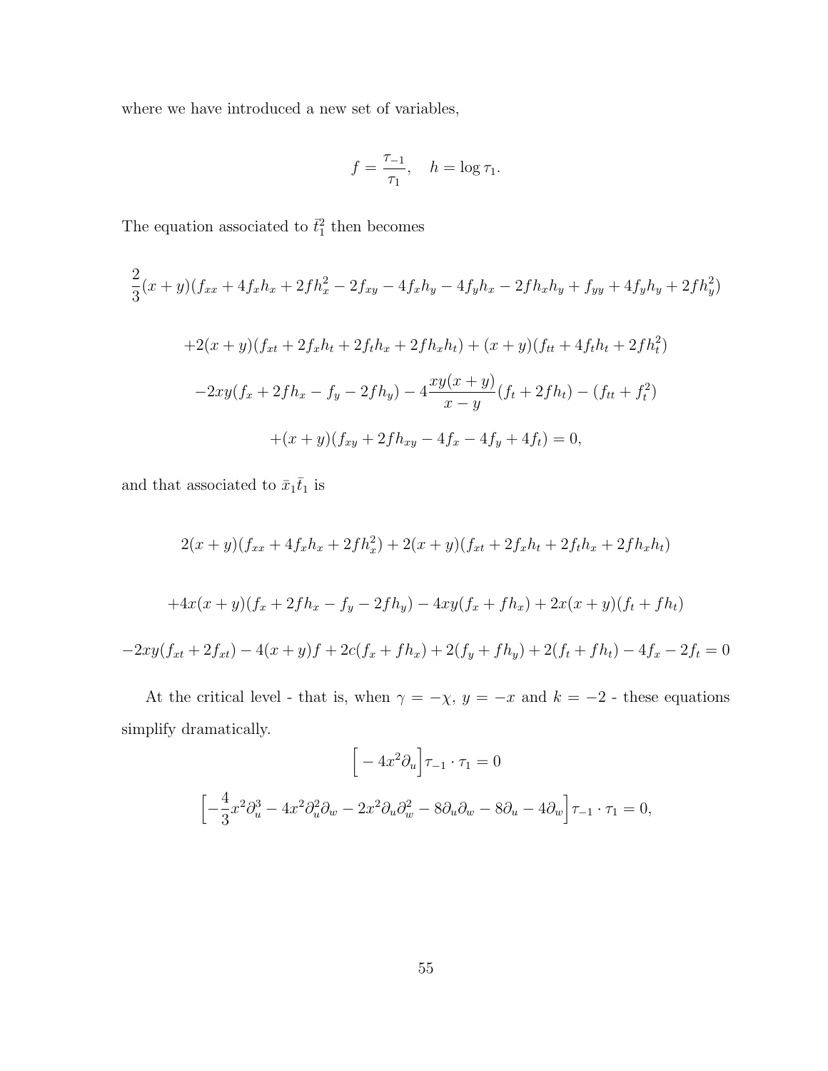where we have introduced a new set of variables,

$$f = \frac{\tau_{-1}}{\tau_1}, \quad h = \log \tau_1.$$

The equation associated to $\bar{t}_1^2$ then becomes

$$\frac{2}{3}(x+y)(f_{xx} + 4f_x h_x + 2fh_x^2 - 2f_{xy} - 4f_x h_y - 4f_y h_x - 2fh_x h_y + f_{yy} + 4f_y h_y + 2fh_y^2)$$

$$+2(x+y)(f_{xt} + 2f_x h_t + 2f_t h_x + 2fh_x h_t) + (x+y)(f_{tt} + 4f_t h_t + 2fh_t^2)$$

$$-2xy(f_x + 2fh_x - f_y - 2fh_y) - 4\frac{xy(x+y)}{x-y}(f_t + 2fh_t) - (f_{tt} + f_t^2)$$

$$+(x+y)(f_{xy} + 2fh_{xy} - 4f_x - 4f_y + 4f_t) = 0,$$

and that associated to $\bar{x}_1 \bar{t}_1$ is

$$2(x+y)(f_{xx} + 4f_x h_x + 2fh_x^2) + 2(x+y)(f_{xt} + 2f_x h_t + 2f_t h_x + 2fh_x h_t)$$

$$+4x(x+y)(f_x + 2fh_x - f_y - 2fh_y) - 4xy(f_x + fh_x) + 2x(x+y)(f_t + fh_t)$$

$$-2xy(f_{xt} + 2f_{xt}) - 4(x+y)f + 2c(f_x + fh_x) + 2(f_y + fh_y) + 2(f_t + fh_t) - 4f_x - 2f_t = 0$$

At the critical level - that is, when $\gamma = -\chi$, $y = -x$ and $k = -2$ - these equations simplify dramatically.

$$\Big[-4x^2\partial_u\Big]\tau_{-1} \cdot \tau_1 = 0$$

$$\Big[-\frac{4}{3}x^2\partial_u^3 - 4x^2\partial_u^2\partial_w - 2x^2\partial_u\partial_w^2 - 8\partial_u\partial_w - 8\partial_u - 4\partial_w\Big]\tau_{-1} \cdot \tau_1 = 0,$$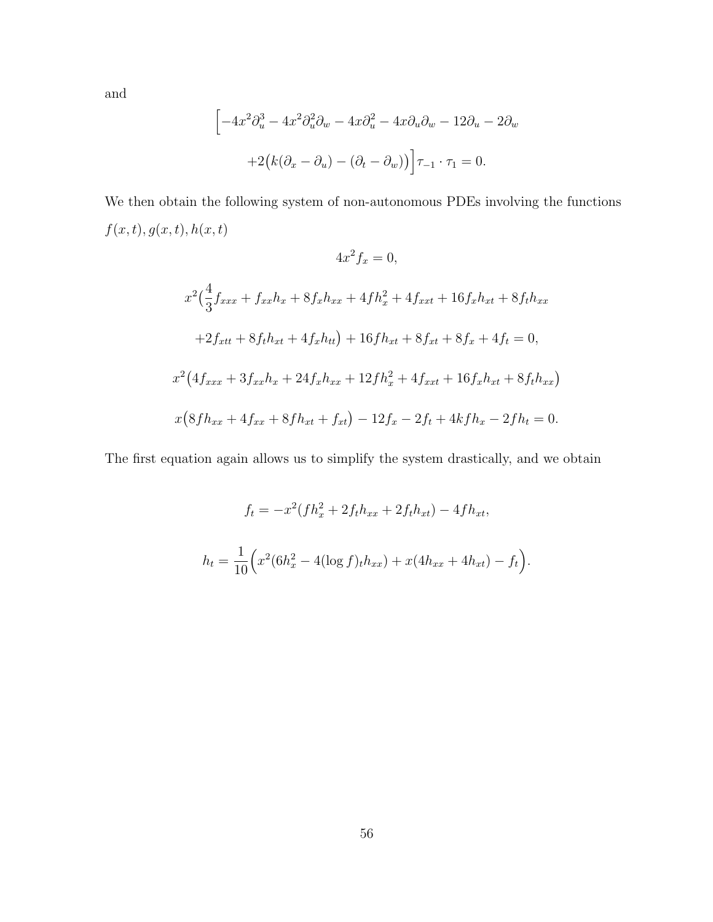and

$$
\Big[-4x^2\partial_u^3 - 4x^2\partial_u^2\partial_w - 4x\partial_u^2 - 4x\partial_u\partial_w - 12\partial_u - 2\partial_w
$$

$$
+2\big(k(\partial_x - \partial_u) - (\partial_t - \partial_w)\big)\Big]\tau_{-1}\cdot\tau_1 = 0.
$$

We then obtain the following system of non-autonomous PDEs involving the functions $f(x,t), g(x,t), h(x,t)$

$$
4x^2 f_x = 0,
$$

$$
x^2\big(\frac{4}{3}f_{xxx} + f_{xx}h_x + 8f_x h_{xx} + 4fh_x^2 + 4f_{xxt} + 16f_x h_{xt} + 8f_t h_{xx}
$$

$$
+2f_{xtt} + 8f_t h_{xt} + 4f_x h_{tt}\big) + 16fh_{xt} + 8f_{xt} + 8f_x + 4f_t = 0,
$$

$$
x^2\big(4f_{xxx} + 3f_{xx}h_x + 24f_x h_{xx} + 12fh_x^2 + 4f_{xxt} + 16f_x h_{xt} + 8f_t h_{xx}\big)
$$

$$
x\big(8fh_{xx} + 4f_{xx} + 8fh_{xt} + f_{xt}\big) - 12f_x - 2f_t + 4kfh_x - 2fh_t = 0.
$$

The first equation again allows us to simplify the system drastically, and we obtain

$$
f_t = -x^2(fh_x^2 + 2f_t h_{xx} + 2f_t h_{xt}) - 4fh_{xt},
$$

$$
h_t = \frac{1}{10}\Big(x^2(6h_x^2 - 4(\log f)_t h_{xx}) + x(4h_{xx} + 4h_{xt}) - f_t\Big).
$$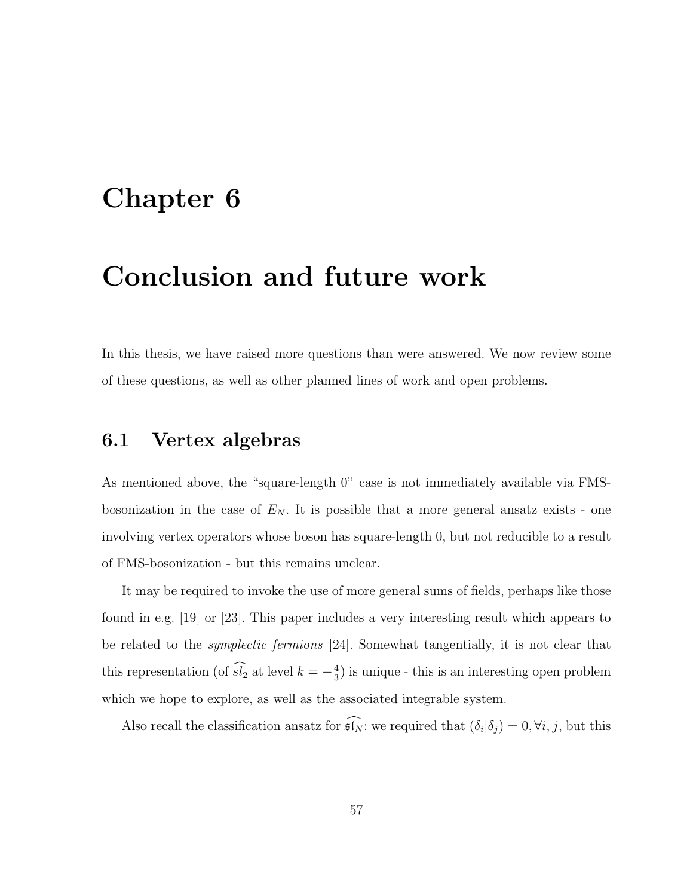# Chapter 6

# Conclusion and future work

In this thesis, we have raised more questions than were answered. We now review some of these questions, as well as other planned lines of work and open problems.

## 6.1 Vertex algebras

As mentioned above, the "square-length 0" case is not immediately available via FMS-bosonization in the case of $E_N$. It is possible that a more general ansatz exists - one involving vertex operators whose boson has square-length 0, but not reducible to a result of FMS-bosonization - but this remains unclear.

It may be required to invoke the use of more general sums of fields, perhaps like those found in e.g. [19] or [23]. This paper includes a very interesting result which appears to be related to the *symplectic fermions* [24]. Somewhat tangentially, it is not clear that this representation (of $\widehat{sl_2}$ at level $k = -\frac{4}{3}$) is unique - this is an interesting open problem which we hope to explore, as well as the associated integrable system.

Also recall the classification ansatz for $\widehat{\mathfrak{sl}_N}$: we required that $(\delta_i|\delta_j) = 0, \forall i, j$, but this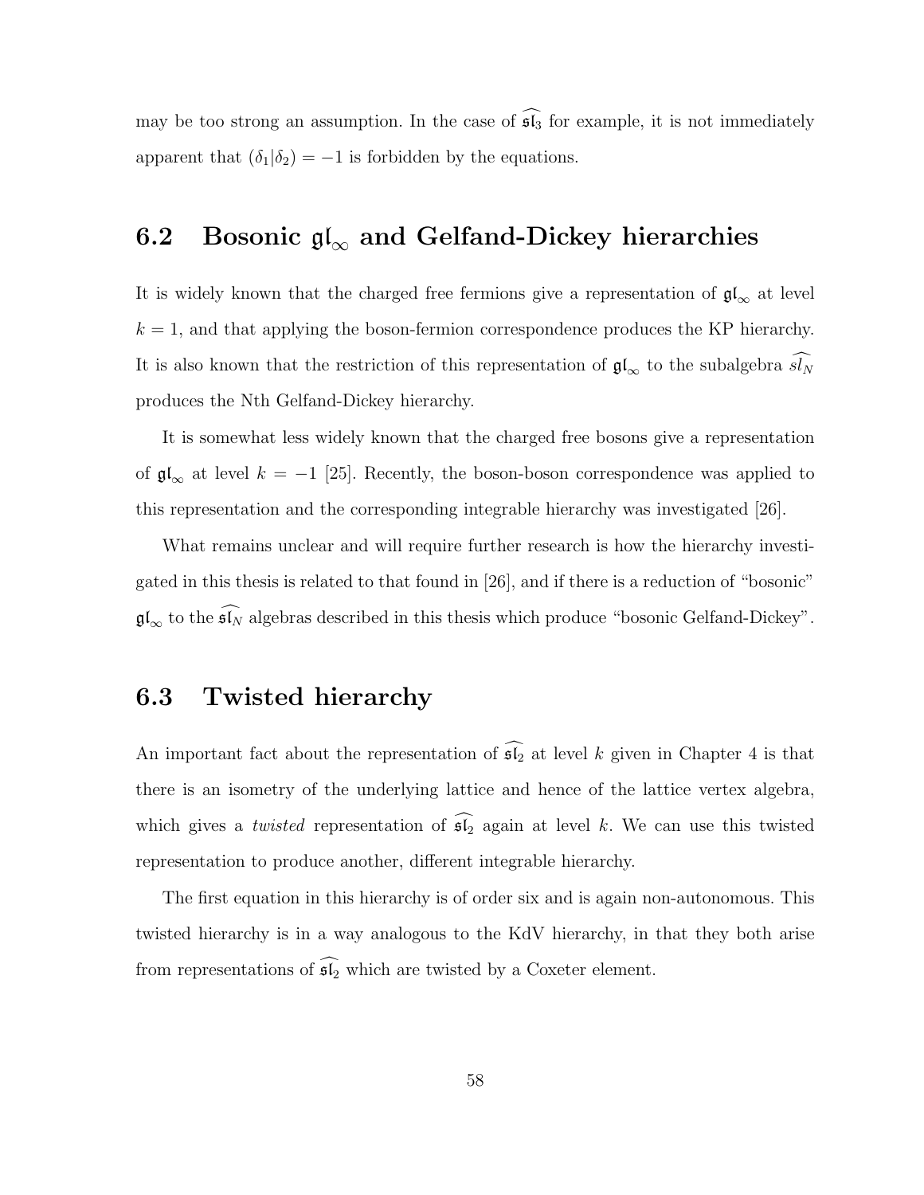may be too strong an assumption. In the case of $\widehat{\mathfrak{sl}_3}$ for example, it is not immediately apparent that $(\delta_1|\delta_2) = -1$ is forbidden by the equations.

## 6.2 Bosonic $\mathfrak{gl}_\infty$ and Gelfand-Dickey hierarchies

It is widely known that the charged free fermions give a representation of $\mathfrak{gl}_\infty$ at level $k = 1$, and that applying the boson-fermion correspondence produces the KP hierarchy. It is also known that the restriction of this representation of $\mathfrak{gl}_\infty$ to the subalgebra $\widehat{sl_N}$ produces the Nth Gelfand-Dickey hierarchy.

It is somewhat less widely known that the charged free bosons give a representation of $\mathfrak{gl}_\infty$ at level $k = -1$ [25]. Recently, the boson-boson correspondence was applied to this representation and the corresponding integrable hierarchy was investigated [26].

What remains unclear and will require further research is how the hierarchy investigated in this thesis is related to that found in [26], and if there is a reduction of "bosonic" $\mathfrak{gl}_\infty$ to the $\widehat{\mathfrak{sl}_N}$ algebras described in this thesis which produce "bosonic Gelfand-Dickey".

## 6.3 Twisted hierarchy

An important fact about the representation of $\widehat{\mathfrak{sl}_2}$ at level $k$ given in Chapter 4 is that there is an isometry of the underlying lattice and hence of the lattice vertex algebra, which gives a *twisted* representation of $\widehat{\mathfrak{sl}_2}$ again at level $k$. We can use this twisted representation to produce another, different integrable hierarchy.

The first equation in this hierarchy is of order six and is again non-autonomous. This twisted hierarchy is in a way analogous to the KdV hierarchy, in that they both arise from representations of $\widehat{\mathfrak{sl}_2}$ which are twisted by a Coxeter element.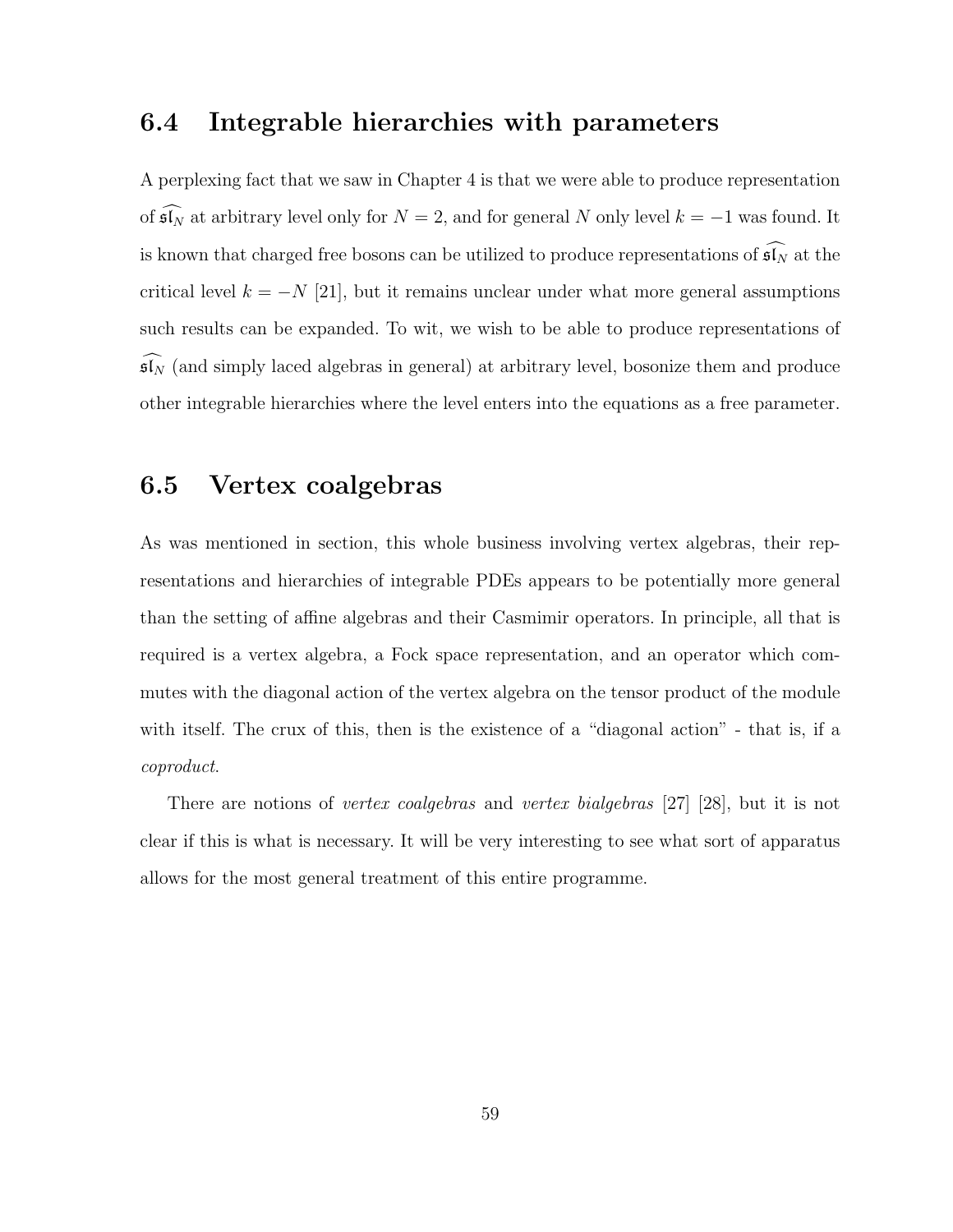## 6.4 Integrable hierarchies with parameters

A perplexing fact that we saw in Chapter 4 is that we were able to produce representation of $\widehat{\mathfrak{sl}_N}$ at arbitrary level only for $N = 2$, and for general $N$ only level $k = -1$ was found. It is known that charged free bosons can be utilized to produce representations of $\widehat{\mathfrak{sl}_N}$ at the critical level $k = -N$ [21], but it remains unclear under what more general assumptions such results can be expanded. To wit, we wish to be able to produce representations of $\widehat{\mathfrak{sl}_N}$ (and simply laced algebras in general) at arbitrary level, bosonize them and produce other integrable hierarchies where the level enters into the equations as a free parameter.

## 6.5 Vertex coalgebras

As was mentioned in section, this whole business involving vertex algebras, their representations and hierarchies of integrable PDEs appears to be potentially more general than the setting of affine algebras and their Casmimir operators. In principle, all that is required is a vertex algebra, a Fock space representation, and an operator which commutes with the diagonal action of the vertex algebra on the tensor product of the module with itself. The crux of this, then is the existence of a "diagonal action" - that is, if a *coproduct*.

There are notions of *vertex coalgebras* and *vertex bialgebras* [27] [28], but it is not clear if this is what is necessary. It will be very interesting to see what sort of apparatus allows for the most general treatment of this entire programme.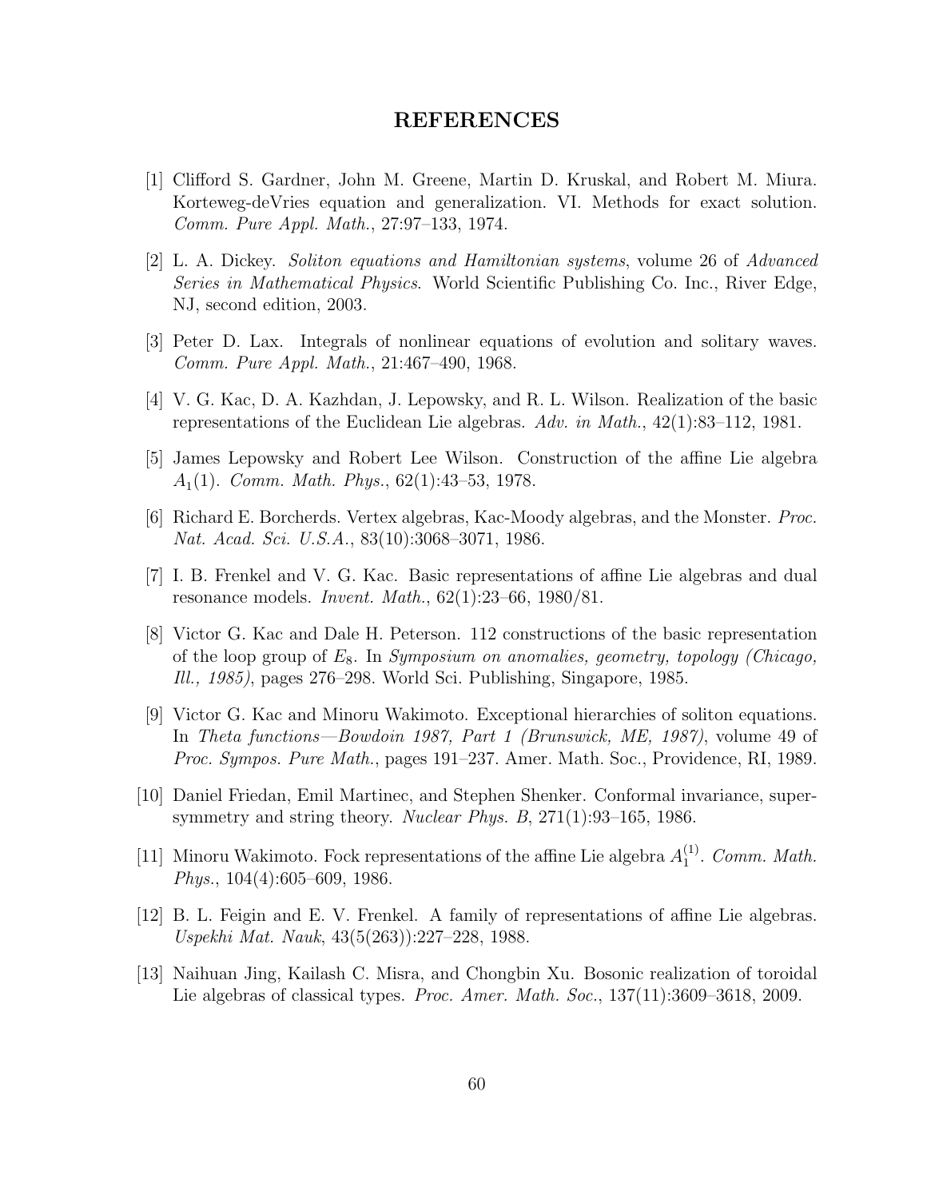# REFERENCES

[1] Clifford S. Gardner, John M. Greene, Martin D. Kruskal, and Robert M. Miura. Korteweg-deVries equation and generalization. VI. Methods for exact solution. *Comm. Pure Appl. Math.*, 27:97–133, 1974.

[2] L. A. Dickey. *Soliton equations and Hamiltonian systems*, volume 26 of *Advanced Series in Mathematical Physics*. World Scientific Publishing Co. Inc., River Edge, NJ, second edition, 2003.

[3] Peter D. Lax. Integrals of nonlinear equations of evolution and solitary waves. *Comm. Pure Appl. Math.*, 21:467–490, 1968.

[4] V. G. Kac, D. A. Kazhdan, J. Lepowsky, and R. L. Wilson. Realization of the basic representations of the Euclidean Lie algebras. *Adv. in Math.*, 42(1):83–112, 1981.

[5] James Lepowsky and Robert Lee Wilson. Construction of the affine Lie algebra $A_1(1)$. *Comm. Math. Phys.*, 62(1):43–53, 1978.

[6] Richard E. Borcherds. Vertex algebras, Kac-Moody algebras, and the Monster. *Proc. Nat. Acad. Sci. U.S.A.*, 83(10):3068–3071, 1986.

[7] I. B. Frenkel and V. G. Kac. Basic representations of affine Lie algebras and dual resonance models. *Invent. Math.*, 62(1):23–66, 1980/81.

[8] Victor G. Kac and Dale H. Peterson. 112 constructions of the basic representation of the loop group of $E_8$. In *Symposium on anomalies, geometry, topology (Chicago, Ill., 1985)*, pages 276–298. World Sci. Publishing, Singapore, 1985.

[9] Victor G. Kac and Minoru Wakimoto. Exceptional hierarchies of soliton equations. In *Theta functions—Bowdoin 1987, Part 1 (Brunswick, ME, 1987)*, volume 49 of *Proc. Sympos. Pure Math.*, pages 191–237. Amer. Math. Soc., Providence, RI, 1989.

[10] Daniel Friedan, Emil Martinec, and Stephen Shenker. Conformal invariance, supersymmetry and string theory. *Nuclear Phys. B*, 271(1):93–165, 1986.

[11] Minoru Wakimoto. Fock representations of the affine Lie algebra $A_1^{(1)}$. *Comm. Math. Phys.*, 104(4):605–609, 1986.

[12] B. L. Feigin and E. V. Frenkel. A family of representations of affine Lie algebras. *Uspekhi Mat. Nauk*, 43(5(263)):227–228, 1988.

[13] Naihuan Jing, Kailash C. Misra, and Chongbin Xu. Bosonic realization of toroidal Lie algebras of classical types. *Proc. Amer. Math. Soc.*, 137(11):3609–3618, 2009.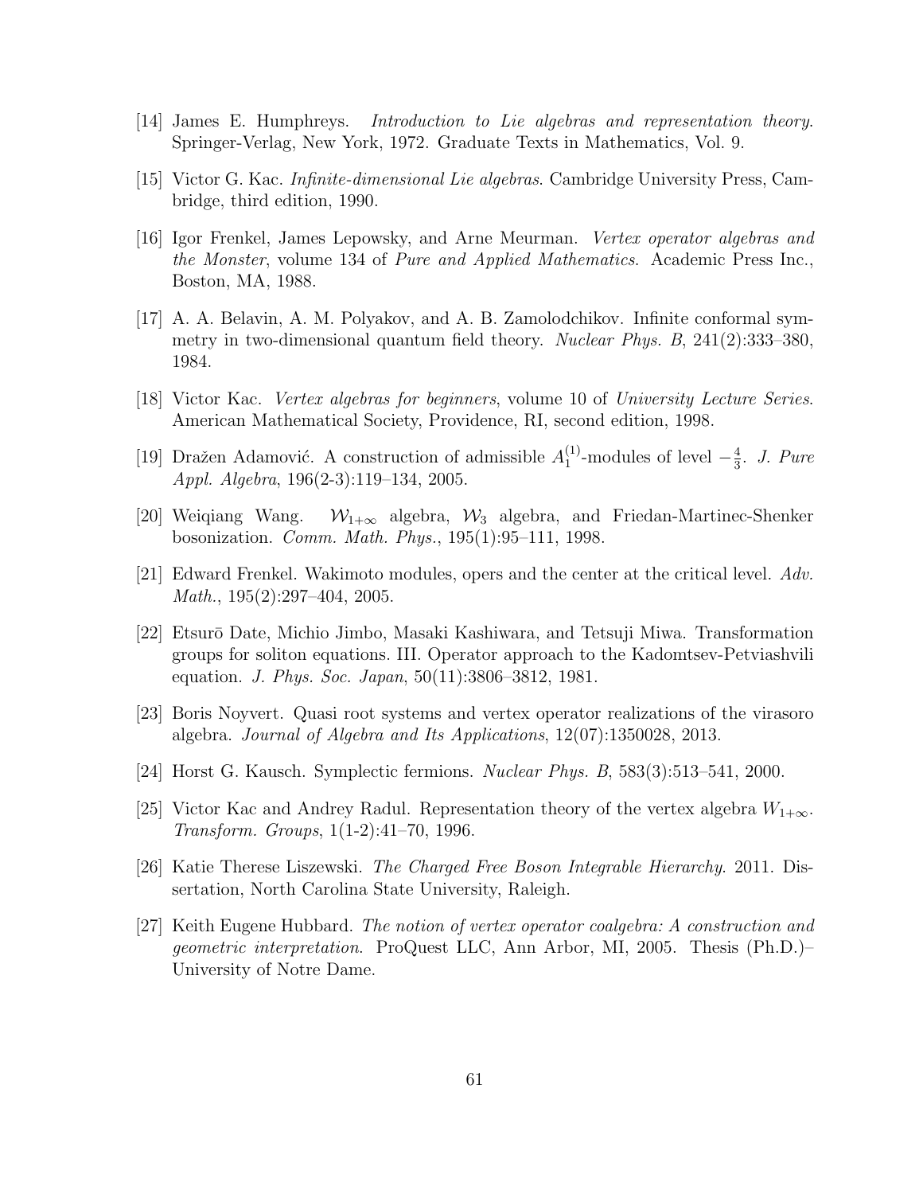[14] James E. Humphreys. *Introduction to Lie algebras and representation theory*. Springer-Verlag, New York, 1972. Graduate Texts in Mathematics, Vol. 9.

[15] Victor G. Kac. *Infinite-dimensional Lie algebras*. Cambridge University Press, Cambridge, third edition, 1990.

[16] Igor Frenkel, James Lepowsky, and Arne Meurman. *Vertex operator algebras and the Monster*, volume 134 of *Pure and Applied Mathematics*. Academic Press Inc., Boston, MA, 1988.

[17] A. A. Belavin, A. M. Polyakov, and A. B. Zamolodchikov. Infinite conformal symmetry in two-dimensional quantum field theory. *Nuclear Phys. B*, 241(2):333–380, 1984.

[18] Victor Kac. *Vertex algebras for beginners*, volume 10 of *University Lecture Series*. American Mathematical Society, Providence, RI, second edition, 1998.

[19] Dražen Adamović. A construction of admissible $A_1^{(1)}$-modules of level $-\frac{4}{3}$. *J. Pure Appl. Algebra*, 196(2-3):119–134, 2005.

[20] Weiqiang Wang. $\mathcal{W}_{1+\infty}$ algebra, $\mathcal{W}_3$ algebra, and Friedan-Martinec-Shenker bosonization. *Comm. Math. Phys.*, 195(1):95–111, 1998.

[21] Edward Frenkel. Wakimoto modules, opers and the center at the critical level. *Adv. Math.*, 195(2):297–404, 2005.

[22] Etsurō Date, Michio Jimbo, Masaki Kashiwara, and Tetsuji Miwa. Transformation groups for soliton equations. III. Operator approach to the Kadomtsev-Petviashvili equation. *J. Phys. Soc. Japan*, 50(11):3806–3812, 1981.

[23] Boris Noyvert. Quasi root systems and vertex operator realizations of the virasoro algebra. *Journal of Algebra and Its Applications*, 12(07):1350028, 2013.

[24] Horst G. Kausch. Symplectic fermions. *Nuclear Phys. B*, 583(3):513–541, 2000.

[25] Victor Kac and Andrey Radul. Representation theory of the vertex algebra $W_{1+\infty}$. *Transform. Groups*, 1(1-2):41–70, 1996.

[26] Katie Therese Liszewski. *The Charged Free Boson Integrable Hierarchy*. 2011. Dissertation, North Carolina State University, Raleigh.

[27] Keith Eugene Hubbard. *The notion of vertex operator coalgebra: A construction and geometric interpretation*. ProQuest LLC, Ann Arbor, MI, 2005. Thesis (Ph.D.)–University of Notre Dame.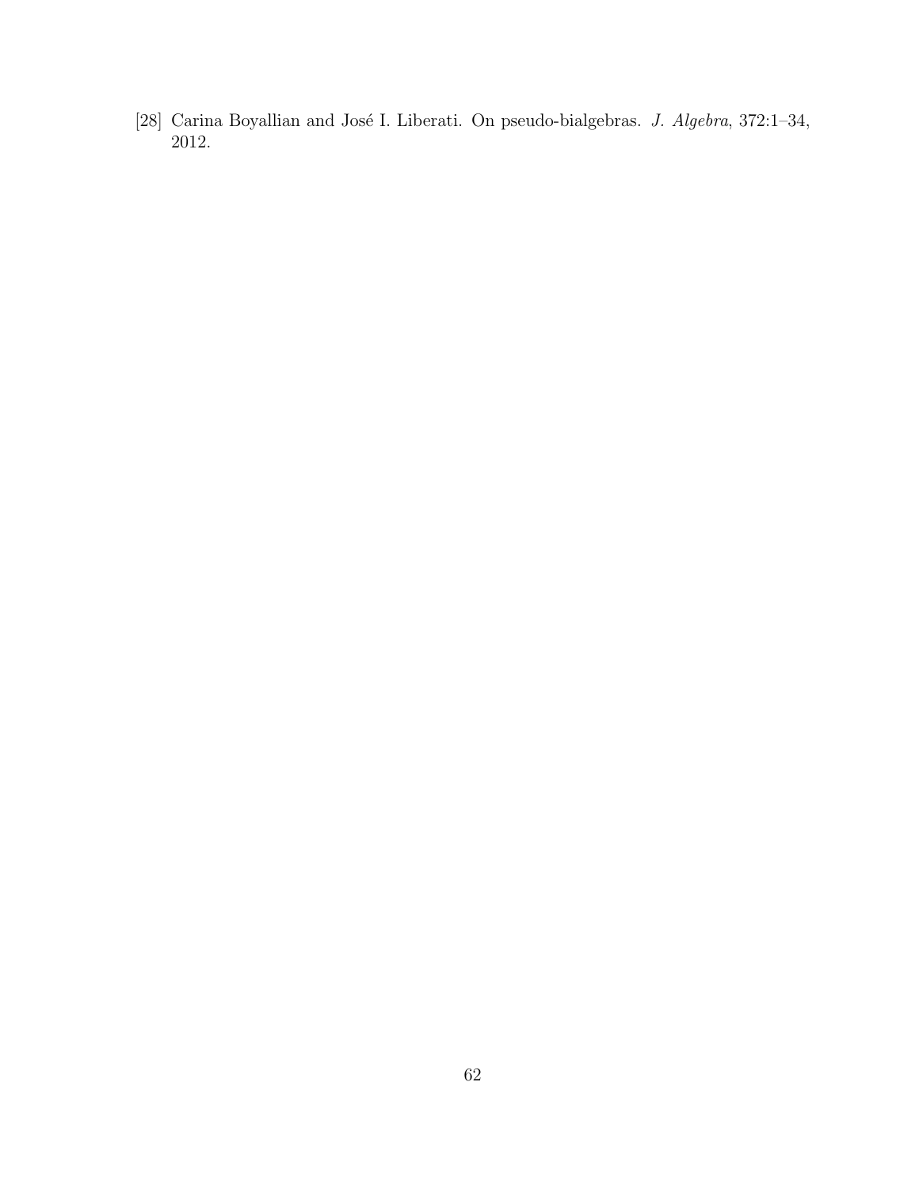[28] Carina Boyallian and José I. Liberati. On pseudo-bialgebras. *J. Algebra*, 372:1–34, 2012.